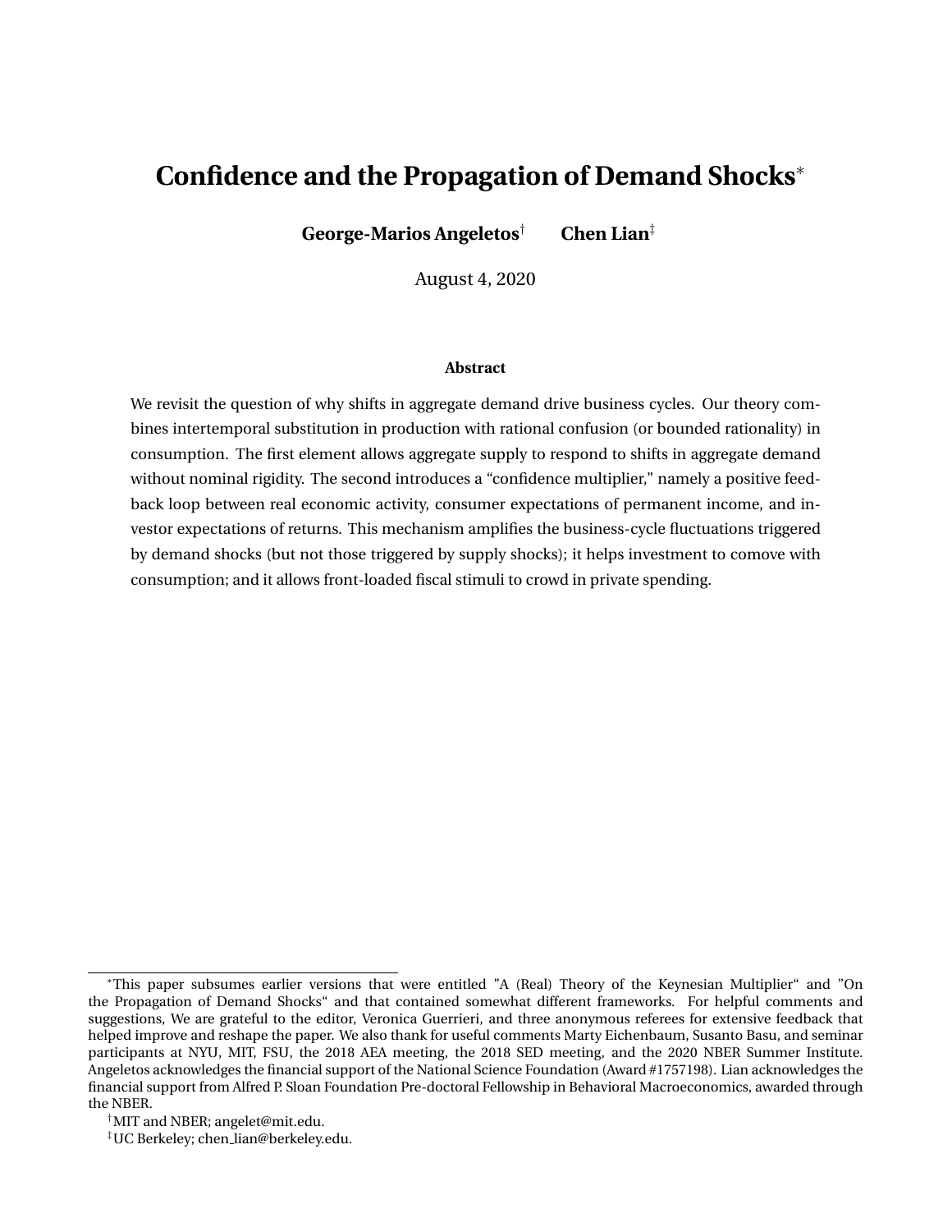# Confidence and the Propagation of Demand Shocks*

**George-Marios Angeletos**[†] **Chen Lian**[‡]

August 4, 2020

### Abstract

We revisit the question of why shifts in aggregate demand drive business cycles. Our theory combines intertemporal substitution in production with rational confusion (or bounded rationality) in consumption. The first element allows aggregate supply to respond to shifts in aggregate demand without nominal rigidity. The second introduces a "confidence multiplier," namely a positive feedback loop between real economic activity, consumer expectations of permanent income, and investor expectations of returns. This mechanism amplifies the business-cycle fluctuations triggered by demand shocks (but not those triggered by supply shocks); it helps investment to comove with consumption; and it allows front-loaded fiscal stimuli to crowd in private spending.

---

*This paper subsumes earlier versions that were entitled "A (Real) Theory of the Keynesian Multiplier" and "On the Propagation of Demand Shocks" and that contained somewhat different frameworks. For helpful comments and suggestions, We are grateful to the editor, Veronica Guerrieri, and three anonymous referees for extensive feedback that helped improve and reshape the paper. We also thank for useful comments Marty Eichenbaum, Susanto Basu, and seminar participants at NYU, MIT, FSU, the 2018 AEA meeting, the 2018 SED meeting, and the 2020 NBER Summer Institute. Angeletos acknowledges the financial support of the National Science Foundation (Award #1757198). Lian acknowledges the financial support from Alfred P. Sloan Foundation Pre-doctoral Fellowship in Behavioral Macroeconomics, awarded through the NBER.

[†]MIT and NBER; angelet@mit.edu.

[‡]UC Berkeley; chen_lian@berkeley.edu.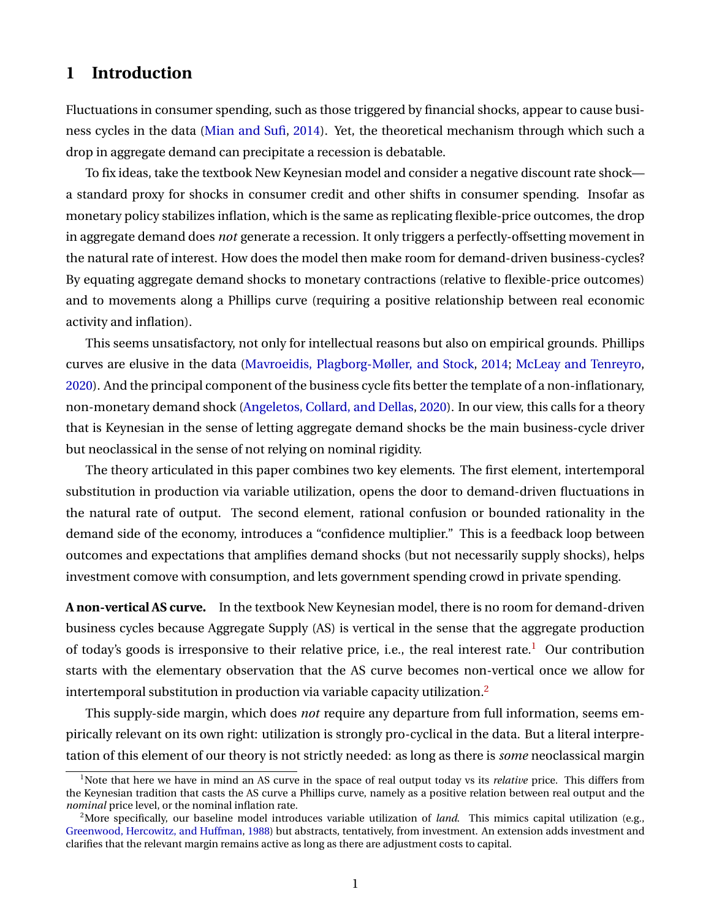## 1 Introduction

Fluctuations in consumer spending, such as those triggered by financial shocks, appear to cause business cycles in the data (Mian and Sufi, 2014). Yet, the theoretical mechanism through which such a drop in aggregate demand can precipitate a recession is debatable.

To fix ideas, take the textbook New Keynesian model and consider a negative discount rate shock—a standard proxy for shocks in consumer credit and other shifts in consumer spending. Insofar as monetary policy stabilizes inflation, which is the same as replicating flexible-price outcomes, the drop in aggregate demand does *not* generate a recession. It only triggers a perfectly-offsetting movement in the natural rate of interest. How does the model then make room for demand-driven business-cycles? By equating aggregate demand shocks to monetary contractions (relative to flexible-price outcomes) and to movements along a Phillips curve (requiring a positive relationship between real economic activity and inflation).

This seems unsatisfactory, not only for intellectual reasons but also on empirical grounds. Phillips curves are elusive in the data (Mavroeidis, Plagborg-Møller, and Stock, 2014; McLeay and Tenreyro, 2020). And the principal component of the business cycle fits better the template of a non-inflationary, non-monetary demand shock (Angeletos, Collard, and Dellas, 2020). In our view, this calls for a theory that is Keynesian in the sense of letting aggregate demand shocks be the main business-cycle driver but neoclassical in the sense of not relying on nominal rigidity.

The theory articulated in this paper combines two key elements. The first element, intertemporal substitution in production via variable utilization, opens the door to demand-driven fluctuations in the natural rate of output. The second element, rational confusion or bounded rationality in the demand side of the economy, introduces a "confidence multiplier." This is a feedback loop between outcomes and expectations that amplifies demand shocks (but not necessarily supply shocks), helps investment comove with consumption, and lets government spending crowd in private spending.

**A non-vertical AS curve.** In the textbook New Keynesian model, there is no room for demand-driven business cycles because Aggregate Supply (AS) is vertical in the sense that the aggregate production of today's goods is irresponsive to their relative price, i.e., the real interest rate.[1] Our contribution starts with the elementary observation that the AS curve becomes non-vertical once we allow for intertemporal substitution in production via variable capacity utilization.[2]

This supply-side margin, which does *not* require any departure from full information, seems empirically relevant on its own right: utilization is strongly pro-cyclical in the data. But a literal interpretation of this element of our theory is not strictly needed: as long as there is *some* neoclassical margin

[1] Note that here we have in mind an AS curve in the space of real output today vs its *relative* price. This differs from the Keynesian tradition that casts the AS curve a Phillips curve, namely as a positive relation between real output and the *nominal* price level, or the nominal inflation rate.

[2] More specifically, our baseline model introduces variable utilization of *land*. This mimics capital utilization (e.g., Greenwood, Hercowitz, and Huffman, 1988) but abstracts, tentatively, from investment. An extension adds investment and clarifies that the relevant margin remains active as long as there are adjustment costs to capital.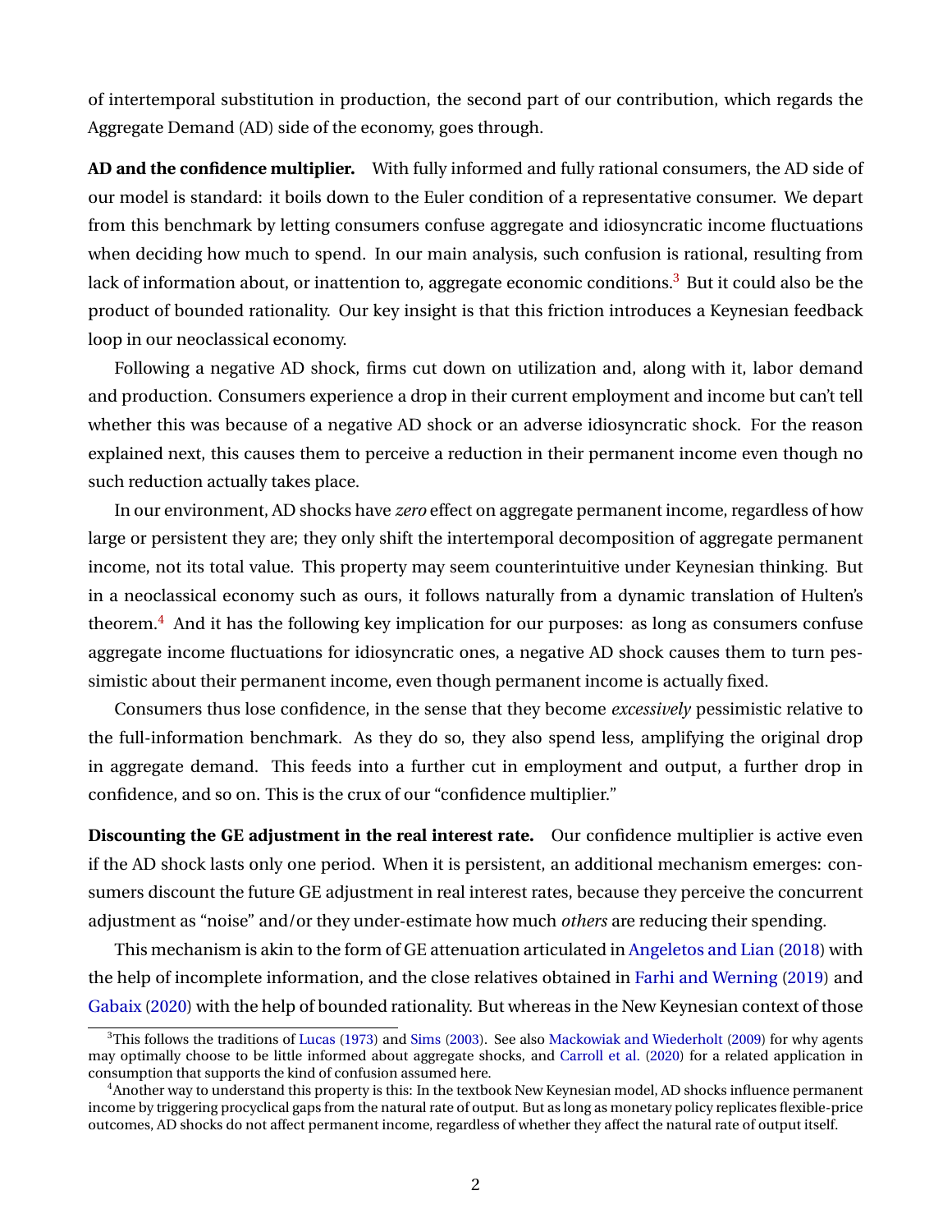of intertemporal substitution in production, the second part of our contribution, which regards the Aggregate Demand (AD) side of the economy, goes through.

**AD and the confidence multiplier.** With fully informed and fully rational consumers, the AD side of our model is standard: it boils down to the Euler condition of a representative consumer. We depart from this benchmark by letting consumers confuse aggregate and idiosyncratic income fluctuations when deciding how much to spend. In our main analysis, such confusion is rational, resulting from lack of information about, or inattention to, aggregate economic conditions.[3] But it could also be the product of bounded rationality. Our key insight is that this friction introduces a Keynesian feedback loop in our neoclassical economy.

Following a negative AD shock, firms cut down on utilization and, along with it, labor demand and production. Consumers experience a drop in their current employment and income but can't tell whether this was because of a negative AD shock or an adverse idiosyncratic shock. For the reason explained next, this causes them to perceive a reduction in their permanent income even though no such reduction actually takes place.

In our environment, AD shocks have *zero* effect on aggregate permanent income, regardless of how large or persistent they are; they only shift the intertemporal decomposition of aggregate permanent income, not its total value. This property may seem counterintuitive under Keynesian thinking. But in a neoclassical economy such as ours, it follows naturally from a dynamic translation of Hulten's theorem.[4] And it has the following key implication for our purposes: as long as consumers confuse aggregate income fluctuations for idiosyncratic ones, a negative AD shock causes them to turn pessimistic about their permanent income, even though permanent income is actually fixed.

Consumers thus lose confidence, in the sense that they become *excessively* pessimistic relative to the full-information benchmark. As they do so, they also spend less, amplifying the original drop in aggregate demand. This feeds into a further cut in employment and output, a further drop in confidence, and so on. This is the crux of our "confidence multiplier."

**Discounting the GE adjustment in the real interest rate.** Our confidence multiplier is active even if the AD shock lasts only one period. When it is persistent, an additional mechanism emerges: consumers discount the future GE adjustment in real interest rates, because they perceive the concurrent adjustment as "noise" and/or they under-estimate how much *others* are reducing their spending.

This mechanism is akin to the form of GE attenuation articulated in Angeletos and Lian (2018) with the help of incomplete information, and the close relatives obtained in Farhi and Werning (2019) and Gabaix (2020) with the help of bounded rationality. But whereas in the New Keynesian context of those

[3] This follows the traditions of Lucas (1973) and Sims (2003). See also Mackowiak and Wiederholt (2009) for why agents may optimally choose to be little informed about aggregate shocks, and Carroll et al. (2020) for a related application in consumption that supports the kind of confusion assumed here.

[4] Another way to understand this property is this: In the textbook New Keynesian model, AD shocks influence permanent income by triggering procyclical gaps from the natural rate of output. But as long as monetary policy replicates flexible-price outcomes, AD shocks do not affect permanent income, regardless of whether they affect the natural rate of output itself.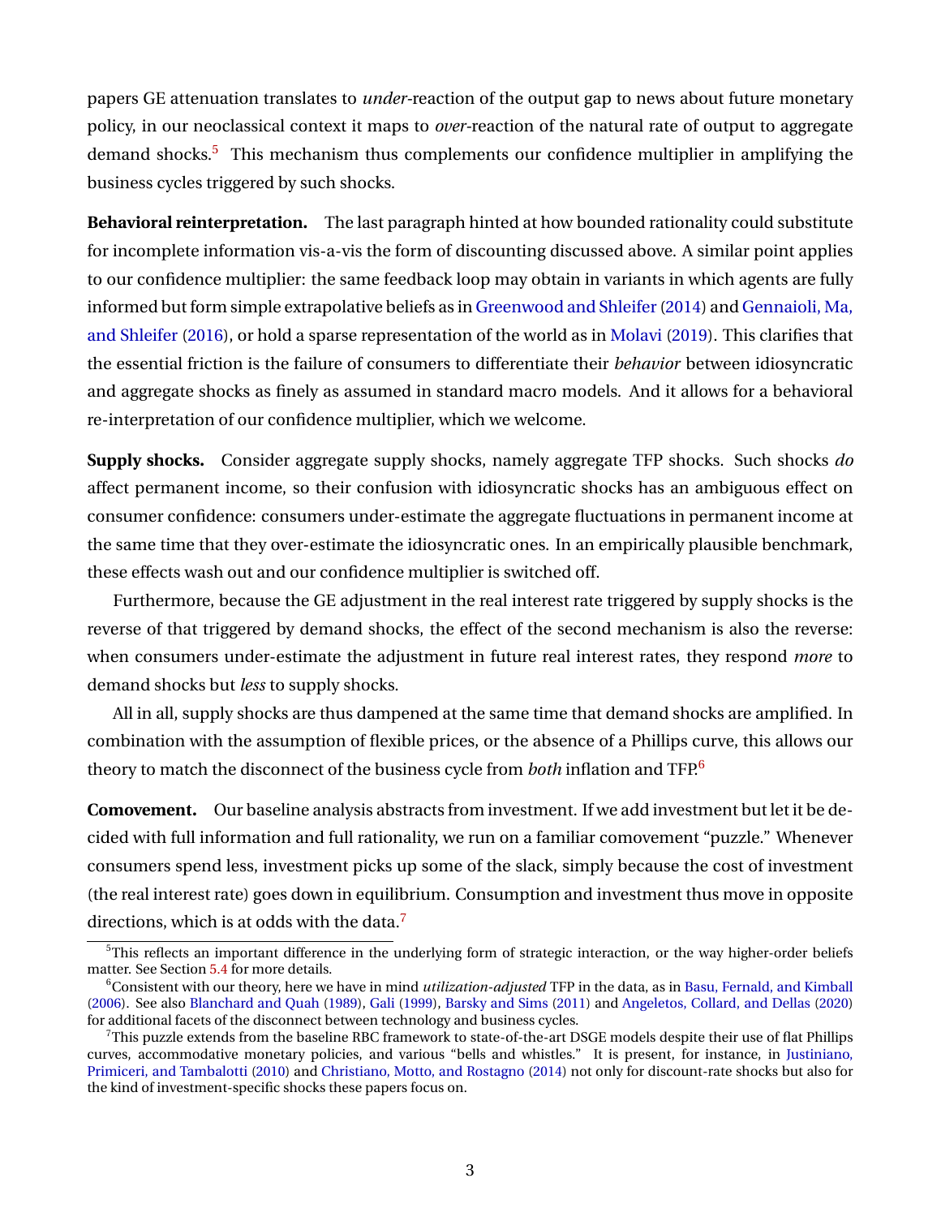papers GE attenuation translates to *under*-reaction of the output gap to news about future monetary policy, in our neoclassical context it maps to *over*-reaction of the natural rate of output to aggregate demand shocks.[5] This mechanism thus complements our confidence multiplier in amplifying the business cycles triggered by such shocks.

**Behavioral reinterpretation.** The last paragraph hinted at how bounded rationality could substitute for incomplete information vis-a-vis the form of discounting discussed above. A similar point applies to our confidence multiplier: the same feedback loop may obtain in variants in which agents are fully informed but form simple extrapolative beliefs as in Greenwood and Shleifer (2014) and Gennaioli, Ma, and Shleifer (2016), or hold a sparse representation of the world as in Molavi (2019). This clarifies that the essential friction is the failure of consumers to differentiate their *behavior* between idiosyncratic and aggregate shocks as finely as assumed in standard macro models. And it allows for a behavioral re-interpretation of our confidence multiplier, which we welcome.

**Supply shocks.** Consider aggregate supply shocks, namely aggregate TFP shocks. Such shocks *do* affect permanent income, so their confusion with idiosyncratic shocks has an ambiguous effect on consumer confidence: consumers under-estimate the aggregate fluctuations in permanent income at the same time that they over-estimate the idiosyncratic ones. In an empirically plausible benchmark, these effects wash out and our confidence multiplier is switched off.

Furthermore, because the GE adjustment in the real interest rate triggered by supply shocks is the reverse of that triggered by demand shocks, the effect of the second mechanism is also the reverse: when consumers under-estimate the adjustment in future real interest rates, they respond *more* to demand shocks but *less* to supply shocks.

All in all, supply shocks are thus dampened at the same time that demand shocks are amplified. In combination with the assumption of flexible prices, or the absence of a Phillips curve, this allows our theory to match the disconnect of the business cycle from *both* inflation and TFP.[6]

**Comovement.** Our baseline analysis abstracts from investment. If we add investment but let it be decided with full information and full rationality, we run on a familiar comovement "puzzle." Whenever consumers spend less, investment picks up some of the slack, simply because the cost of investment (the real interest rate) goes down in equilibrium. Consumption and investment thus move in opposite directions, which is at odds with the data.[7]

---

[5] This reflects an important difference in the underlying form of strategic interaction, or the way higher-order beliefs matter. See Section 5.4 for more details.

[6] Consistent with our theory, here we have in mind *utilization-adjusted* TFP in the data, as in Basu, Fernald, and Kimball (2006). See also Blanchard and Quah (1989), Gali (1999), Barsky and Sims (2011) and Angeletos, Collard, and Dellas (2020) for additional facets of the disconnect between technology and business cycles.

[7] This puzzle extends from the baseline RBC framework to state-of-the-art DSGE models despite their use of flat Phillips curves, accommodative monetary policies, and various "bells and whistles." It is present, for instance, in Justiniano, Primiceri, and Tambalotti (2010) and Christiano, Motto, and Rostagno (2014) not only for discount-rate shocks but also for the kind of investment-specific shocks these papers focus on.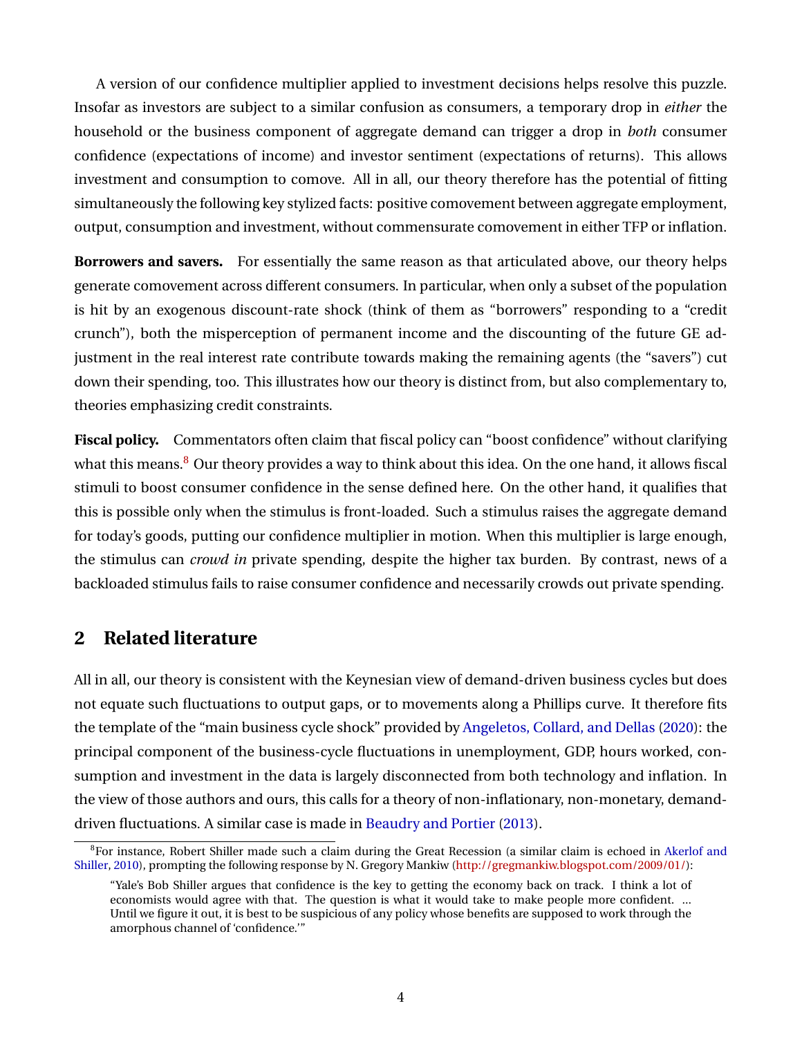A version of our confidence multiplier applied to investment decisions helps resolve this puzzle. Insofar as investors are subject to a similar confusion as consumers, a temporary drop in *either* the household or the business component of aggregate demand can trigger a drop in *both* consumer confidence (expectations of income) and investor sentiment (expectations of returns). This allows investment and consumption to comove. All in all, our theory therefore has the potential of fitting simultaneously the following key stylized facts: positive comovement between aggregate employment, output, consumption and investment, without commensurate comovement in either TFP or inflation.

**Borrowers and savers.** For essentially the same reason as that articulated above, our theory helps generate comovement across different consumers. In particular, when only a subset of the population is hit by an exogenous discount-rate shock (think of them as "borrowers" responding to a "credit crunch"), both the misperception of permanent income and the discounting of the future GE adjustment in the real interest rate contribute towards making the remaining agents (the "savers") cut down their spending, too. This illustrates how our theory is distinct from, but also complementary to, theories emphasizing credit constraints.

**Fiscal policy.** Commentators often claim that fiscal policy can "boost confidence" without clarifying what this means.[8] Our theory provides a way to think about this idea. On the one hand, it allows fiscal stimuli to boost consumer confidence in the sense defined here. On the other hand, it qualifies that this is possible only when the stimulus is front-loaded. Such a stimulus raises the aggregate demand for today's goods, putting our confidence multiplier in motion. When this multiplier is large enough, the stimulus can *crowd in* private spending, despite the higher tax burden. By contrast, news of a backloaded stimulus fails to raise consumer confidence and necessarily crowds out private spending.

## 2 Related literature

All in all, our theory is consistent with the Keynesian view of demand-driven business cycles but does not equate such fluctuations to output gaps, or to movements along a Phillips curve. It therefore fits the template of the "main business cycle shock" provided by Angeletos, Collard, and Dellas (2020): the principal component of the business-cycle fluctuations in unemployment, GDP, hours worked, consumption and investment in the data is largely disconnected from both technology and inflation. In the view of those authors and ours, this calls for a theory of non-inflationary, non-monetary, demand-driven fluctuations. A similar case is made in Beaudry and Portier (2013).

[8] For instance, Robert Shiller made such a claim during the Great Recession (a similar claim is echoed in Akerlof and Shiller, 2010), prompting the following response by N. Gregory Mankiw (http://gregmankiw.blogspot.com/2009/01/):

> "Yale's Bob Shiller argues that confidence is the key to getting the economy back on track. I think a lot of economists would agree with that. The question is what it would take to make people more confident. ... Until we figure it out, it is best to be suspicious of any policy whose benefits are supposed to work through the amorphous channel of 'confidence.'"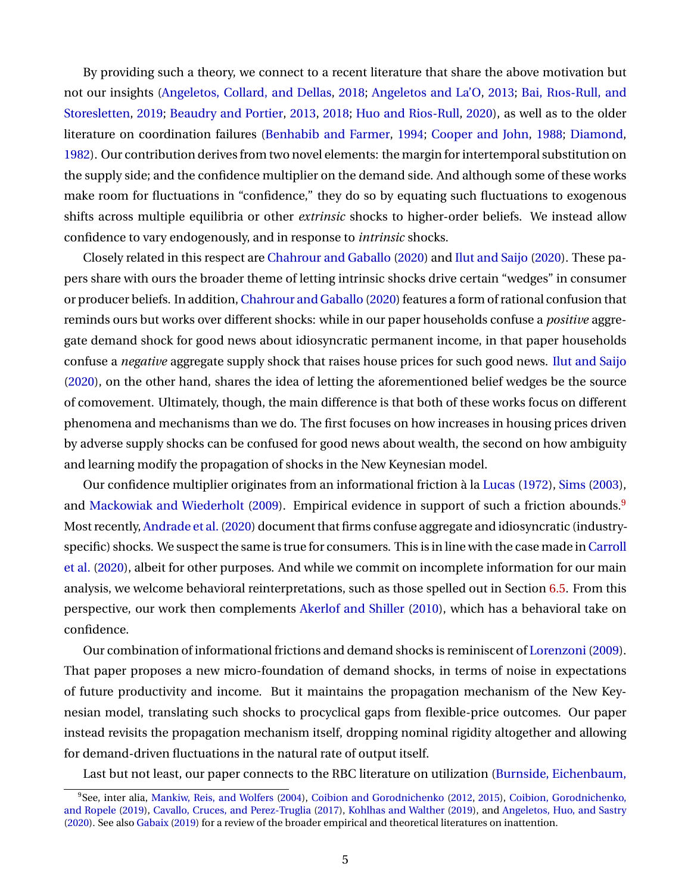By providing such a theory, we connect to a recent literature that share the above motivation but not our insights (Angeletos, Collard, and Dellas, 2018; Angeletos and La'O, 2013; Bai, Rıos-Rull, and Storesletten, 2019; Beaudry and Portier, 2013, 2018; Huo and Rios-Rull, 2020), as well as to the older literature on coordination failures (Benhabib and Farmer, 1994; Cooper and John, 1988; Diamond, 1982). Our contribution derives from two novel elements: the margin for intertemporal substitution on the supply side; and the confidence multiplier on the demand side. And although some of these works make room for fluctuations in "confidence," they do so by equating such fluctuations to exogenous shifts across multiple equilibria or other *extrinsic* shocks to higher-order beliefs. We instead allow confidence to vary endogenously, and in response to *intrinsic* shocks.

Closely related in this respect are Chahrour and Gaballo (2020) and Ilut and Saijo (2020). These papers share with ours the broader theme of letting intrinsic shocks drive certain "wedges" in consumer or producer beliefs. In addition, Chahrour and Gaballo (2020) features a form of rational confusion that reminds ours but works over different shocks: while in our paper households confuse a *positive* aggregate demand shock for good news about idiosyncratic permanent income, in that paper households confuse a *negative* aggregate supply shock that raises house prices for such good news. Ilut and Saijo (2020), on the other hand, shares the idea of letting the aforementioned belief wedges be the source of comovement. Ultimately, though, the main difference is that both of these works focus on different phenomena and mechanisms than we do. The first focuses on how increases in housing prices driven by adverse supply shocks can be confused for good news about wealth, the second on how ambiguity and learning modify the propagation of shocks in the New Keynesian model.

Our confidence multiplier originates from an informational friction à la Lucas (1972), Sims (2003), and Mackowiak and Wiederholt (2009). Empirical evidence in support of such a friction abounds.[9] Most recently, Andrade et al. (2020) document that firms confuse aggregate and idiosyncratic (industry-specific) shocks. We suspect the same is true for consumers. This is in line with the case made in Carroll et al. (2020), albeit for other purposes. And while we commit on incomplete information for our main analysis, we welcome behavioral reinterpretations, such as those spelled out in Section 6.5. From this perspective, our work then complements Akerlof and Shiller (2010), which has a behavioral take on confidence.

Our combination of informational frictions and demand shocks is reminiscent of Lorenzoni (2009). That paper proposes a new micro-foundation of demand shocks, in terms of noise in expectations of future productivity and income. But it maintains the propagation mechanism of the New Keynesian model, translating such shocks to procyclical gaps from flexible-price outcomes. Our paper instead revisits the propagation mechanism itself, dropping nominal rigidity altogether and allowing for demand-driven fluctuations in the natural rate of output itself.

Last but not least, our paper connects to the RBC literature on utilization (Burnside, Eichenbaum,

[9] See, inter alia, Mankiw, Reis, and Wolfers (2004), Coibion and Gorodnichenko (2012, 2015), Coibion, Gorodnichenko, and Ropele (2019), Cavallo, Cruces, and Perez-Truglia (2017), Kohlhas and Walther (2019), and Angeletos, Huo, and Sastry (2020). See also Gabaix (2019) for a review of the broader empirical and theoretical literatures on inattention.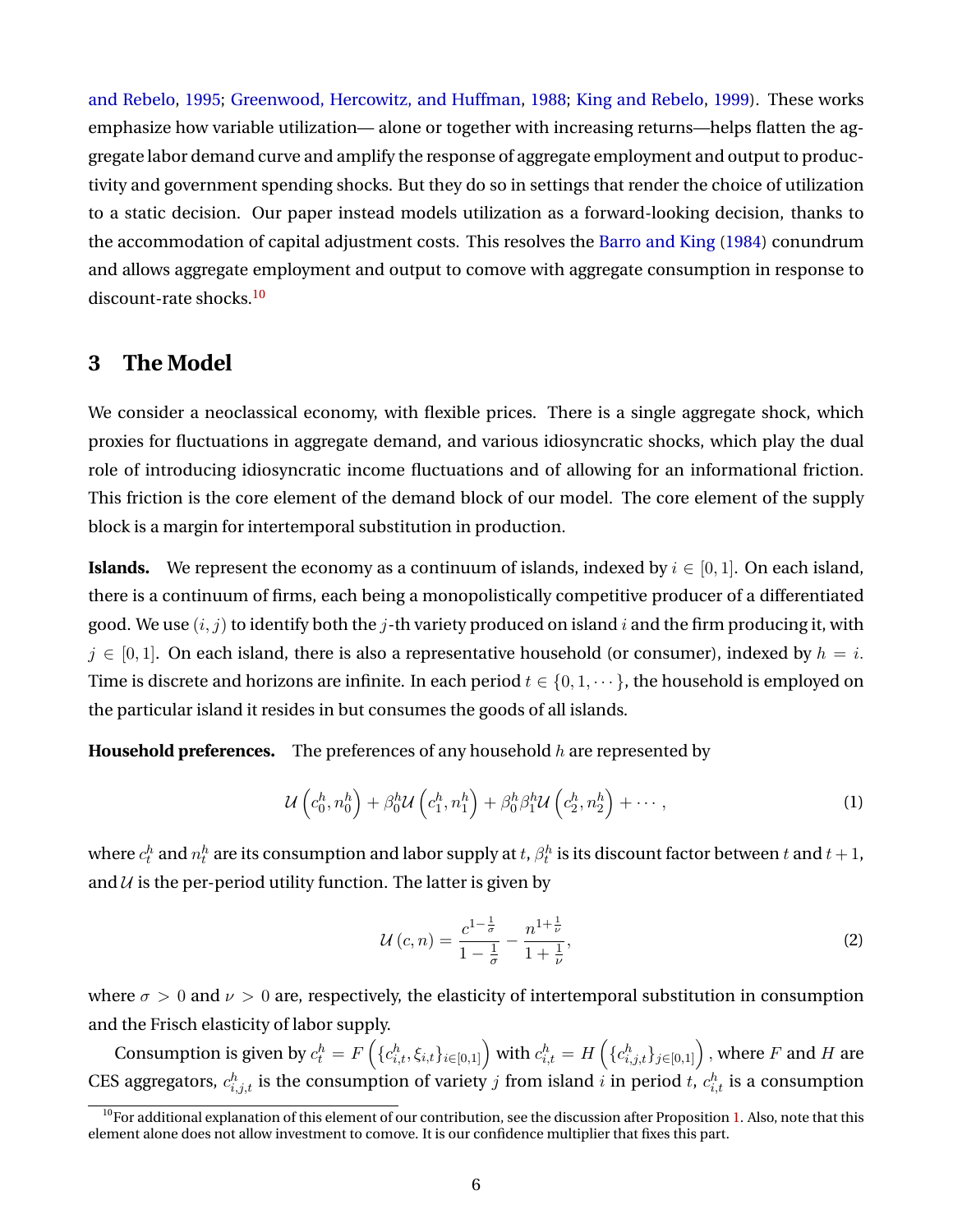and Rebelo, 1995; Greenwood, Hercowitz, and Huffman, 1988; King and Rebelo, 1999). These works emphasize how variable utilization— alone or together with increasing returns—helps flatten the aggregate labor demand curve and amplify the response of aggregate employment and output to productivity and government spending shocks. But they do so in settings that render the choice of utilization to a static decision. Our paper instead models utilization as a forward-looking decision, thanks to the accommodation of capital adjustment costs. This resolves the Barro and King (1984) conundrum and allows aggregate employment and output to comove with aggregate consumption in response to discount-rate shocks.[10]

## 3 The Model

We consider a neoclassical economy, with flexible prices. There is a single aggregate shock, which proxies for fluctuations in aggregate demand, and various idiosyncratic shocks, which play the dual role of introducing idiosyncratic income fluctuations and of allowing for an informational friction. This friction is the core element of the demand block of our model. The core element of the supply block is a margin for intertemporal substitution in production.

**Islands.** We represent the economy as a continuum of islands, indexed by $i \in [0,1]$. On each island, there is a continuum of firms, each being a monopolistically competitive producer of a differentiated good. We use $(i,j)$ to identify both the $j$-th variety produced on island $i$ and the firm producing it, with $j \in [0,1]$. On each island, there is also a representative household (or consumer), indexed by $h = i$. Time is discrete and horizons are infinite. In each period $t \in \{0, 1, \cdots\}$, the household is employed on the particular island it resides in but consumes the goods of all islands.

**Household preferences.** The preferences of any household $h$ are represented by

$$\mathcal{U}\left(c_0^h, n_0^h\right) + \beta_0^h \mathcal{U}\left(c_1^h, n_1^h\right) + \beta_0^h \beta_1^h \mathcal{U}\left(c_2^h, n_2^h\right) + \cdots, \tag{1}$$

where $c_t^h$ and $n_t^h$ are its consumption and labor supply at $t$, $\beta_t^h$ is its discount factor between $t$ and $t+1$, and $\mathcal{U}$ is the per-period utility function. The latter is given by

$$\mathcal{U}(c,n) = \frac{c^{1-\frac{1}{\sigma}}}{1-\frac{1}{\sigma}} - \frac{n^{1+\frac{1}{\nu}}}{1+\frac{1}{\nu}}, \tag{2}$$

where $\sigma > 0$ and $\nu > 0$ are, respectively, the elasticity of intertemporal substitution in consumption and the Frisch elasticity of labor supply.

Consumption is given by $c_t^h = F\left(\{c_{i,t}^h, \xi_{i,t}\}_{i\in[0,1]}\right)$ with $c_{i,t}^h = H\left(\{c_{i,j,t}^h\}_{j\in[0,1]}\right)$, where $F$ and $H$ are CES aggregators, $c_{i,j,t}^h$ is the consumption of variety $j$ from island $i$ in period $t$, $c_{i,t}^h$ is a consumption

[10] For additional explanation of this element of our contribution, see the discussion after Proposition 1. Also, note that this element alone does not allow investment to comove. It is our confidence multiplier that fixes this part.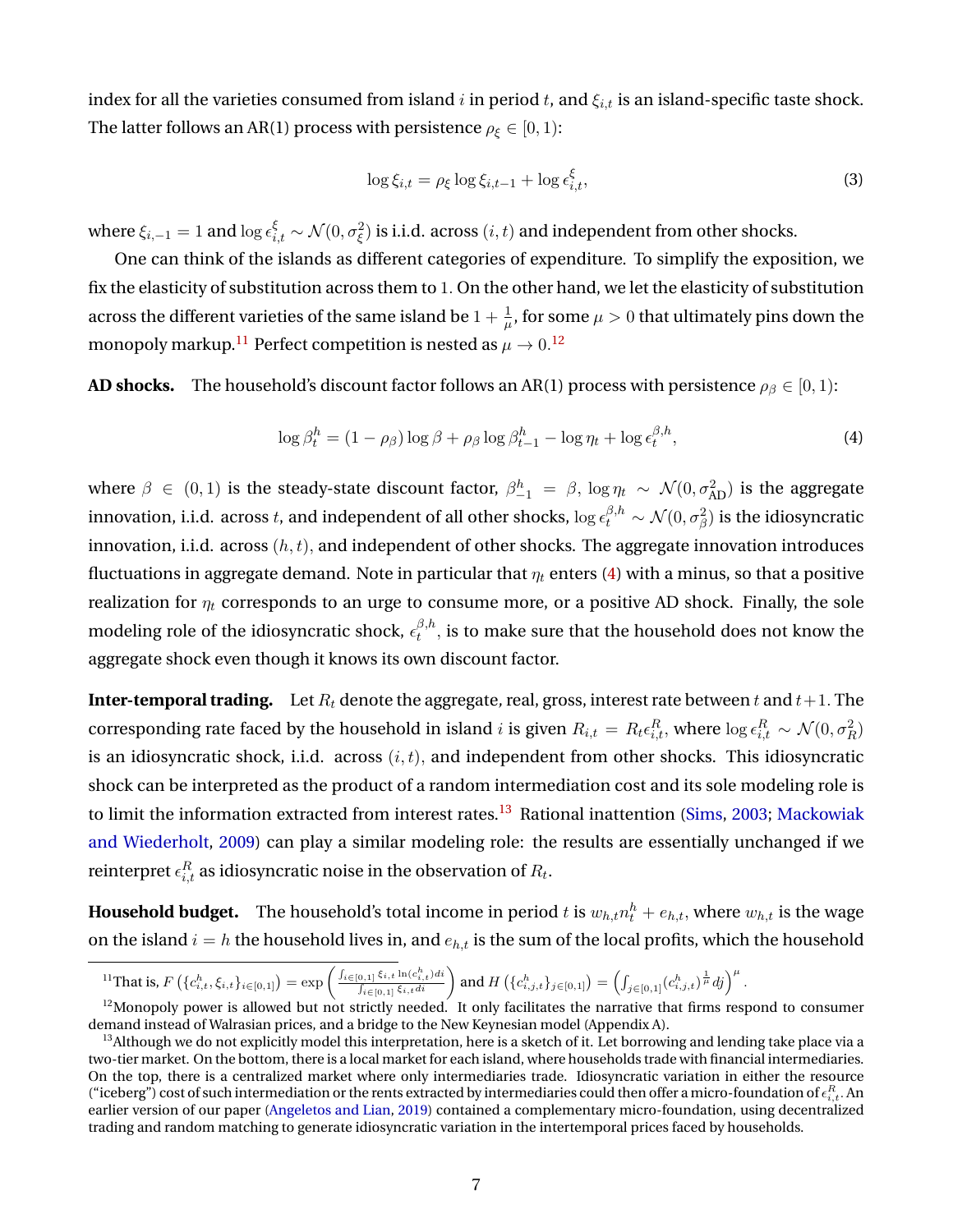index for all the varieties consumed from island $i$ in period $t$, and $\xi_{i,t}$ is an island-specific taste shock. The latter follows an AR(1) process with persistence $\rho_\xi \in [0,1)$:

$$\log \xi_{i,t} = \rho_\xi \log \xi_{i,t-1} + \log \epsilon^{\xi}_{i,t}, \tag{3}$$

where $\xi_{i,-1} = 1$ and $\log \epsilon^{\xi}_{i,t} \sim \mathcal{N}(0, \sigma^2_\xi)$ is i.i.d. across $(i,t)$ and independent from other shocks.

One can think of the islands as different categories of expenditure. To simplify the exposition, we fix the elasticity of substitution across them to 1. On the other hand, we let the elasticity of substitution across the different varieties of the same island be $1 + \frac{1}{\mu}$, for some $\mu > 0$ that ultimately pins down the monopoly markup.[11] Perfect competition is nested as $\mu \to 0$.[12]

**AD shocks.** The household's discount factor follows an AR(1) process with persistence $\rho_\beta \in [0,1)$:

$$\log \beta^h_t = (1-\rho_\beta)\log \beta + \rho_\beta \log \beta^h_{t-1} - \log \eta_t + \log \epsilon^{\beta,h}_t, \tag{4}$$

where $\beta \in (0,1)$ is the steady-state discount factor, $\beta^h_{-1} = \beta$, $\log \eta_t \sim \mathcal{N}(0, \sigma^2_{\text{AD}})$ is the aggregate innovation, i.i.d. across $t$, and independent of all other shocks, $\log \epsilon^{\beta,h}_t \sim \mathcal{N}(0, \sigma^2_\beta)$ is the idiosyncratic innovation, i.i.d. across $(h,t)$, and independent of other shocks. The aggregate innovation introduces fluctuations in aggregate demand. Note in particular that $\eta_t$ enters (4) with a minus, so that a positive realization for $\eta_t$ corresponds to an urge to consume more, or a positive AD shock. Finally, the sole modeling role of the idiosyncratic shock, $\epsilon^{\beta,h}_t$, is to make sure that the household does not know the aggregate shock even though it knows its own discount factor.

**Inter-temporal trading.** Let $R_t$ denote the aggregate, real, gross, interest rate between $t$ and $t+1$. The corresponding rate faced by the household in island $i$ is given $R_{i,t} = R_t \epsilon^R_{i,t}$, where $\log \epsilon^R_{i,t} \sim \mathcal{N}(0, \sigma^2_R)$ is an idiosyncratic shock, i.i.d. across $(i,t)$, and independent from other shocks. This idiosyncratic shock can be interpreted as the product of a random intermediation cost and its sole modeling role is to limit the information extracted from interest rates.[13] Rational inattention (Sims, 2003; Mackowiak and Wiederholt, 2009) can play a similar modeling role: the results are essentially unchanged if we reinterpret $\epsilon^R_{i,t}$ as idiosyncratic noise in the observation of $R_t$.

**Household budget.** The household's total income in period $t$ is $w_{h,t} n^h_t + e_{h,t}$, where $w_{h,t}$ is the wage on the island $i = h$ the household lives in, and $e_{h,t}$ is the sum of the local profits, which the household

---

[11] That is, $F\left(\{c^h_{i,t}, \xi_{i,t}\}_{i\in[0,1]}\right) = \exp\left(\frac{\int_{i\in[0,1]} \xi_{i,t} \ln(c^h_{i,t}) di}{\int_{i\in[0,1]} \xi_{i,t} di}\right)$ and $H\left(\{c^h_{i,j,t}\}_{j\in[0,1]}\right) = \left(\int_{j\in[0,1]} (c^h_{i,j,t})^{\frac{1}{\mu}} dj\right)^{\mu}$.

[12] Monopoly power is allowed but not strictly needed. It only facilitates the narrative that firms respond to consumer demand instead of Walrasian prices, and a bridge to the New Keynesian model (Appendix A).

[13] Although we do not explicitly model this interpretation, here is a sketch of it. Let borrowing and lending take place via a two-tier market. On the bottom, there is a local market for each island, where households trade with financial intermediaries. On the top, there is a centralized market where only intermediaries trade. Idiosyncratic variation in either the resource ("iceberg") cost of such intermediation or the rents extracted by intermediaries could then offer a micro-foundation of $\epsilon^R_{i,t}$. An earlier version of our paper (Angeletos and Lian, 2019) contained a complementary micro-foundation, using decentralized trading and random matching to generate idiosyncratic variation in the intertemporal prices faced by households.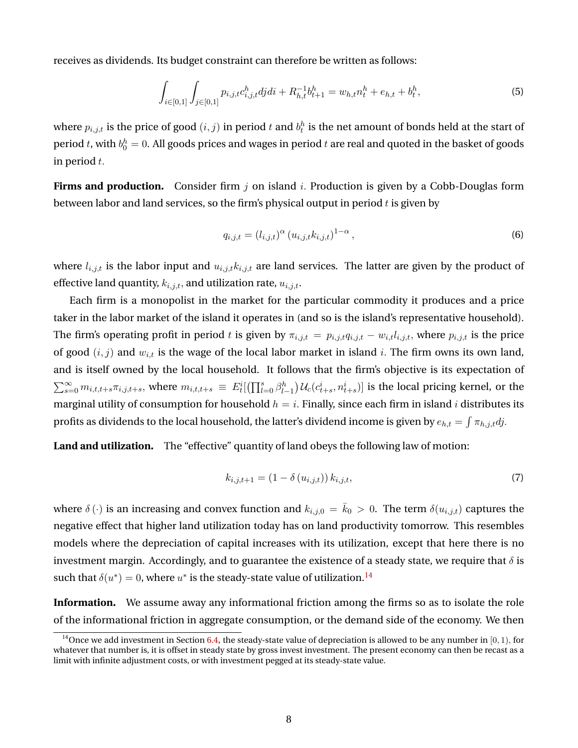receives as dividends. Its budget constraint can therefore be written as follows:

$$\int_{i\in[0,1]}\int_{j\in[0,1]} p_{i,j,t}c^h_{i,j,t}djdi + R^{-1}_{h,t}b^h_{t+1} = w_{h,t}n^h_t + e_{h,t} + b^h_t, \tag{5}$$

where $p_{i,j,t}$ is the price of good $(i,j)$ in period $t$ and $b^h_t$ is the net amount of bonds held at the start of period $t$, with $b^h_0 = 0$. All goods prices and wages in period $t$ are real and quoted in the basket of goods in period $t$.

**Firms and production.** Consider firm $j$ on island $i$. Production is given by a Cobb-Douglas form between labor and land services, so the firm's physical output in period $t$ is given by

$$q_{i,j,t} = (l_{i,j,t})^{\alpha}(u_{i,j,t}k_{i,j,t})^{1-\alpha}, \tag{6}$$

where $l_{i,j,t}$ is the labor input and $u_{i,j,t}k_{i,j,t}$ are land services. The latter are given by the product of effective land quantity, $k_{i,j,t}$, and utilization rate, $u_{i,j,t}$.

Each firm is a monopolist in the market for the particular commodity it produces and a price taker in the labor market of the island it operates in (and so is the island's representative household). The firm's operating profit in period $t$ is given by $\pi_{i,j,t} = p_{i,j,t}q_{i,j,t} - w_{i,t}l_{i,j,t}$, where $p_{i,j,t}$ is the price of good $(i,j)$ and $w_{i,t}$ is the wage of the local labor market in island $i$. The firm owns its own land, and is itself owned by the local household. It follows that the firm's objective is its expectation of $\sum_{s=0}^{\infty} m_{i,t,t+s}\pi_{i,j,t+s}$, where $m_{i,t,t+s} \equiv E^i_t[(\prod_{l=0}^{s}\beta^h_{l-1})\,\mathcal{U}_c(c^i_{t+s}, n^i_{t+s})]$ is the local pricing kernel, or the marginal utility of consumption for household $h = i$. Finally, since each firm in island $i$ distributes its profits as dividends to the local household, the latter's dividend income is given by $e_{h,t} = \int \pi_{h,j,t}dj$.

**Land and utilization.** The "effective" quantity of land obeys the following law of motion:

$$k_{i,j,t+1} = (1 - \delta(u_{i,j,t}))\,k_{i,j,t}, \tag{7}$$

where $\delta(\cdot)$ is an increasing and convex function and $k_{i,j,0} = \bar{k}_0 > 0$. The term $\delta(u_{i,j,t})$ captures the negative effect that higher land utilization today has on land productivity tomorrow. This resembles models where the depreciation of capital increases with its utilization, except that here there is no investment margin. Accordingly, and to guarantee the existence of a steady state, we require that $\delta$ is such that $\delta(u^*) = 0$, where $u^*$ is the steady-state value of utilization.[14]

**Information.** We assume away any informational friction among the firms so as to isolate the role of the informational friction in aggregate consumption, or the demand side of the economy. We then

[14] Once we add investment in Section 6.4, the steady-state value of depreciation is allowed to be any number in $[0, 1)$, for whatever that number is, it is offset in steady state by gross invest investment. The present economy can then be recast as a limit with infinite adjustment costs, or with investment pegged at its steady-state value.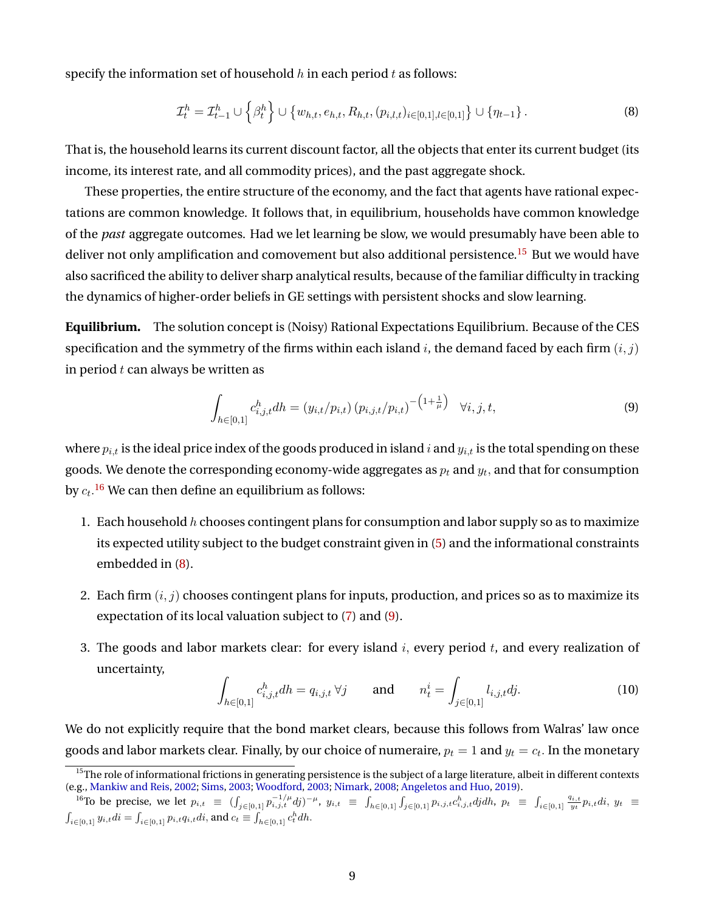specify the information set of household $h$ in each period $t$ as follows:

$$\mathcal{I}_t^h = \mathcal{I}_{t-1}^h \cup \left\{ \beta_t^h \right\} \cup \left\{ w_{h,t}, e_{h,t}, R_{h,t}, (p_{i,l,t})_{i\in[0,1],l\in[0,1]} \right\} \cup \left\{ \eta_{t-1} \right\}. \tag{8}$$

That is, the household learns its current discount factor, all the objects that enter its current budget (its income, its interest rate, and all commodity prices), and the past aggregate shock.

These properties, the entire structure of the economy, and the fact that agents have rational expectations are common knowledge. It follows that, in equilibrium, households have common knowledge of the *past* aggregate outcomes. Had we let learning be slow, we would presumably have been able to deliver not only amplification and comovement but also additional persistence.[15] But we would have also sacrificed the ability to deliver sharp analytical results, because of the familiar difficulty in tracking the dynamics of higher-order beliefs in GE settings with persistent shocks and slow learning.

**Equilibrium.** The solution concept is (Noisy) Rational Expectations Equilibrium. Because of the CES specification and the symmetry of the firms within each island $i$, the demand faced by each firm $(i, j)$ in period $t$ can always be written as

$$\int_{h\in[0,1]} c_{i,j,t}^h dh = (y_{i,t}/p_{i,t}) \left(p_{i,j,t}/p_{i,t}\right)^{-\left(1+\frac{1}{\mu}\right)} \quad \forall i, j, t, \tag{9}$$

where $p_{i,t}$ is the ideal price index of the goods produced in island $i$ and $y_{i,t}$ is the total spending on these goods. We denote the corresponding economy-wide aggregates as $p_t$ and $y_t$, and that for consumption by $c_t$.[16] We can then define an equilibrium as follows:

1. Each household $h$ chooses contingent plans for consumption and labor supply so as to maximize its expected utility subject to the budget constraint given in (5) and the informational constraints embedded in (8).

2. Each firm $(i, j)$ chooses contingent plans for inputs, production, and prices so as to maximize its expectation of its local valuation subject to (7) and (9).

3. The goods and labor markets clear: for every island $i$, every period $t$, and every realization of uncertainty,

$$\int_{h\in[0,1]} c_{i,j,t}^h dh = q_{i,j,t} \; \forall j \qquad \text{and} \qquad n_t^i = \int_{j\in[0,1]} l_{i,j,t} dj. \tag{10}$$

We do not explicitly require that the bond market clears, because this follows from Walras' law once goods and labor markets clear. Finally, by our choice of numeraire, $p_t = 1$ and $y_t = c_t$. In the monetary

[15] The role of informational frictions in generating persistence is the subject of a large literature, albeit in different contexts (e.g., Mankiw and Reis, 2002; Sims, 2003; Woodford, 2003; Nimark, 2008; Angeletos and Huo, 2019).

[16] To be precise, we let $p_{i,t} \equiv (\int_{j\in[0,1]} p_{i,j,t}^{-1/\mu} dj)^{-\mu}$, $y_{i,t} \equiv \int_{h\in[0,1]} \int_{j\in[0,1]} p_{i,j,t} c_{i,j,t}^h dj dh$, $p_t \equiv \int_{i\in[0,1]} \frac{q_{i,t}}{y_t} p_{i,t} di$, $y_t \equiv \int_{i\in[0,1]} y_{i,t} di = \int_{i\in[0,1]} p_{i,t} q_{i,t} di$, and $c_t \equiv \int_{h\in[0,1]} c_t^h dh$.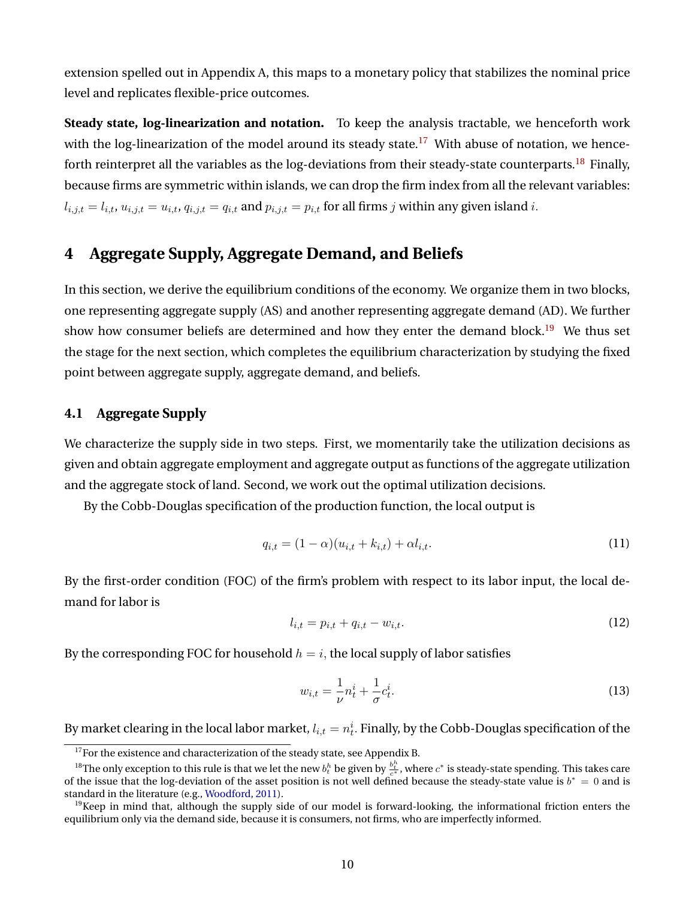extension spelled out in Appendix A, this maps to a monetary policy that stabilizes the nominal price level and replicates flexible-price outcomes.

**Steady state, log-linearization and notation.** To keep the analysis tractable, we henceforth work with the log-linearization of the model around its steady state.[17] With abuse of notation, we henceforth reinterpret all the variables as the log-deviations from their steady-state counterparts.[18] Finally, because firms are symmetric within islands, we can drop the firm index from all the relevant variables: $l_{i,j,t} = l_{i,t}$, $u_{i,j,t} = u_{i,t}$, $q_{i,j,t} = q_{i,t}$ and $p_{i,j,t} = p_{i,t}$ for all firms $j$ within any given island $i$.

# 4 Aggregate Supply, Aggregate Demand, and Beliefs

In this section, we derive the equilibrium conditions of the economy. We organize them in two blocks, one representing aggregate supply (AS) and another representing aggregate demand (AD). We further show how consumer beliefs are determined and how they enter the demand block.[19] We thus set the stage for the next section, which completes the equilibrium characterization by studying the fixed point between aggregate supply, aggregate demand, and beliefs.

## 4.1 Aggregate Supply

We characterize the supply side in two steps. First, we momentarily take the utilization decisions as given and obtain aggregate employment and aggregate output as functions of the aggregate utilization and the aggregate stock of land. Second, we work out the optimal utilization decisions.

By the Cobb-Douglas specification of the production function, the local output is

$$q_{i,t} = (1-\alpha)(u_{i,t} + k_{i,t}) + \alpha l_{i,t}. \tag{11}$$

By the first-order condition (FOC) of the firm's problem with respect to its labor input, the local demand for labor is

$$l_{i,t} = p_{i,t} + q_{i,t} - w_{i,t}. \tag{12}$$

By the corresponding FOC for household $h = i$, the local supply of labor satisfies

$$w_{i,t} = \frac{1}{\nu} n_t^i + \frac{1}{\sigma} c_t^i. \tag{13}$$

By market clearing in the local labor market, $l_{i,t} = n_t^i$. Finally, by the Cobb-Douglas specification of the

[17] For the existence and characterization of the steady state, see Appendix B.

[18] The only exception to this rule is that we let the new $b_t^h$ be given by $\frac{b_t^h}{c^*}$, where $c^*$ is steady-state spending. This takes care of the issue that the log-deviation of the asset position is not well defined because the steady-state value is $b^* = 0$ and is standard in the literature (e.g., Woodford, 2011).

[19] Keep in mind that, although the supply side of our model is forward-looking, the informational friction enters the equilibrium only via the demand side, because it is consumers, not firms, who are imperfectly informed.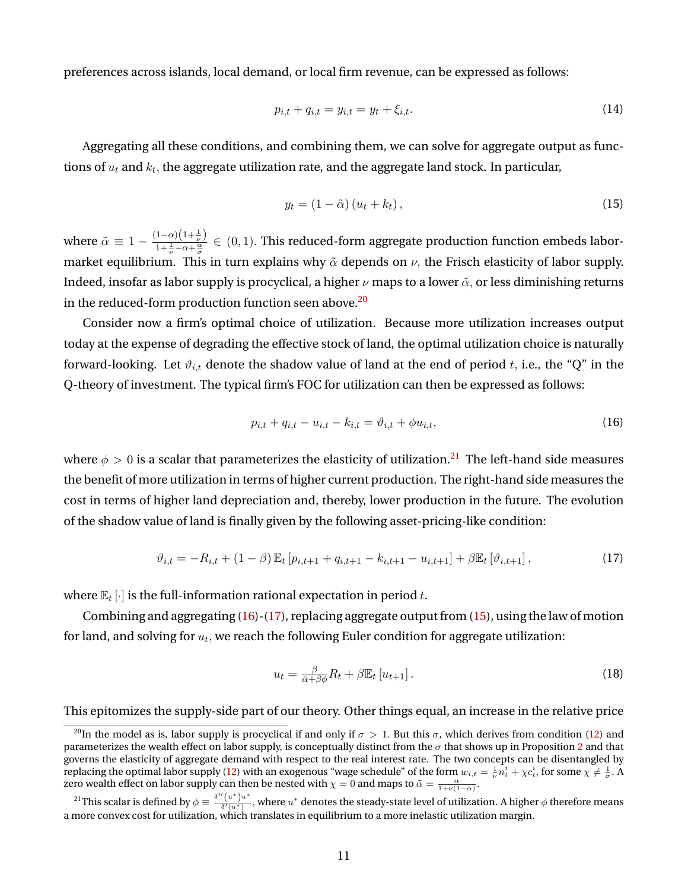preferences across islands, local demand, or local firm revenue, can be expressed as follows:

$$p_{i,t} + q_{i,t} = y_{i,t} = y_t + \xi_{i,t}. \tag{14}$$

Aggregating all these conditions, and combining them, we can solve for aggregate output as functions of $u_t$ and $k_t$, the aggregate utilization rate, and the aggregate land stock. In particular,

$$y_t = (1 - \tilde{\alpha})(u_t + k_t), \tag{15}$$

where $\tilde{\alpha} \equiv 1 - \frac{(1-\alpha)\left(1+\frac{1}{\nu}\right)}{1+\frac{1}{\nu}-\alpha+\frac{\alpha}{\sigma}} \in (0,1)$. This reduced-form aggregate production function embeds labor-market equilibrium. This in turn explains why $\tilde{\alpha}$ depends on $\nu$, the Frisch elasticity of labor supply. Indeed, insofar as labor supply is procyclical, a higher $\nu$ maps to a lower $\tilde{\alpha}$, or less diminishing returns in the reduced-form production function seen above.[20]

Consider now a firm's optimal choice of utilization. Because more utilization increases output today at the expense of degrading the effective stock of land, the optimal utilization choice is naturally forward-looking. Let $\vartheta_{i,t}$ denote the shadow value of land at the end of period $t$, i.e., the "Q" in the Q-theory of investment. The typical firm's FOC for utilization can then be expressed as follows:

$$p_{i,t} + q_{i,t} - u_{i,t} - k_{i,t} = \vartheta_{i,t} + \phi u_{i,t}, \tag{16}$$

where $\phi > 0$ is a scalar that parameterizes the elasticity of utilization.[21] The left-hand side measures the benefit of more utilization in terms of higher current production. The right-hand side measures the cost in terms of higher land depreciation and, thereby, lower production in the future. The evolution of the shadow value of land is finally given by the following asset-pricing-like condition:

$$\vartheta_{i,t} = -R_{i,t} + (1-\beta)\mathbb{E}_t\left[p_{i,t+1} + q_{i,t+1} - k_{i,t+1} - u_{i,t+1}\right] + \beta\mathbb{E}_t\left[\vartheta_{i,t+1}\right], \tag{17}$$

where $\mathbb{E}_t[\cdot]$ is the full-information rational expectation in period $t$.

Combining and aggregating (16)-(17), replacing aggregate output from (15), using the law of motion for land, and solving for $u_t$, we reach the following Euler condition for aggregate utilization:

$$u_t = \tfrac{\beta}{\tilde{\alpha}+\beta\phi} R_t + \beta\mathbb{E}_t\left[u_{t+1}\right]. \tag{18}$$

This epitomizes the supply-side part of our theory. Other things equal, an increase in the relative price

---

[20] In the model as is, labor supply is procyclical if and only if $\sigma > 1$. But this $\sigma$, which derives from condition (12) and parameterizes the wealth effect on labor supply, is conceptually distinct from the $\sigma$ that shows up in Proposition 2 and that governs the elasticity of aggregate demand with respect to the real interest rate. The two concepts can be disentangled by replacing the optimal labor supply (12) with an exogenous "wage schedule" of the form $w_{i,t} = \frac{1}{\nu}n_t^i + \chi c_t^i$, for some $\chi \neq \frac{1}{\sigma}$. A zero wealth effect on labor supply can then be nested with $\chi = 0$ and maps to $\tilde{\alpha} = \frac{\alpha}{1+\nu(1-\alpha)}$.

[21] This scalar is defined by $\phi \equiv \frac{\delta''(u^*)u^*}{\delta'(u^*)}$, where $u^*$ denotes the steady-state level of utilization. A higher $\phi$ therefore means a more convex cost for utilization, which translates in equilibrium to a more inelastic utilization margin.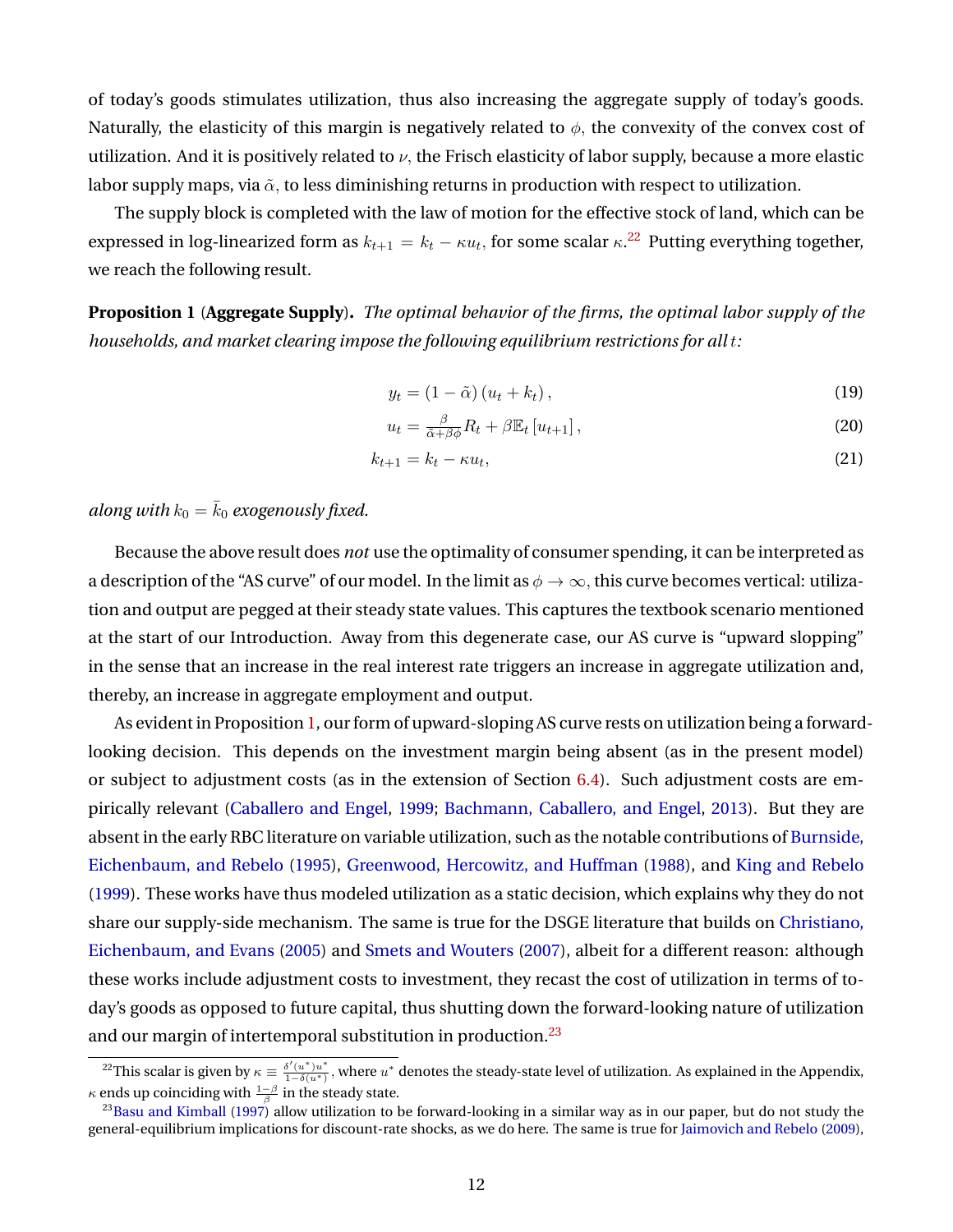of today's goods stimulates utilization, thus also increasing the aggregate supply of today's goods. Naturally, the elasticity of this margin is negatively related to $\phi$, the convexity of the convex cost of utilization. And it is positively related to $\nu$, the Frisch elasticity of labor supply, because a more elastic labor supply maps, via $\tilde{\alpha}$, to less diminishing returns in production with respect to utilization.

The supply block is completed with the law of motion for the effective stock of land, which can be expressed in log-linearized form as $k_{t+1} = k_t - \kappa u_t$, for some scalar $\kappa$.[22] Putting everything together, we reach the following result.

**Proposition 1** (**Aggregate Supply**). *The optimal behavior of the firms, the optimal labor supply of the households, and market clearing impose the following equilibrium restrictions for all $t$:*

$$y_t = (1 - \tilde{\alpha})(u_t + k_t), \tag{19}$$

$$u_t = \frac{\beta}{\tilde{\alpha} + \beta\phi} R_t + \beta \mathbb{E}_t [u_{t+1}], \tag{20}$$

$$k_{t+1} = k_t - \kappa u_t, \tag{21}$$

*along with $k_0 = \bar{k}_0$ exogenously fixed.*

Because the above result does *not* use the optimality of consumer spending, it can be interpreted as a description of the "AS curve" of our model. In the limit as $\phi \to \infty$, this curve becomes vertical: utilization and output are pegged at their steady state values. This captures the textbook scenario mentioned at the start of our Introduction. Away from this degenerate case, our AS curve is "upward slopping" in the sense that an increase in the real interest rate triggers an increase in aggregate utilization and, thereby, an increase in aggregate employment and output.

As evident in Proposition 1, our form of upward-sloping AS curve rests on utilization being a forward-looking decision. This depends on the investment margin being absent (as in the present model) or subject to adjustment costs (as in the extension of Section 6.4). Such adjustment costs are empirically relevant (Caballero and Engel, 1999; Bachmann, Caballero, and Engel, 2013). But they are absent in the early RBC literature on variable utilization, such as the notable contributions of Burnside, Eichenbaum, and Rebelo (1995), Greenwood, Hercowitz, and Huffman (1988), and King and Rebelo (1999). These works have thus modeled utilization as a static decision, which explains why they do not share our supply-side mechanism. The same is true for the DSGE literature that builds on Christiano, Eichenbaum, and Evans (2005) and Smets and Wouters (2007), albeit for a different reason: although these works include adjustment costs to investment, they recast the cost of utilization in terms of today's goods as opposed to future capital, thus shutting down the forward-looking nature of utilization and our margin of intertemporal substitution in production.[23]

[22] This scalar is given by $\kappa \equiv \frac{\delta'(u^*)u^*}{1-\delta(u^*)}$, where $u^*$ denotes the steady-state level of utilization. As explained in the Appendix, $\kappa$ ends up coinciding with $\frac{1-\beta}{\beta}$ in the steady state.

[23] Basu and Kimball (1997) allow utilization to be forward-looking in a similar way as in our paper, but do not study the general-equilibrium implications for discount-rate shocks, as we do here. The same is true for Jaimovich and Rebelo (2009),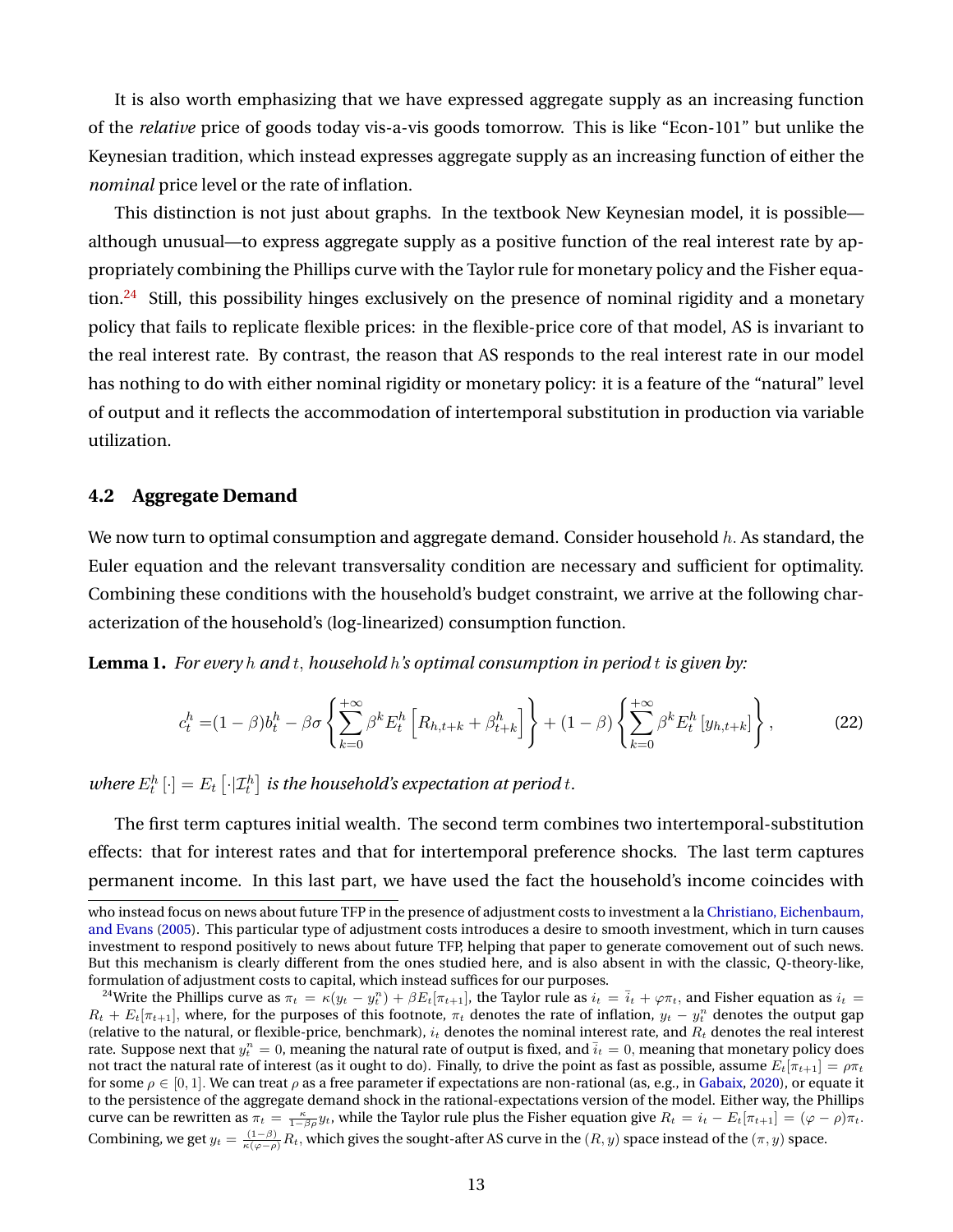It is also worth emphasizing that we have expressed aggregate supply as an increasing function of the *relative* price of goods today vis-a-vis goods tomorrow. This is like "Econ-101" but unlike the Keynesian tradition, which instead expresses aggregate supply as an increasing function of either the *nominal* price level or the rate of inflation.

This distinction is not just about graphs. In the textbook New Keynesian model, it is possible—although unusual—to express aggregate supply as a positive function of the real interest rate by appropriately combining the Phillips curve with the Taylor rule for monetary policy and the Fisher equation.[24] Still, this possibility hinges exclusively on the presence of nominal rigidity and a monetary policy that fails to replicate flexible prices: in the flexible-price core of that model, AS is invariant to the real interest rate. By contrast, the reason that AS responds to the real interest rate in our model has nothing to do with either nominal rigidity or monetary policy: it is a feature of the "natural" level of output and it reflects the accommodation of intertemporal substitution in production via variable utilization.

### 4.2 Aggregate Demand

We now turn to optimal consumption and aggregate demand. Consider household $h$. As standard, the Euler equation and the relevant transversality condition are necessary and sufficient for optimality. Combining these conditions with the household's budget constraint, we arrive at the following characterization of the household's (log-linearized) consumption function.

**Lemma 1.** *For every $h$ and $t$, household $h$'s optimal consumption in period $t$ is given by:*

$$c_t^h = (1-\beta)b_t^h - \beta\sigma \left\{ \sum_{k=0}^{+\infty} \beta^k E_t^h \left[ R_{h,t+k} + \beta_{t+k}^h \right] \right\} + (1-\beta) \left\{ \sum_{k=0}^{+\infty} \beta^k E_t^h \left[ y_{h,t+k} \right] \right\}, \tag{22}$$

*where $E_t^h[\cdot] = E_t\left[\cdot | \mathcal{I}_t^h\right]$ is the household's expectation at period $t$.*

The first term captures initial wealth. The second term combines two intertemporal-substitution effects: that for interest rates and that for intertemporal preference shocks. The last term captures permanent income. In this last part, we have used the fact the household's income coincides with

---

who instead focus on news about future TFP in the presence of adjustment costs to investment a la Christiano, Eichenbaum, and Evans (2005). This particular type of adjustment costs introduces a desire to smooth investment, which in turn causes investment to respond positively to news about future TFP, helping that paper to generate comovement out of such news. But this mechanism is clearly different from the ones studied here, and is also absent in with the classic, Q-theory-like, formulation of adjustment costs to capital, which instead suffices for our purposes.

[24] Write the Phillips curve as $\pi_t = \kappa(y_t - y_t^n) + \beta E_t[\pi_{t+1}]$, the Taylor rule as $i_t = \bar{i}_t + \varphi\pi_t$, and Fisher equation as $i_t = R_t + E_t[\pi_{t+1}]$, where, for the purposes of this footnote, $\pi_t$ denotes the rate of inflation, $y_t - y_t^n$ denotes the output gap (relative to the natural, or flexible-price, benchmark), $i_t$ denotes the nominal interest rate, and $R_t$ denotes the real interest rate. Suppose next that $y_t^n = 0$, meaning the natural rate of output is fixed, and $\bar{i}_t = 0$, meaning that monetary policy does not tract the natural rate of interest (as it ought to do). Finally, to drive the point as fast as possible, assume $E_t[\pi_{t+1}] = \rho\pi_t$ for some $\rho \in [0, 1]$. We can treat $\rho$ as a free parameter if expectations are non-rational (as, e.g., in Gabaix, 2020), or equate it to the persistence of the aggregate demand shock in the rational-expectations version of the model. Either way, the Phillips curve can be rewritten as $\pi_t = \frac{\kappa}{1-\beta\rho} y_t$, while the Taylor rule plus the Fisher equation give $R_t = i_t - E_t[\pi_{t+1}] = (\varphi - \rho)\pi_t$. Combining, we get $y_t = \frac{(1-\beta)}{\kappa(\varphi-\rho)} R_t$, which gives the sought-after AS curve in the $(R, y)$ space instead of the $(\pi, y)$ space.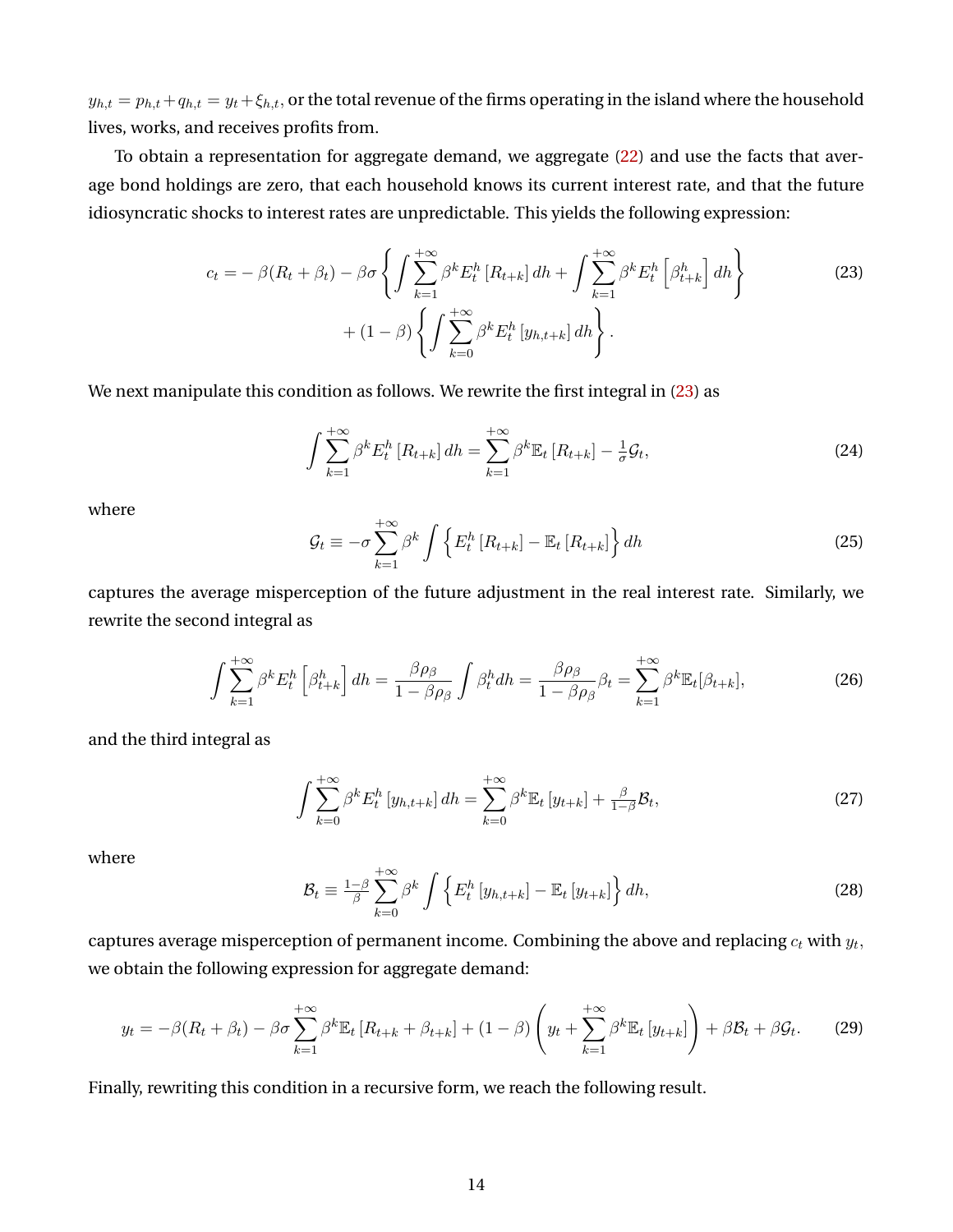$y_{h,t} = p_{h,t} + q_{h,t} = y_t + \xi_{h,t}$, or the total revenue of the firms operating in the island where the household lives, works, and receives profits from.

To obtain a representation for aggregate demand, we aggregate (22) and use the facts that average bond holdings are zero, that each household knows its current interest rate, and that the future idiosyncratic shocks to interest rates are unpredictable. This yields the following expression:

$$c_t = -\beta(R_t + \beta_t) - \beta\sigma \left\{ \int \sum_{k=1}^{+\infty} \beta^k E_t^h \left[R_{t+k}\right] dh + \int \sum_{k=1}^{+\infty} \beta^k E_t^h \left[\beta_{t+k}^h\right] dh \right\} + (1-\beta) \left\{ \int \sum_{k=0}^{+\infty} \beta^k E_t^h \left[y_{h,t+k}\right] dh \right\}. \tag{23}$$

We next manipulate this condition as follows. We rewrite the first integral in (23) as

$$\int \sum_{k=1}^{+\infty} \beta^k E_t^h \left[R_{t+k}\right] dh = \sum_{k=1}^{+\infty} \beta^k \mathbb{E}_t \left[R_{t+k}\right] - \tfrac{1}{\sigma} \mathcal{G}_t, \tag{24}$$

where

$$\mathcal{G}_t \equiv -\sigma \sum_{k=1}^{+\infty} \beta^k \int \left\{ E_t^h \left[R_{t+k}\right] - \mathbb{E}_t \left[R_{t+k}\right] \right\} dh \tag{25}$$

captures the average misperception of the future adjustment in the real interest rate. Similarly, we rewrite the second integral as

$$\int \sum_{k=1}^{+\infty} \beta^k E_t^h \left[\beta_{t+k}^h\right] dh = \frac{\beta\rho_\beta}{1-\beta\rho_\beta} \int \beta_t^h dh = \frac{\beta\rho_\beta}{1-\beta\rho_\beta} \beta_t = \sum_{k=1}^{+\infty} \beta^k \mathbb{E}_t[\beta_{t+k}], \tag{26}$$

and the third integral as

$$\int \sum_{k=0}^{+\infty} \beta^k E_t^h \left[y_{h,t+k}\right] dh = \sum_{k=0}^{+\infty} \beta^k \mathbb{E}_t \left[y_{t+k}\right] + \tfrac{\beta}{1-\beta} \mathcal{B}_t, \tag{27}$$

where

$$\mathcal{B}_t \equiv \tfrac{1-\beta}{\beta} \sum_{k=0}^{+\infty} \beta^k \int \left\{ E_t^h \left[y_{h,t+k}\right] - \mathbb{E}_t \left[y_{t+k}\right] \right\} dh, \tag{28}$$

captures average misperception of permanent income. Combining the above and replacing $c_t$ with $y_t$, we obtain the following expression for aggregate demand:

$$y_t = -\beta(R_t + \beta_t) - \beta\sigma \sum_{k=1}^{+\infty} \beta^k \mathbb{E}_t \left[R_{t+k} + \beta_{t+k}\right] + (1-\beta) \left( y_t + \sum_{k=1}^{+\infty} \beta^k \mathbb{E}_t \left[y_{t+k}\right] \right) + \beta \mathcal{B}_t + \beta \mathcal{G}_t. \tag{29}$$

Finally, rewriting this condition in a recursive form, we reach the following result.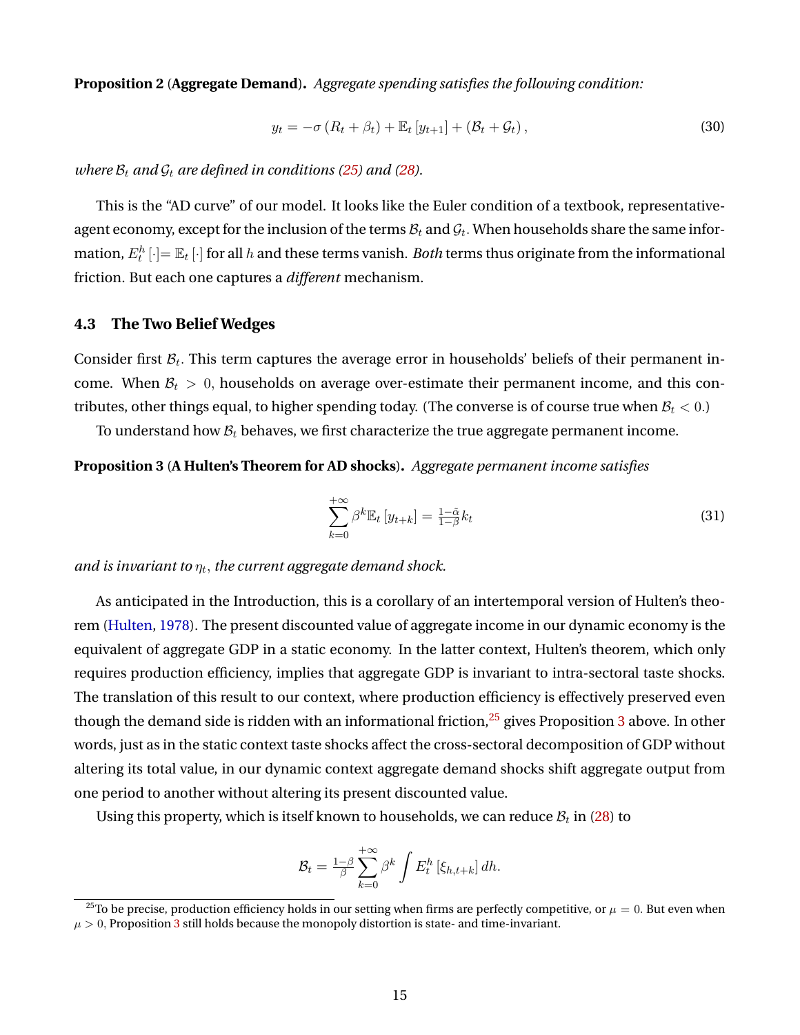**Proposition 2** (**Aggregate Demand**)**.** *Aggregate spending satisfies the following condition:*

$$y_t = -\sigma \left( R_t + \beta_t \right) + \mathbb{E}_t \left[ y_{t+1} \right] + \left( \mathcal{B}_t + \mathcal{G}_t \right), \tag{30}$$

*where $\mathcal{B}_t$ and $\mathcal{G}_t$ are defined in conditions (25) and (28).*

This is the "AD curve" of our model. It looks like the Euler condition of a textbook, representative-agent economy, except for the inclusion of the terms $\mathcal{B}_t$ and $\mathcal{G}_t$. When households share the same information, $E_t^h[\cdot] = \mathbb{E}_t[\cdot]$ for all $h$ and these terms vanish. *Both* terms thus originate from the informational friction. But each one captures a *different* mechanism.

### 4.3 The Two Belief Wedges

Consider first $\mathcal{B}_t$. This term captures the average error in households' beliefs of their permanent income. When $\mathcal{B}_t > 0$, households on average over-estimate their permanent income, and this contributes, other things equal, to higher spending today. (The converse is of course true when $\mathcal{B}_t < 0$.)

To understand how $\mathcal{B}_t$ behaves, we first characterize the true aggregate permanent income.

**Proposition 3** (**A Hulten's Theorem for AD shocks**)**.** *Aggregate permanent income satisfies*

$$\sum_{k=0}^{+\infty} \beta^k \mathbb{E}_t \left[ y_{t+k} \right] = \tfrac{1-\tilde{\alpha}}{1-\beta} k_t \tag{31}$$

*and is invariant to $\eta_t$, the current aggregate demand shock.*

As anticipated in the Introduction, this is a corollary of an intertemporal version of Hulten's theorem (Hulten, 1978). The present discounted value of aggregate income in our dynamic economy is the equivalent of aggregate GDP in a static economy. In the latter context, Hulten's theorem, which only requires production efficiency, implies that aggregate GDP is invariant to intra-sectoral taste shocks. The translation of this result to our context, where production efficiency is effectively preserved even though the demand side is ridden with an informational friction,[25] gives Proposition 3 above. In other words, just as in the static context taste shocks affect the cross-sectoral decomposition of GDP without altering its total value, in our dynamic context aggregate demand shocks shift aggregate output from one period to another without altering its present discounted value.

Using this property, which is itself known to households, we can reduce $\mathcal{B}_t$ in (28) to

$$\mathcal{B}_t = \tfrac{1-\beta}{\beta} \sum_{k=0}^{+\infty} \beta^k \int E_t^h \left[ \xi_{h,t+k} \right] dh.$$

[25] To be precise, production efficiency holds in our setting when firms are perfectly competitive, or $\mu = 0$. But even when $\mu > 0$, Proposition 3 still holds because the monopoly distortion is state- and time-invariant.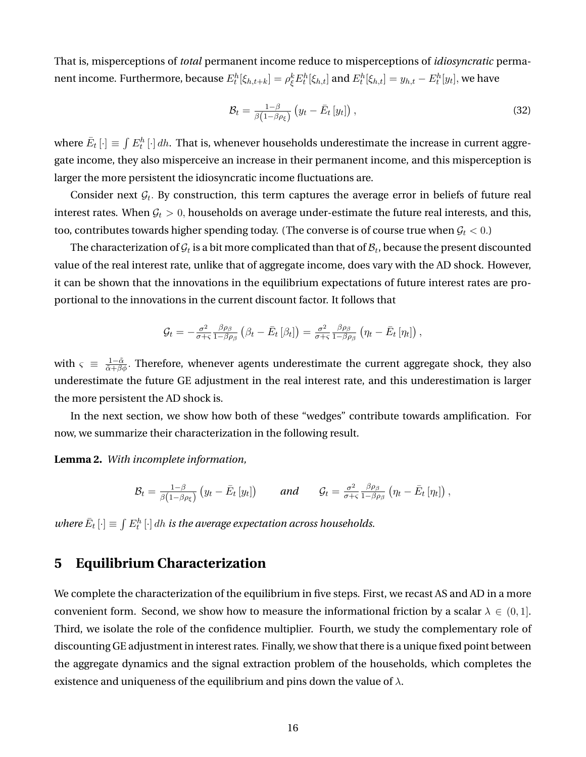That is, misperceptions of *total* permanent income reduce to misperceptions of *idiosyncratic* permanent income. Furthermore, because $E_t^h[\xi_{h,t+k}] = \rho_\xi^k E_t^h[\xi_{h,t}]$ and $E_t^h[\xi_{h,t}] = y_{h,t} - E_t^h[y_t]$, we have

$$\mathcal{B}_t = \tfrac{1-\beta}{\beta\left(1-\beta\rho_\xi\right)} \left(y_t - \bar{E}_t\left[y_t\right]\right), \tag{32}$$

where $\bar{E}_t\left[\cdot\right] \equiv \int E_t^h\left[\cdot\right] dh$. That is, whenever households underestimate the increase in current aggregate income, they also misperceive an increase in their permanent income, and this misperception is larger the more persistent the idiosyncratic income fluctuations are.

Consider next $\mathcal{G}_t$. By construction, this term captures the average error in beliefs of future real interest rates. When $\mathcal{G}_t > 0$, households on average under-estimate the future real interests, and this, too, contributes towards higher spending today. (The converse is of course true when $\mathcal{G}_t < 0$.)

The characterization of $\mathcal{G}_t$ is a bit more complicated than that of $\mathcal{B}_t$, because the present discounted value of the real interest rate, unlike that of aggregate income, does vary with the AD shock. However, it can be shown that the innovations in the equilibrium expectations of future interest rates are proportional to the innovations in the current discount factor. It follows that

$$\mathcal{G}_t = -\tfrac{\sigma^2}{\sigma+\varsigma} \tfrac{\beta\rho_\beta}{1-\beta\rho_\beta} \left(\beta_t - \bar{E}_t\left[\beta_t\right]\right) = \tfrac{\sigma^2}{\sigma+\varsigma} \tfrac{\beta\rho_\beta}{1-\beta\rho_\beta} \left(\eta_t - \bar{E}_t\left[\eta_t\right]\right),$$

with $\varsigma \equiv \frac{1-\tilde{\alpha}}{\tilde{\alpha}+\beta\phi}$. Therefore, whenever agents underestimate the current aggregate shock, they also underestimate the future GE adjustment in the real interest rate, and this underestimation is larger the more persistent the AD shock is.

In the next section, we show how both of these "wedges" contribute towards amplification. For now, we summarize their characterization in the following result.

**Lemma 2.** *With incomplete information,*

$$\mathcal{B}_t = \tfrac{1-\beta}{\beta\left(1-\beta\rho_\xi\right)} \left(y_t - \bar{E}_t\left[y_t\right]\right) \qquad \textit{and} \qquad \mathcal{G}_t = \tfrac{\sigma^2}{\sigma+\varsigma} \tfrac{\beta\rho_\beta}{1-\beta\rho_\beta} \left(\eta_t - \bar{E}_t\left[\eta_t\right]\right),$$

*where $\bar{E}_t\left[\cdot\right] \equiv \int E_t^h\left[\cdot\right] dh$ is the average expectation across households.*

# 5 Equilibrium Characterization

We complete the characterization of the equilibrium in five steps. First, we recast AS and AD in a more convenient form. Second, we show how to measure the informational friction by a scalar $\lambda \in (0, 1]$. Third, we isolate the role of the confidence multiplier. Fourth, we study the complementary role of discounting GE adjustment in interest rates. Finally, we show that there is a unique fixed point between the aggregate dynamics and the signal extraction problem of the households, which completes the existence and uniqueness of the equilibrium and pins down the value of $\lambda$.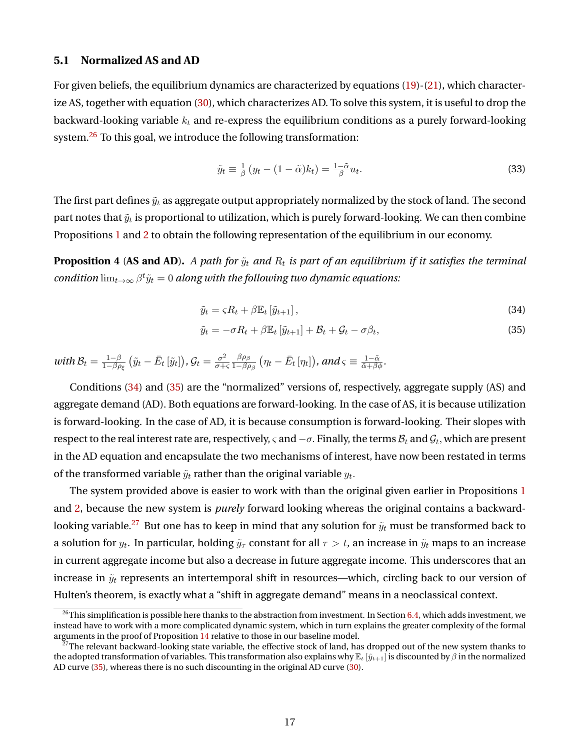### 5.1 Normalized AS and AD

For given beliefs, the equilibrium dynamics are characterized by equations (19)-(21), which characterize AS, together with equation (30), which characterizes AD. To solve this system, it is useful to drop the backward-looking variable $k_t$ and re-express the equilibrium conditions as a purely forward-looking system.[26] To this goal, we introduce the following transformation:

$$\tilde{y}_t \equiv \tfrac{1}{\beta}\left(y_t - (1-\tilde{\alpha})k_t\right) = \tfrac{1-\tilde{\alpha}}{\beta}u_t. \tag{33}$$

The first part defines $\tilde{y}_t$ as aggregate output appropriately normalized by the stock of land. The second part notes that $\tilde{y}_t$ is proportional to utilization, which is purely forward-looking. We can then combine Propositions 1 and 2 to obtain the following representation of the equilibrium in our economy.

**Proposition 4** (**AS and AD**)**.** *A path for $\tilde{y}_t$ and $R_t$ is part of an equilibrium if it satisfies the terminal condition $\lim_{t\to\infty}\beta^t\tilde{y}_t = 0$ along with the following two dynamic equations:*

$$\tilde{y}_t = \varsigma R_t + \beta\mathbb{E}_t\left[\tilde{y}_{t+1}\right], \tag{34}$$

$$\tilde{y}_t = -\sigma R_t + \beta\mathbb{E}_t\left[\tilde{y}_{t+1}\right] + \mathcal{B}_t + \mathcal{G}_t - \sigma\beta_t, \tag{35}$$

*with $\mathcal{B}_t = \frac{1-\beta}{1-\beta\rho_\xi}\left(\tilde{y}_t - \bar{E}_t\left[\tilde{y}_t\right]\right)$, $\mathcal{G}_t = \frac{\sigma^2}{\sigma+\varsigma}\frac{\beta\rho_\beta}{1-\beta\rho_\beta}\left(\eta_t - \bar{E}_t\left[\eta_t\right]\right)$, and $\varsigma \equiv \frac{1-\tilde{\alpha}}{\tilde{\alpha}+\beta\phi}$.*

Conditions (34) and (35) are the "normalized" versions of, respectively, aggregate supply (AS) and aggregate demand (AD). Both equations are forward-looking. In the case of AS, it is because utilization is forward-looking. In the case of AD, it is because consumption is forward-looking. Their slopes with respect to the real interest rate are, respectively, $\varsigma$ and $-\sigma$. Finally, the terms $\mathcal{B}_t$ and $\mathcal{G}_t$, which are present in the AD equation and encapsulate the two mechanisms of interest, have now been restated in terms of the transformed variable $\tilde{y}_t$ rather than the original variable $y_t$.

The system provided above is easier to work with than the original given earlier in Propositions 1 and 2, because the new system is *purely* forward looking whereas the original contains a backward-looking variable.[27] But one has to keep in mind that any solution for $\tilde{y}_t$ must be transformed back to a solution for $y_t$. In particular, holding $\tilde{y}_\tau$ constant for all $\tau > t$, an increase in $\tilde{y}_t$ maps to an increase in current aggregate income but also a decrease in future aggregate income. This underscores that an increase in $\tilde{y}_t$ represents an intertemporal shift in resources—which, circling back to our version of Hulten's theorem, is exactly what a "shift in aggregate demand" means in a neoclassical context.

[26] This simplification is possible here thanks to the abstraction from investment. In Section 6.4, which adds investment, we instead have to work with a more complicated dynamic system, which in turn explains the greater complexity of the formal arguments in the proof of Proposition 14 relative to those in our baseline model.

[27] The relevant backward-looking state variable, the effective stock of land, has dropped out of the new system thanks to the adopted transformation of variables. This transformation also explains why $\mathbb{E}_t\left[\tilde{y}_{t+1}\right]$ is discounted by $\beta$ in the normalized AD curve (35), whereas there is no such discounting in the original AD curve (30).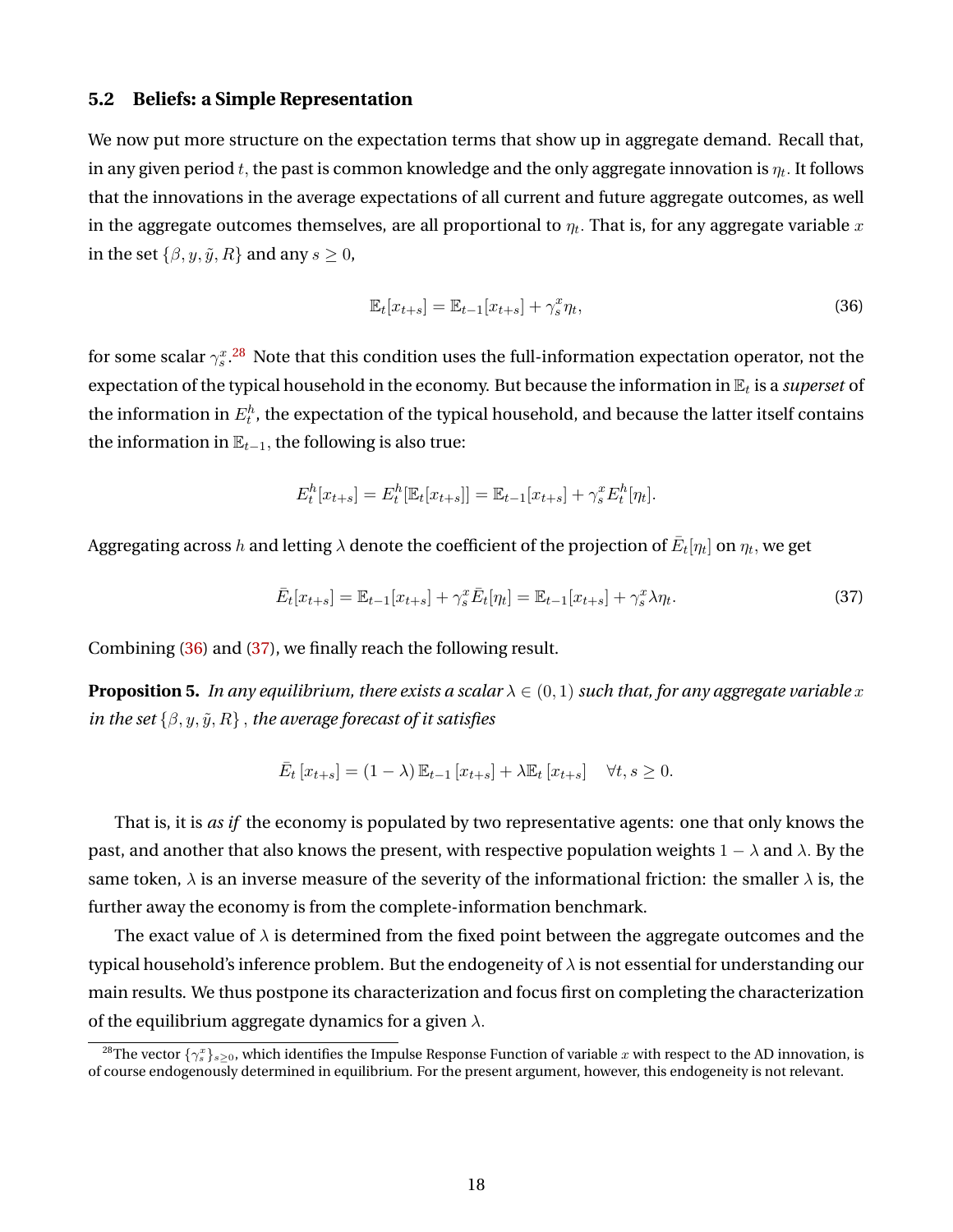### 5.2 Beliefs: a Simple Representation

We now put more structure on the expectation terms that show up in aggregate demand. Recall that, in any given period $t$, the past is common knowledge and the only aggregate innovation is $\eta_t$. It follows that the innovations in the average expectations of all current and future aggregate outcomes, as well in the aggregate outcomes themselves, are all proportional to $\eta_t$. That is, for any aggregate variable $x$ in the set $\{\beta, y, \tilde{y}, R\}$ and any $s \geq 0$,

$$\mathbb{E}_t[x_{t+s}] = \mathbb{E}_{t-1}[x_{t+s}] + \gamma_s^x \eta_t, \tag{36}$$

for some scalar $\gamma_s^x$.[28] Note that this condition uses the full-information expectation operator, not the expectation of the typical household in the economy. But because the information in $\mathbb{E}_t$ is a *superset* of the information in $E_t^h$, the expectation of the typical household, and because the latter itself contains the information in $\mathbb{E}_{t-1}$, the following is also true:

$$E_t^h[x_{t+s}] = E_t^h[\mathbb{E}_t[x_{t+s}]] = \mathbb{E}_{t-1}[x_{t+s}] + \gamma_s^x E_t^h[\eta_t].$$

Aggregating across $h$ and letting $\lambda$ denote the coefficient of the projection of $\bar{E}_t[\eta_t]$ on $\eta_t$, we get

$$\bar{E}_t[x_{t+s}] = \mathbb{E}_{t-1}[x_{t+s}] + \gamma_s^x \bar{E}_t[\eta_t] = \mathbb{E}_{t-1}[x_{t+s}] + \gamma_s^x \lambda \eta_t. \tag{37}$$

Combining (36) and (37), we finally reach the following result.

**Proposition 5.** *In any equilibrium, there exists a scalar $\lambda \in (0, 1)$ such that, for any aggregate variable $x$ in the set $\{\beta, y, \tilde{y}, R\}$, the average forecast of it satisfies*

$$\bar{E}_t[x_{t+s}] = (1 - \lambda)\, \mathbb{E}_{t-1}[x_{t+s}] + \lambda \mathbb{E}_t[x_{t+s}] \quad \forall t, s \geq 0.$$

That is, it is *as if* the economy is populated by two representative agents: one that only knows the past, and another that also knows the present, with respective population weights $1 - \lambda$ and $\lambda$. By the same token, $\lambda$ is an inverse measure of the severity of the informational friction: the smaller $\lambda$ is, the further away the economy is from the complete-information benchmark.

The exact value of $\lambda$ is determined from the fixed point between the aggregate outcomes and the typical household's inference problem. But the endogeneity of $\lambda$ is not essential for understanding our main results. We thus postpone its characterization and focus first on completing the characterization of the equilibrium aggregate dynamics for a given $\lambda$.

[28] The vector $\{\gamma_s^x\}_{s\geq 0}$, which identifies the Impulse Response Function of variable $x$ with respect to the AD innovation, is of course endogenously determined in equilibrium. For the present argument, however, this endogeneity is not relevant.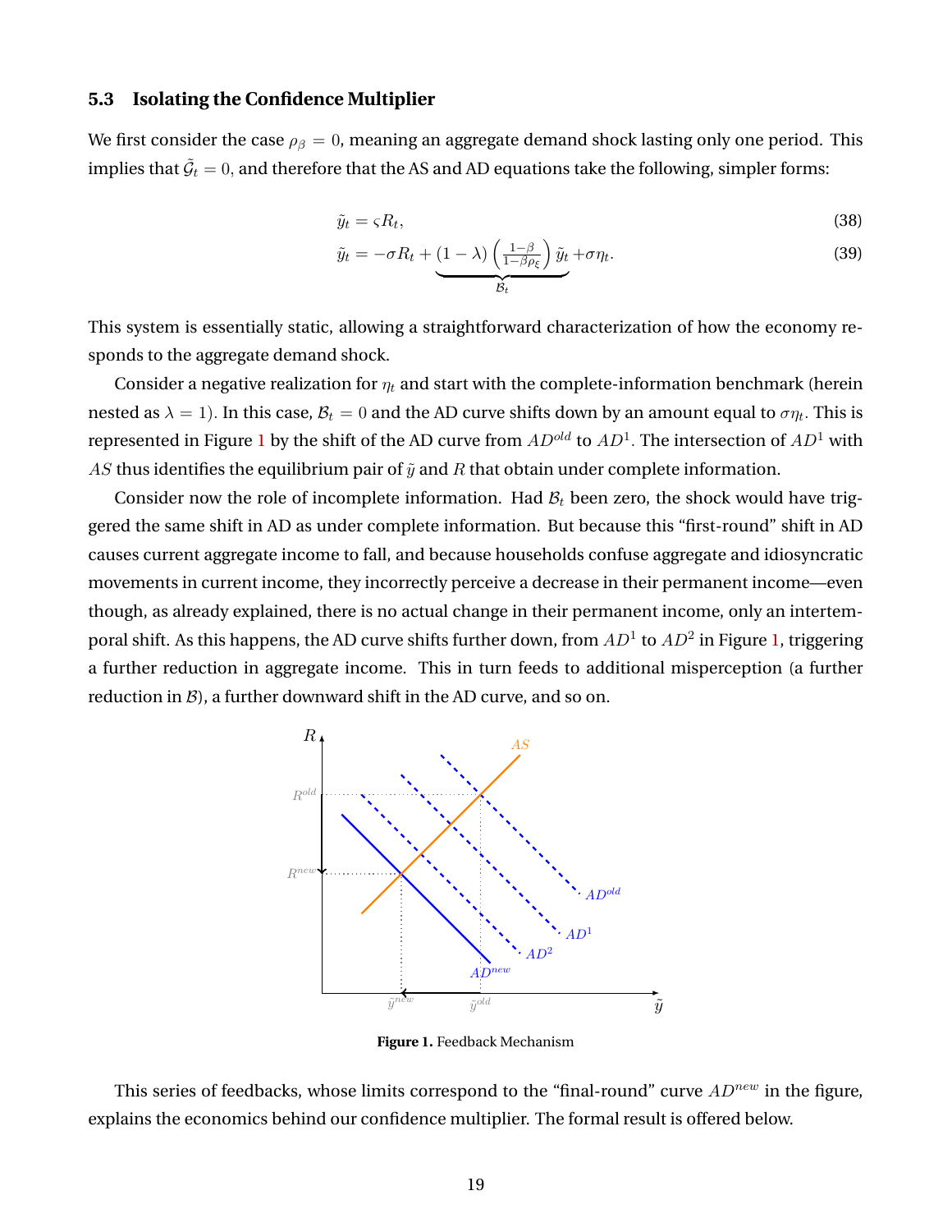### 5.3 Isolating the Confidence Multiplier

We first consider the case $\rho_\beta = 0$, meaning an aggregate demand shock lasting only one period. This implies that $\tilde{\mathcal{G}}_t = 0$, and therefore that the AS and AD equations take the following, simpler forms:

$$\tilde{y}_t = \varsigma R_t, \tag{38}$$

$$\tilde{y}_t = -\sigma R_t + \underbrace{(1-\lambda)\left(\frac{1-\beta}{1-\beta\rho_\xi}\right)\tilde{y}_t}_{\mathcal{B}_t} + \sigma\eta_t. \tag{39}$$

This system is essentially static, allowing a straightforward characterization of how the economy responds to the aggregate demand shock.

Consider a negative realization for $\eta_t$ and start with the complete-information benchmark (herein nested as $\lambda = 1$). In this case, $\mathcal{B}_t = 0$ and the AD curve shifts down by an amount equal to $\sigma\eta_t$. This is represented in Figure 1 by the shift of the AD curve from $AD^{old}$ to $AD^1$. The intersection of $AD^1$ with $AS$ thus identifies the equilibrium pair of $\tilde{y}$ and $R$ that obtain under complete information.

Consider now the role of incomplete information. Had $\mathcal{B}_t$ been zero, the shock would have triggered the same shift in AD as under complete information. But because this "first-round" shift in AD causes current aggregate income to fall, and because households confuse aggregate and idiosyncratic movements in current income, they incorrectly perceive a decrease in their permanent income—even though, as already explained, there is no actual change in their permanent income, only an intertemporal shift. As this happens, the AD curve shifts further down, from $AD^1$ to $AD^2$ in Figure 1, triggering a further reduction in aggregate income. This in turn feeds to additional misperception (a further reduction in $\mathcal{B}$), a further downward shift in the AD curve, and so on.

$R$

$AS$

$R^{old}$

$R^{new}$

$AD^{old}$

$AD^1$

$AD^2$

$AD^{new}$

$\tilde{y}^{new}$

$\tilde{y}^{old}$

$\tilde{y}$

**Figure 1.** Feedback Mechanism

This series of feedbacks, whose limits correspond to the "final-round" curve $AD^{new}$ in the figure, explains the economics behind our confidence multiplier. The formal result is offered below.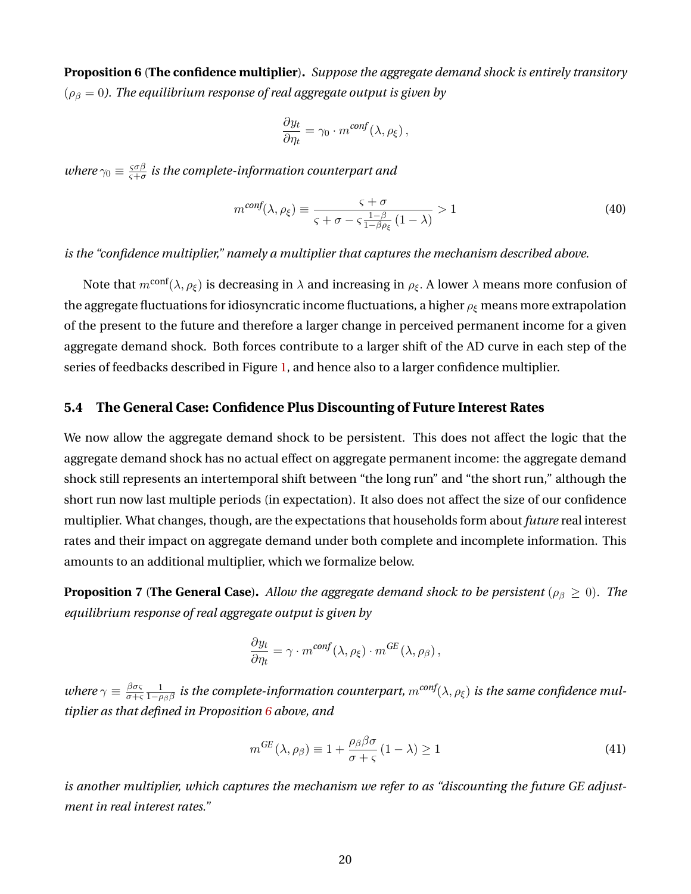**Proposition 6** (**The confidence multiplier**)**.** *Suppose the aggregate demand shock is entirely transitory ($\rho_\beta = 0$). The equilibrium response of real aggregate output is given by*

$$\frac{\partial y_t}{\partial \eta_t} = \gamma_0 \cdot m^{conf}(\lambda, \rho_\xi),$$

*where $\gamma_0 \equiv \frac{\varsigma\sigma\beta}{\varsigma+\sigma}$ is the complete-information counterpart and*

$$m^{conf}(\lambda, \rho_\xi) \equiv \frac{\varsigma + \sigma}{\varsigma + \sigma - \varsigma \frac{1-\beta}{1-\beta\rho_\xi}(1-\lambda)} > 1 \tag{40}$$

*is the "confidence multiplier," namely a multiplier that captures the mechanism described above.*

Note that $m^{\text{conf}}(\lambda, \rho_\xi)$ is decreasing in $\lambda$ and increasing in $\rho_\xi$. A lower $\lambda$ means more confusion of the aggregate fluctuations for idiosyncratic income fluctuations, a higher $\rho_\xi$ means more extrapolation of the present to the future and therefore a larger change in perceived permanent income for a given aggregate demand shock. Both forces contribute to a larger shift of the AD curve in each step of the series of feedbacks described in Figure 1, and hence also to a larger confidence multiplier.

### 5.4 The General Case: Confidence Plus Discounting of Future Interest Rates

We now allow the aggregate demand shock to be persistent. This does not affect the logic that the aggregate demand shock has no actual effect on aggregate permanent income: the aggregate demand shock still represents an intertemporal shift between "the long run" and "the short run," although the short run now last multiple periods (in expectation). It also does not affect the size of our confidence multiplier. What changes, though, are the expectations that households form about *future* real interest rates and their impact on aggregate demand under both complete and incomplete information. This amounts to an additional multiplier, which we formalize below.

**Proposition 7** (**The General Case**)**.** *Allow the aggregate demand shock to be persistent ($\rho_\beta \geq 0$). The equilibrium response of real aggregate output is given by*

$$\frac{\partial y_t}{\partial \eta_t} = \gamma \cdot m^{conf}(\lambda, \rho_\xi) \cdot m^{GE}(\lambda, \rho_\beta),$$

*where $\gamma \equiv \frac{\beta\sigma\varsigma}{\sigma+\varsigma}\frac{1}{1-\rho_\beta\beta}$ is the complete-information counterpart, $m^{conf}(\lambda, \rho_\xi)$ is the same confidence multiplier as that defined in Proposition 6 above, and*

$$m^{GE}(\lambda, \rho_\beta) \equiv 1 + \frac{\rho_\beta\beta\sigma}{\sigma+\varsigma}(1-\lambda) \geq 1 \tag{41}$$

*is another multiplier, which captures the mechanism we refer to as "discounting the future GE adjustment in real interest rates."*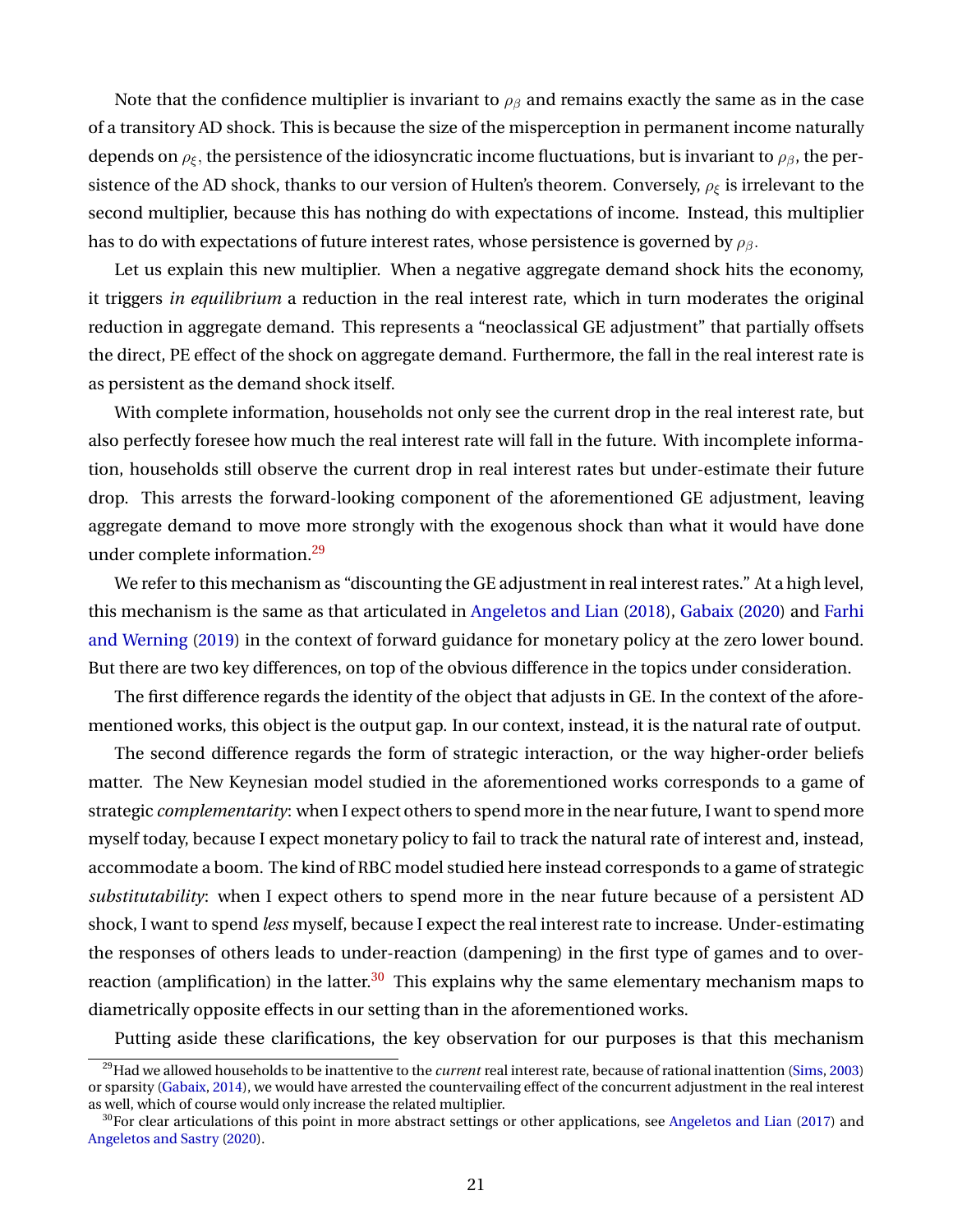Note that the confidence multiplier is invariant to $\rho_\beta$ and remains exactly the same as in the case of a transitory AD shock. This is because the size of the misperception in permanent income naturally depends on $\rho_\xi$, the persistence of the idiosyncratic income fluctuations, but is invariant to $\rho_\beta$, the persistence of the AD shock, thanks to our version of Hulten's theorem. Conversely, $\rho_\xi$ is irrelevant to the second multiplier, because this has nothing do with expectations of income. Instead, this multiplier has to do with expectations of future interest rates, whose persistence is governed by $\rho_\beta$.

Let us explain this new multiplier. When a negative aggregate demand shock hits the economy, it triggers *in equilibrium* a reduction in the real interest rate, which in turn moderates the original reduction in aggregate demand. This represents a "neoclassical GE adjustment" that partially offsets the direct, PE effect of the shock on aggregate demand. Furthermore, the fall in the real interest rate is as persistent as the demand shock itself.

With complete information, households not only see the current drop in the real interest rate, but also perfectly foresee how much the real interest rate will fall in the future. With incomplete information, households still observe the current drop in real interest rates but under-estimate their future drop. This arrests the forward-looking component of the aforementioned GE adjustment, leaving aggregate demand to move more strongly with the exogenous shock than what it would have done under complete information.[29]

We refer to this mechanism as "discounting the GE adjustment in real interest rates." At a high level, this mechanism is the same as that articulated in Angeletos and Lian (2018), Gabaix (2020) and Farhi and Werning (2019) in the context of forward guidance for monetary policy at the zero lower bound. But there are two key differences, on top of the obvious difference in the topics under consideration.

The first difference regards the identity of the object that adjusts in GE. In the context of the aforementioned works, this object is the output gap. In our context, instead, it is the natural rate of output.

The second difference regards the form of strategic interaction, or the way higher-order beliefs matter. The New Keynesian model studied in the aforementioned works corresponds to a game of strategic *complementarity*: when I expect others to spend more in the near future, I want to spend more myself today, because I expect monetary policy to fail to track the natural rate of interest and, instead, accommodate a boom. The kind of RBC model studied here instead corresponds to a game of strategic *substitutability*: when I expect others to spend more in the near future because of a persistent AD shock, I want to spend *less* myself, because I expect the real interest rate to increase. Under-estimating the responses of others leads to under-reaction (dampening) in the first type of games and to over-reaction (amplification) in the latter.[30] This explains why the same elementary mechanism maps to diametrically opposite effects in our setting than in the aforementioned works.

Putting aside these clarifications, the key observation for our purposes is that this mechanism

---

[29] Had we allowed households to be inattentive to the *current* real interest rate, because of rational inattention (Sims, 2003) or sparsity (Gabaix, 2014), we would have arrested the countervailing effect of the concurrent adjustment in the real interest as well, which of course would only increase the related multiplier.

[30] For clear articulations of this point in more abstract settings or other applications, see Angeletos and Lian (2017) and Angeletos and Sastry (2020).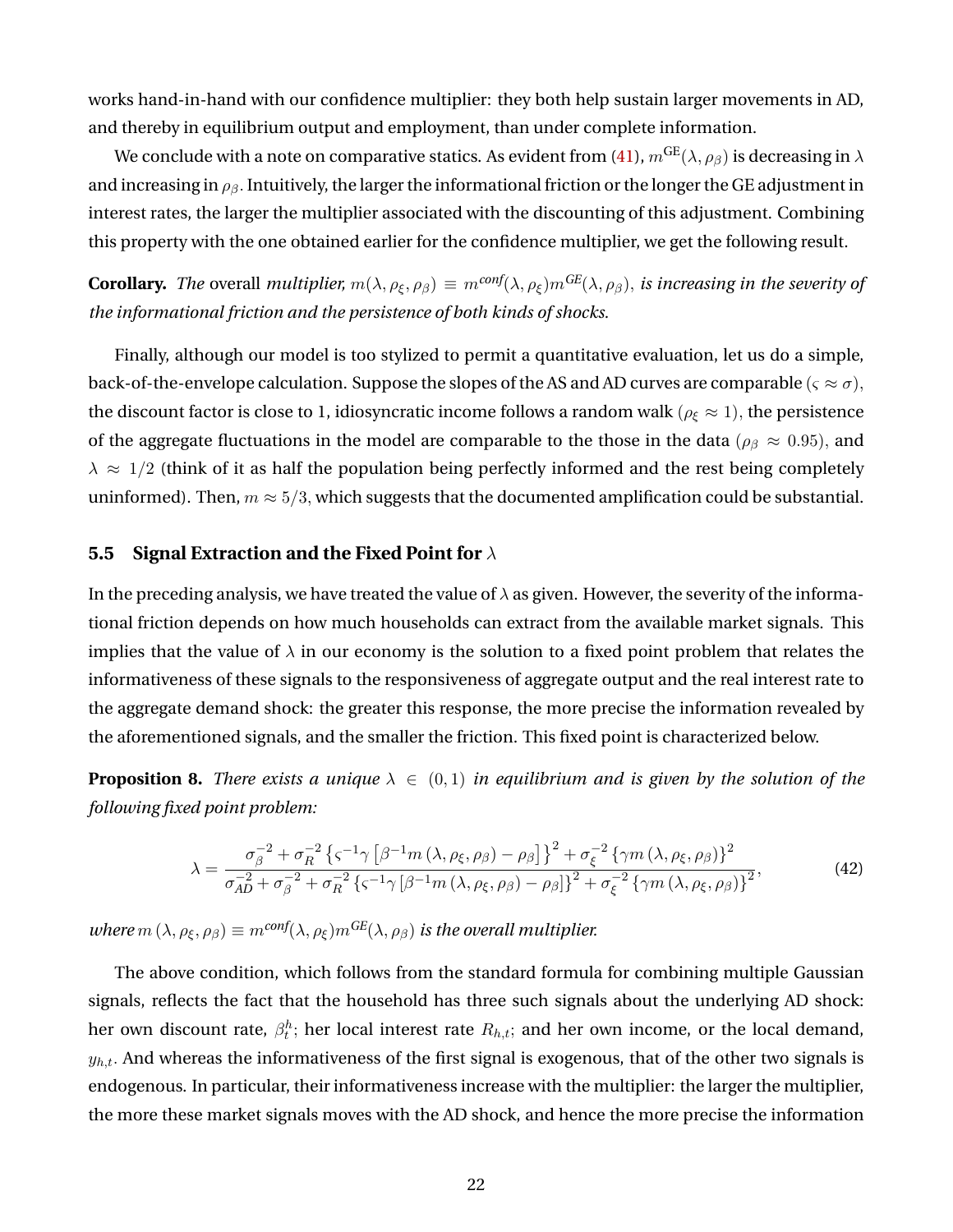works hand-in-hand with our confidence multiplier: they both help sustain larger movements in AD, and thereby in equilibrium output and employment, than under complete information.

We conclude with a note on comparative statics. As evident from (41), $m^{\mathrm{GE}}(\lambda, \rho_\beta)$ is decreasing in $\lambda$ and increasing in $\rho_\beta$. Intuitively, the larger the informational friction or the longer the GE adjustment in interest rates, the larger the multiplier associated with the discounting of this adjustment. Combining this property with the one obtained earlier for the confidence multiplier, we get the following result.

**Corollary.** *The* overall *multiplier, $m(\lambda, \rho_\xi, \rho_\beta) \equiv m^{conf}(\lambda, \rho_\xi) m^{\mathrm{GE}}(\lambda, \rho_\beta)$, is increasing in the severity of the informational friction and the persistence of both kinds of shocks.*

Finally, although our model is too stylized to permit a quantitative evaluation, let us do a simple, back-of-the-envelope calculation. Suppose the slopes of the AS and AD curves are comparable ($\varsigma \approx \sigma$), the discount factor is close to 1, idiosyncratic income follows a random walk ($\rho_\xi \approx 1$), the persistence of the aggregate fluctuations in the model are comparable to the those in the data ($\rho_\beta \approx 0.95$), and $\lambda \approx 1/2$ (think of it as half the population being perfectly informed and the rest being completely uninformed). Then, $m \approx 5/3$, which suggests that the documented amplification could be substantial.

### 5.5 Signal Extraction and the Fixed Point for $\lambda$

In the preceding analysis, we have treated the value of $\lambda$ as given. However, the severity of the informational friction depends on how much households can extract from the available market signals. This implies that the value of $\lambda$ in our economy is the solution to a fixed point problem that relates the informativeness of these signals to the responsiveness of aggregate output and the real interest rate to the aggregate demand shock: the greater this response, the more precise the information revealed by the aforementioned signals, and the smaller the friction. This fixed point is characterized below.

**Proposition 8.** *There exists a unique $\lambda \in (0,1)$ in equilibrium and is given by the solution of the following fixed point problem:*

$$\lambda = \frac{\sigma_\beta^{-2} + \sigma_R^{-2}\left\{\varsigma^{-1}\gamma\left[\beta^{-1}m\left(\lambda, \rho_\xi, \rho_\beta\right) - \rho_\beta\right]\right\}^2 + \sigma_\xi^{-2}\left\{\gamma m\left(\lambda, \rho_\xi, \rho_\beta\right)\right\}^2}{\sigma_{AD}^{-2} + \sigma_\beta^{-2} + \sigma_R^{-2}\left\{\varsigma^{-1}\gamma\left[\beta^{-1}m\left(\lambda, \rho_\xi, \rho_\beta\right) - \rho_\beta\right]\right\}^2 + \sigma_\xi^{-2}\left\{\gamma m\left(\lambda, \rho_\xi, \rho_\beta\right)\right\}^2}, \tag{42}$$

*where $m\left(\lambda, \rho_\xi, \rho_\beta\right) \equiv m^{conf}(\lambda, \rho_\xi) m^{GE}(\lambda, \rho_\beta)$ is the overall multiplier.*

The above condition, which follows from the standard formula for combining multiple Gaussian signals, reflects the fact that the household has three such signals about the underlying AD shock: her own discount rate, $\beta_t^h$; her local interest rate $R_{h,t}$; and her own income, or the local demand, $y_{h,t}$. And whereas the informativeness of the first signal is exogenous, that of the other two signals is endogenous. In particular, their informativeness increase with the multiplier: the larger the multiplier, the more these market signals moves with the AD shock, and hence the more precise the information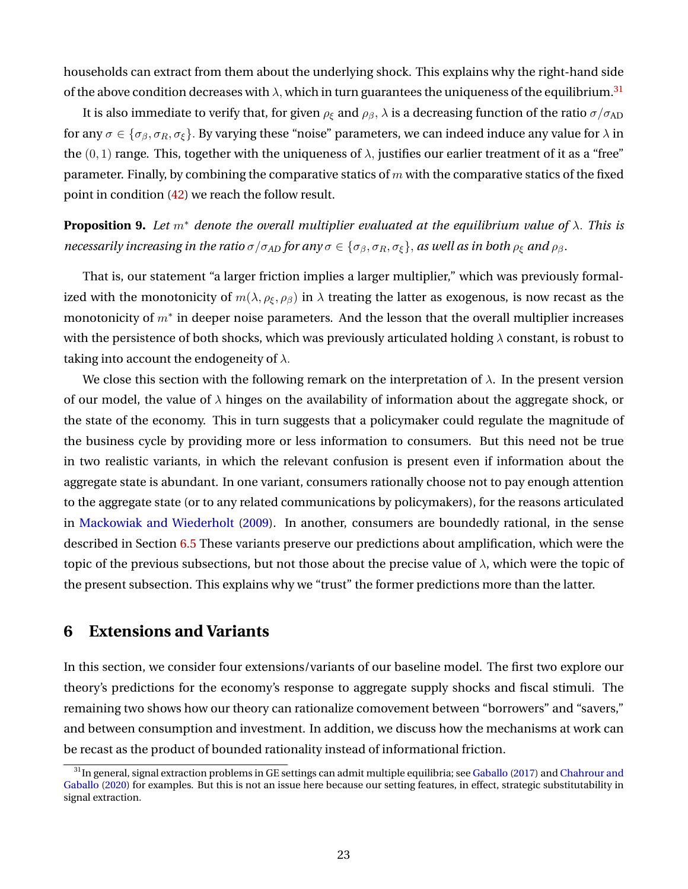households can extract from them about the underlying shock. This explains why the right-hand side of the above condition decreases with $\lambda$, which in turn guarantees the uniqueness of the equilibrium.[31]

It is also immediate to verify that, for given $\rho_\xi$ and $\rho_\beta$, $\lambda$ is a decreasing function of the ratio $\sigma/\sigma_{\text{AD}}$ for any $\sigma \in \{\sigma_\beta, \sigma_R, \sigma_\xi\}$. By varying these "noise" parameters, we can indeed induce any value for $\lambda$ in the $(0,1)$ range. This, together with the uniqueness of $\lambda$, justifies our earlier treatment of it as a "free" parameter. Finally, by combining the comparative statics of $m$ with the comparative statics of the fixed point in condition (42) we reach the follow result.

**Proposition 9.** *Let $m^*$ denote the overall multiplier evaluated at the equilibrium value of $\lambda$. This is necessarily increasing in the ratio $\sigma/\sigma_{AD}$ for any $\sigma \in \{\sigma_\beta, \sigma_R, \sigma_\xi\}$, as well as in both $\rho_\xi$ and $\rho_\beta$.*

That is, our statement "a larger friction implies a larger multiplier," which was previously formalized with the monotonicity of $m(\lambda, \rho_\xi, \rho_\beta)$ in $\lambda$ treating the latter as exogenous, is now recast as the monotonicity of $m^*$ in deeper noise parameters. And the lesson that the overall multiplier increases with the persistence of both shocks, which was previously articulated holding $\lambda$ constant, is robust to taking into account the endogeneity of $\lambda$.

We close this section with the following remark on the interpretation of $\lambda$. In the present version of our model, the value of $\lambda$ hinges on the availability of information about the aggregate shock, or the state of the economy. This in turn suggests that a policymaker could regulate the magnitude of the business cycle by providing more or less information to consumers. But this need not be true in two realistic variants, in which the relevant confusion is present even if information about the aggregate state is abundant. In one variant, consumers rationally choose not to pay enough attention to the aggregate state (or to any related communications by policymakers), for the reasons articulated in Mackowiak and Wiederholt (2009). In another, consumers are boundedly rational, in the sense described in Section 6.5 These variants preserve our predictions about amplification, which were the topic of the previous subsections, but not those about the precise value of $\lambda$, which were the topic of the present subsection. This explains why we "trust" the former predictions more than the latter.

# 6 Extensions and Variants

In this section, we consider four extensions/variants of our baseline model. The first two explore our theory's predictions for the economy's response to aggregate supply shocks and fiscal stimuli. The remaining two shows how our theory can rationalize comovement between "borrowers" and "savers," and between consumption and investment. In addition, we discuss how the mechanisms at work can be recast as the product of bounded rationality instead of informational friction.

[31] In general, signal extraction problems in GE settings can admit multiple equilibria; see Gaballo (2017) and Chahrour and Gaballo (2020) for examples. But this is not an issue here because our setting features, in effect, strategic substitutability in signal extraction.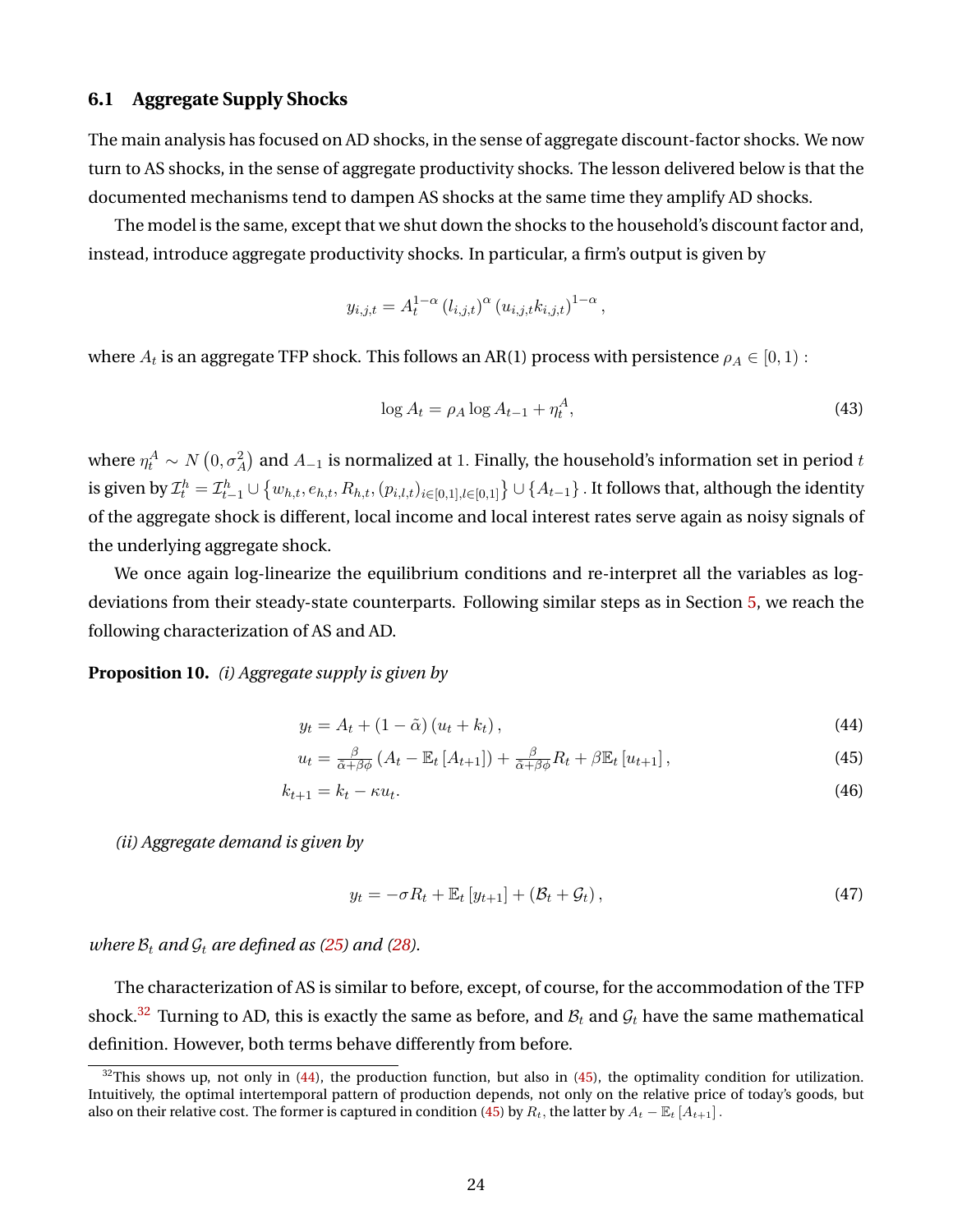### 6.1 Aggregate Supply Shocks

The main analysis has focused on AD shocks, in the sense of aggregate discount-factor shocks. We now turn to AS shocks, in the sense of aggregate productivity shocks. The lesson delivered below is that the documented mechanisms tend to dampen AS shocks at the same time they amplify AD shocks.

The model is the same, except that we shut down the shocks to the household's discount factor and, instead, introduce aggregate productivity shocks. In particular, a firm's output is given by

$$y_{i,j,t} = A_t^{1-\alpha} \left(l_{i,j,t}\right)^{\alpha} \left(u_{i,j,t} k_{i,j,t}\right)^{1-\alpha},$$

where $A_t$ is an aggregate TFP shock. This follows an AR(1) process with persistence $\rho_A \in [0, 1)$ :

$$\log A_t = \rho_A \log A_{t-1} + \eta_t^A, \tag{43}$$

where $\eta_t^A \sim N\left(0, \sigma_A^2\right)$ and $A_{-1}$ is normalized at 1. Finally, the household's information set in period $t$ is given by $\mathcal{I}_t^h = \mathcal{I}_{t-1}^h \cup \left\{w_{h,t}, e_{h,t}, R_{h,t}, (p_{i,l,t})_{i\in[0,1], l\in[0,1]}\right\} \cup \{A_{t-1}\}$ . It follows that, although the identity of the aggregate shock is different, local income and local interest rates serve again as noisy signals of the underlying aggregate shock.

We once again log-linearize the equilibrium conditions and re-interpret all the variables as log-deviations from their steady-state counterparts. Following similar steps as in Section 5, we reach the following characterization of AS and AD.

**Proposition 10.** *(i) Aggregate supply is given by*

$$y_t = A_t + (1 - \tilde{\alpha})(u_t + k_t), \tag{44}$$

$$u_t = \frac{\beta}{\tilde{\alpha} + \beta\phi}\left(A_t - \mathbb{E}_t\left[A_{t+1}\right]\right) + \frac{\beta}{\tilde{\alpha} + \beta\phi} R_t + \beta \mathbb{E}_t\left[u_{t+1}\right], \tag{45}$$

$$k_{t+1} = k_t - \kappa u_t. \tag{46}$$

*(ii) Aggregate demand is given by*

$$y_t = -\sigma R_t + \mathbb{E}_t\left[y_{t+1}\right] + \left(\mathcal{B}_t + \mathcal{G}_t\right), \tag{47}$$

*where $\mathcal{B}_t$ and $\mathcal{G}_t$ are defined as (25) and (28).*

The characterization of AS is similar to before, except, of course, for the accommodation of the TFP shock.[32] Turning to AD, this is exactly the same as before, and $\mathcal{B}_t$ and $\mathcal{G}_t$ have the same mathematical definition. However, both terms behave differently from before.

[32] This shows up, not only in (44), the production function, but also in (45), the optimality condition for utilization. Intuitively, the optimal intertemporal pattern of production depends, not only on the relative price of today's goods, but also on their relative cost. The former is captured in condition (45) by $R_t$, the latter by $A_t - \mathbb{E}_t\left[A_{t+1}\right]$ .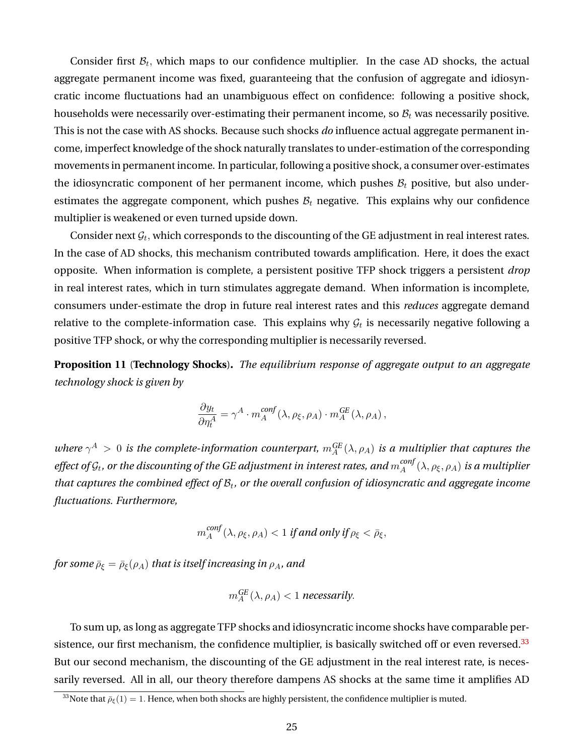Consider first $\mathcal{B}_t$, which maps to our confidence multiplier. In the case AD shocks, the actual aggregate permanent income was fixed, guaranteeing that the confusion of aggregate and idiosyncratic income fluctuations had an unambiguous effect on confidence: following a positive shock, households were necessarily over-estimating their permanent income, so $\mathcal{B}_t$ was necessarily positive. This is not the case with AS shocks. Because such shocks *do* influence actual aggregate permanent income, imperfect knowledge of the shock naturally translates to under-estimation of the corresponding movements in permanent income. In particular, following a positive shock, a consumer over-estimates the idiosyncratic component of her permanent income, which pushes $\mathcal{B}_t$ positive, but also under-estimates the aggregate component, which pushes $\mathcal{B}_t$ negative. This explains why our confidence multiplier is weakened or even turned upside down.

Consider next $\mathcal{G}_t$, which corresponds to the discounting of the GE adjustment in real interest rates. In the case of AD shocks, this mechanism contributed towards amplification. Here, it does the exact opposite. When information is complete, a persistent positive TFP shock triggers a persistent *drop* in real interest rates, which in turn stimulates aggregate demand. When information is incomplete, consumers under-estimate the drop in future real interest rates and this *reduces* aggregate demand relative to the complete-information case. This explains why $\mathcal{G}_t$ is necessarily negative following a positive TFP shock, or why the corresponding multiplier is necessarily reversed.

**Proposition 11** (**Technology Shocks**). *The equilibrium response of aggregate output to an aggregate technology shock is given by*

$$\frac{\partial y_t}{\partial \eta_t^A} = \gamma^A \cdot m_A^{conf}(\lambda, \rho_\xi, \rho_A) \cdot m_A^{GE}(\lambda, \rho_A),$$

*where $\gamma^A > 0$ is the complete-information counterpart, $m_A^{GE}(\lambda, \rho_A)$ is a multiplier that captures the effect of $\mathcal{G}_t$, or the discounting of the GE adjustment in interest rates, and $m_A^{conf}(\lambda, \rho_\xi, \rho_A)$ is a multiplier that captures the combined effect of $\mathcal{B}_t$, or the overall confusion of idiosyncratic and aggregate income fluctuations. Furthermore,*

$$m_A^{conf}(\lambda, \rho_\xi, \rho_A) < 1 \text{ if and only if } \rho_\xi < \bar{\rho}_\xi,$$

*for some $\bar{\rho}_\xi = \bar{\rho}_\xi(\rho_A)$ that is itself increasing in $\rho_A$, and*

$$m_A^{GE}(\lambda, \rho_A) < 1 \text{ necessarily.}$$

To sum up, as long as aggregate TFP shocks and idiosyncratic income shocks have comparable persistence, our first mechanism, the confidence multiplier, is basically switched off or even reversed.[33] But our second mechanism, the discounting of the GE adjustment in the real interest rate, is necessarily reversed. All in all, our theory therefore dampens AS shocks at the same time it amplifies AD

[33] Note that $\bar{\rho}_\xi(1) = 1$. Hence, when both shocks are highly persistent, the confidence multiplier is muted.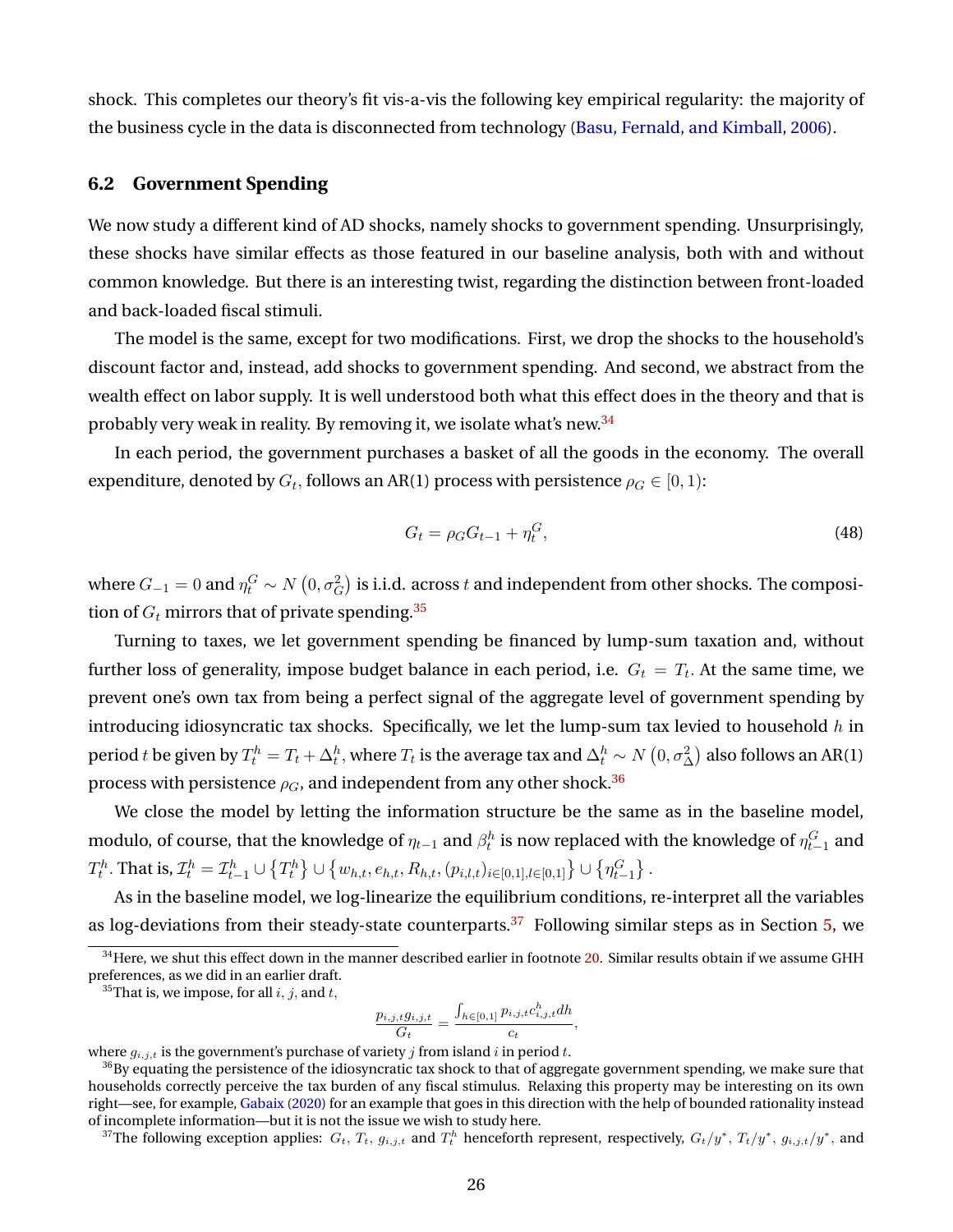shock. This completes our theory's fit vis-a-vis the following key empirical regularity: the majority of the business cycle in the data is disconnected from technology (Basu, Fernald, and Kimball, 2006).

### 6.2 Government Spending

We now study a different kind of AD shocks, namely shocks to government spending. Unsurprisingly, these shocks have similar effects as those featured in our baseline analysis, both with and without common knowledge. But there is an interesting twist, regarding the distinction between front-loaded and back-loaded fiscal stimuli.

The model is the same, except for two modifications. First, we drop the shocks to the household's discount factor and, instead, add shocks to government spending. And second, we abstract from the wealth effect on labor supply. It is well understood both what this effect does in the theory and that is probably very weak in reality. By removing it, we isolate what's new.[34]

In each period, the government purchases a basket of all the goods in the economy. The overall expenditure, denoted by $G_t$, follows an AR(1) process with persistence $\rho_G \in [0, 1)$:

$$G_t = \rho_G G_{t-1} + \eta_t^G, \tag{48}$$

where $G_{-1} = 0$ and $\eta_t^G \sim N\left(0, \sigma_G^2\right)$ is i.i.d. across $t$ and independent from other shocks. The composition of $G_t$ mirrors that of private spending.[35]

Turning to taxes, we let government spending be financed by lump-sum taxation and, without further loss of generality, impose budget balance in each period, i.e. $G_t = T_t$. At the same time, we prevent one's own tax from being a perfect signal of the aggregate level of government spending by introducing idiosyncratic tax shocks. Specifically, we let the lump-sum tax levied to household $h$ in period $t$ be given by $T_t^h = T_t + \Delta_t^h$, where $T_t$ is the average tax and $\Delta_t^h \sim N\left(0, \sigma_\Delta^2\right)$ also follows an AR(1) process with persistence $\rho_G$, and independent from any other shock.[36]

We close the model by letting the information structure be the same as in the baseline model, modulo, of course, that the knowledge of $\eta_{t-1}$ and $\beta_t^h$ is now replaced with the knowledge of $\eta_{t-1}^G$ and $T_t^h$. That is, $\mathcal{I}_t^h = \mathcal{I}_{t-1}^h \cup \left\{T_t^h\right\} \cup \left\{w_{h,t}, e_{h,t}, R_{h,t}, (p_{i,l,t})_{i\in[0,1], l\in[0,1]}\right\} \cup \left\{\eta_{t-1}^G\right\}.$

As in the baseline model, we log-linearize the equilibrium conditions, re-interpret all the variables as log-deviations from their steady-state counterparts.[37] Following similar steps as in Section 5, we

---

[34] Here, we shut this effect down in the manner described earlier in footnote 20. Similar results obtain if we assume GHH preferences, as we did in an earlier draft.

[35] That is, we impose, for all $i$, $j$, and $t$,

$$\frac{p_{i,j,t} g_{i,j,t}}{G_t} = \frac{\int_{h\in[0,1]} p_{i,j,t} c_{i,j,t}^h dh}{c_t},$$

where $g_{i,j,t}$ is the government's purchase of variety $j$ from island $i$ in period $t$.

[36] By equating the persistence of the idiosyncratic tax shock to that of aggregate government spending, we make sure that households correctly perceive the tax burden of any fiscal stimulus. Relaxing this property may be interesting on its own right—see, for example, Gabaix (2020) for an example that goes in this direction with the help of bounded rationality instead of incomplete information—but it is not the issue we wish to study here.

[37] The following exception applies: $G_t$, $T_t$, $g_{i,j,t}$ and $T_t^h$ henceforth represent, respectively, $G_t/y^*$, $T_t/y^*$, $g_{i,j,t}/y^*$, and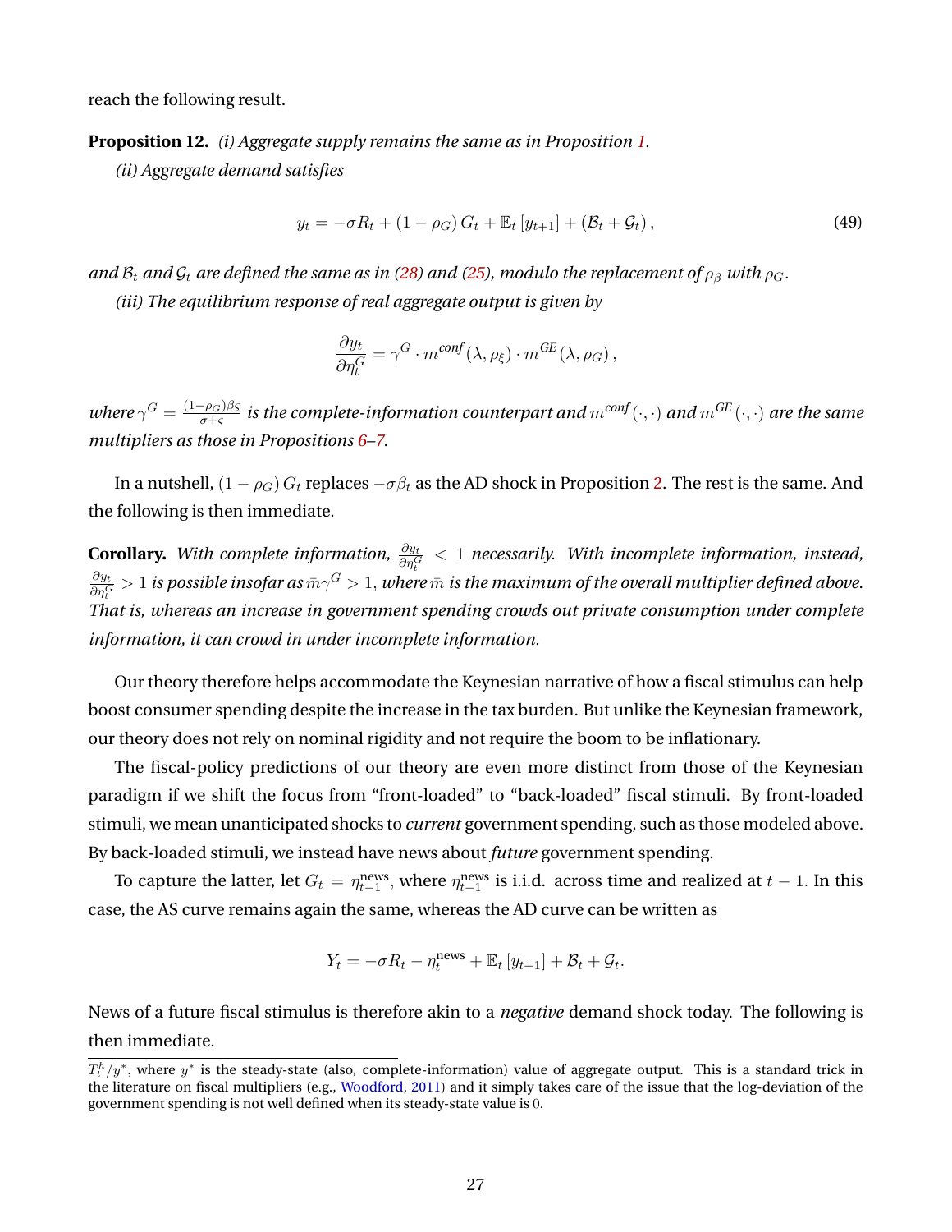reach the following result.

**Proposition 12.** *(i) Aggregate supply remains the same as in Proposition 1.*

*(ii) Aggregate demand satisfies*

$$y_t = -\sigma R_t + (1 - \rho_G) G_t + \mathbb{E}_t [y_{t+1}] + (\mathcal{B}_t + \mathcal{G}_t), \tag{49}$$

*and $\mathcal{B}_t$ and $\mathcal{G}_t$ are defined the same as in (28) and (25), modulo the replacement of $\rho_\beta$ with $\rho_G$.*

*(iii) The equilibrium response of real aggregate output is given by*

$$\frac{\partial y_t}{\partial \eta_t^G} = \gamma^G \cdot m^{conf}(\lambda, \rho_\xi) \cdot m^{GE}(\lambda, \rho_G),$$

*where $\gamma^G = \frac{(1-\rho_G)\beta\varsigma}{\sigma+\varsigma}$ is the complete-information counterpart and $m^{conf}(\cdot,\cdot)$ and $m^{GE}(\cdot,\cdot)$ are the same multipliers as those in Propositions 6–7.*

In a nutshell, $(1 - \rho_G) G_t$ replaces $-\sigma\beta_t$ as the AD shock in Proposition 2. The rest is the same. And the following is then immediate.

**Corollary.** *With complete information, $\frac{\partial y_t}{\partial \eta_t^G} < 1$ necessarily. With incomplete information, instead, $\frac{\partial y_t}{\partial \eta_t^G} > 1$ is possible insofar as $\bar{m}\gamma^G > 1$, where $\bar{m}$ is the maximum of the overall multiplier defined above. That is, whereas an increase in government spending crowds out private consumption under complete information, it can crowd in under incomplete information.*

Our theory therefore helps accommodate the Keynesian narrative of how a fiscal stimulus can help boost consumer spending despite the increase in the tax burden. But unlike the Keynesian framework, our theory does not rely on nominal rigidity and not require the boom to be inflationary.

The fiscal-policy predictions of our theory are even more distinct from those of the Keynesian paradigm if we shift the focus from "front-loaded" to "back-loaded" fiscal stimuli. By front-loaded stimuli, we mean unanticipated shocks to *current* government spending, such as those modeled above. By back-loaded stimuli, we instead have news about *future* government spending.

To capture the latter, let $G_t = \eta_{t-1}^{\text{news}}$, where $\eta_{t-1}^{\text{news}}$ is i.i.d. across time and realized at $t-1$. In this case, the AS curve remains again the same, whereas the AD curve can be written as

$$Y_t = -\sigma R_t - \eta_t^{\text{news}} + \mathbb{E}_t [y_{t+1}] + \mathcal{B}_t + \mathcal{G}_t.$$

News of a future fiscal stimulus is therefore akin to a *negative* demand shock today. The following is then immediate.

$T_t^h / y^*$, where $y^*$ is the steady-state (also, complete-information) value of aggregate output. This is a standard trick in the literature on fiscal multipliers (e.g., Woodford, 2011) and it simply takes care of the issue that the log-deviation of the government spending is not well defined when its steady-state value is 0.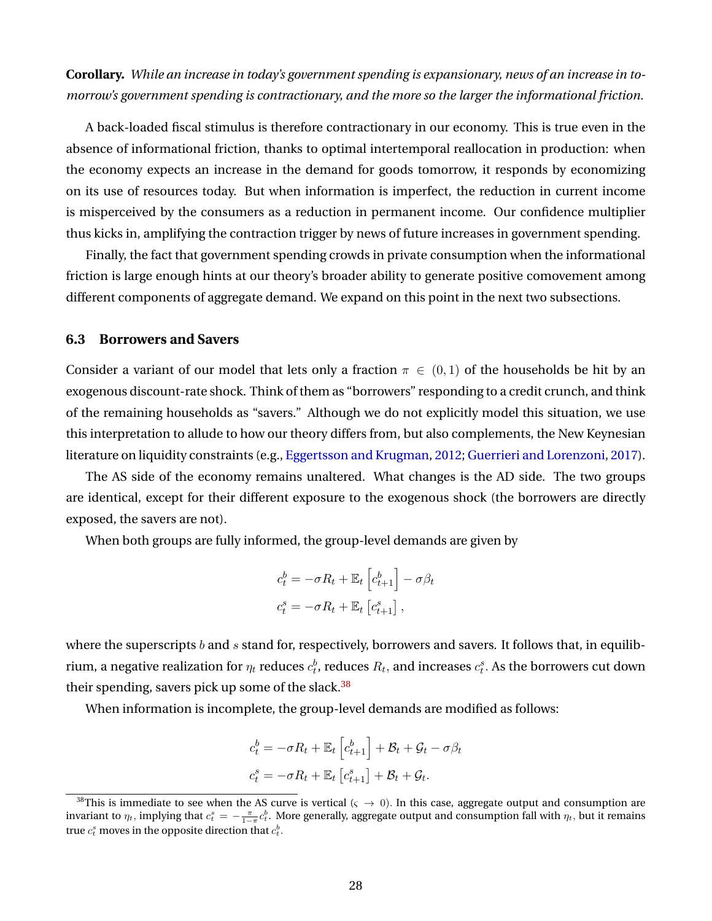**Corollary.** *While an increase in today's government spending is expansionary, news of an increase in tomorrow's government spending is contractionary, and the more so the larger the informational friction.*

A back-loaded fiscal stimulus is therefore contractionary in our economy. This is true even in the absence of informational friction, thanks to optimal intertemporal reallocation in production: when the economy expects an increase in the demand for goods tomorrow, it responds by economizing on its use of resources today. But when information is imperfect, the reduction in current income is misperceived by the consumers as a reduction in permanent income. Our confidence multiplier thus kicks in, amplifying the contraction trigger by news of future increases in government spending.

Finally, the fact that government spending crowds in private consumption when the informational friction is large enough hints at our theory's broader ability to generate positive comovement among different components of aggregate demand. We expand on this point in the next two subsections.

### 6.3 Borrowers and Savers

Consider a variant of our model that lets only a fraction $\pi \in (0,1)$ of the households be hit by an exogenous discount-rate shock. Think of them as "borrowers" responding to a credit crunch, and think of the remaining households as "savers." Although we do not explicitly model this situation, we use this interpretation to allude to how our theory differs from, but also complements, the New Keynesian literature on liquidity constraints (e.g., Eggertsson and Krugman, 2012; Guerrieri and Lorenzoni, 2017).

The AS side of the economy remains unaltered. What changes is the AD side. The two groups are identical, except for their different exposure to the exogenous shock (the borrowers are directly exposed, the savers are not).

When both groups are fully informed, the group-level demands are given by

$$c_t^b = -\sigma R_t + \mathbb{E}_t\left[c_{t+1}^b\right] - \sigma\beta_t$$
$$c_t^s = -\sigma R_t + \mathbb{E}_t\left[c_{t+1}^s\right],$$

where the superscripts $b$ and $s$ stand for, respectively, borrowers and savers. It follows that, in equilibrium, a negative realization for $\eta_t$ reduces $c_t^b$, reduces $R_t$, and increases $c_t^s$. As the borrowers cut down their spending, savers pick up some of the slack.[38]

When information is incomplete, the group-level demands are modified as follows:

$$c_t^b = -\sigma R_t + \mathbb{E}_t\left[c_{t+1}^b\right] + \mathcal{B}_t + \mathcal{G}_t - \sigma\beta_t$$
$$c_t^s = -\sigma R_t + \mathbb{E}_t\left[c_{t+1}^s\right] + \mathcal{B}_t + \mathcal{G}_t.$$

[38] This is immediate to see when the AS curve is vertical ($\varsigma \to 0$). In this case, aggregate output and consumption are invariant to $\eta_t$, implying that $c_t^s = -\frac{\pi}{1-\pi}c_t^b$. More generally, aggregate output and consumption fall with $\eta_t$, but it remains true $c_t^s$ moves in the opposite direction that $c_t^b$.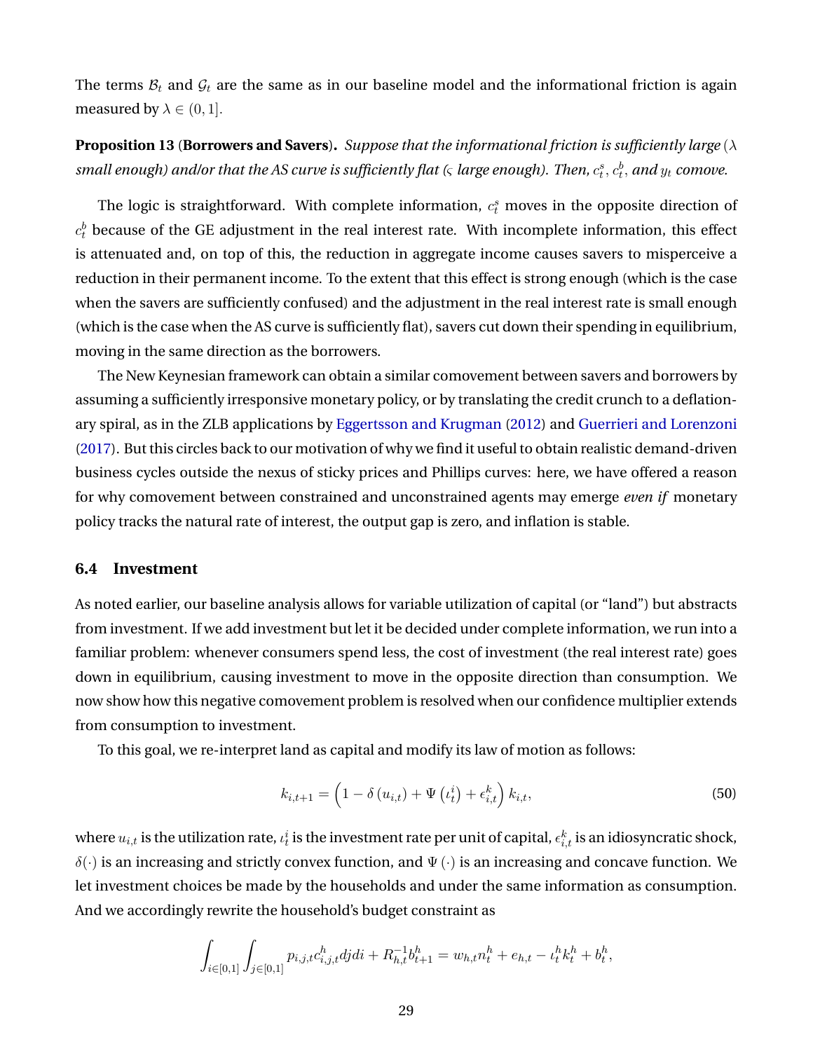The terms $\mathcal{B}_t$ and $\mathcal{G}_t$ are the same as in our baseline model and the informational friction is again measured by $\lambda \in (0, 1]$.

**Proposition 13 (Borrowers and Savers).** *Suppose that the informational friction is sufficiently large ($\lambda$ small enough) and/or that the AS curve is sufficiently flat ($\varsigma$ large enough). Then, $c_t^s$, $c_t^b$, and $y_t$ comove.*

The logic is straightforward. With complete information, $c_t^s$ moves in the opposite direction of $c_t^b$ because of the GE adjustment in the real interest rate. With incomplete information, this effect is attenuated and, on top of this, the reduction in aggregate income causes savers to misperceive a reduction in their permanent income. To the extent that this effect is strong enough (which is the case when the savers are sufficiently confused) and the adjustment in the real interest rate is small enough (which is the case when the AS curve is sufficiently flat), savers cut down their spending in equilibrium, moving in the same direction as the borrowers.

The New Keynesian framework can obtain a similar comovement between savers and borrowers by assuming a sufficiently irresponsive monetary policy, or by translating the credit crunch to a deflationary spiral, as in the ZLB applications by Eggertsson and Krugman (2012) and Guerrieri and Lorenzoni (2017). But this circles back to our motivation of why we find it useful to obtain realistic demand-driven business cycles outside the nexus of sticky prices and Phillips curves: here, we have offered a reason for why comovement between constrained and unconstrained agents may emerge *even if* monetary policy tracks the natural rate of interest, the output gap is zero, and inflation is stable.

### 6.4 Investment

As noted earlier, our baseline analysis allows for variable utilization of capital (or "land") but abstracts from investment. If we add investment but let it be decided under complete information, we run into a familiar problem: whenever consumers spend less, the cost of investment (the real interest rate) goes down in equilibrium, causing investment to move in the opposite direction than consumption. We now show how this negative comovement problem is resolved when our confidence multiplier extends from consumption to investment.

To this goal, we re-interpret land as capital and modify its law of motion as follows:

$$k_{i,t+1} = \left(1 - \delta\left(u_{i,t}\right) + \Psi\left(\iota_t^i\right) + \epsilon_{i,t}^k\right) k_{i,t}, \tag{50}$$

where $u_{i,t}$ is the utilization rate, $\iota_t^i$ is the investment rate per unit of capital, $\epsilon_{i,t}^k$ is an idiosyncratic shock, $\delta(\cdot)$ is an increasing and strictly convex function, and $\Psi(\cdot)$ is an increasing and concave function. We let investment choices be made by the households and under the same information as consumption. And we accordingly rewrite the household's budget constraint as

$$\int_{i\in[0,1]}\int_{j\in[0,1]} p_{i,j,t} c_{i,j,t}^h dj di + R_{h,t}^{-1} b_{t+1}^h = w_{h,t} n_t^h + e_{h,t} - \iota_t^h k_t^h + b_t^h,$$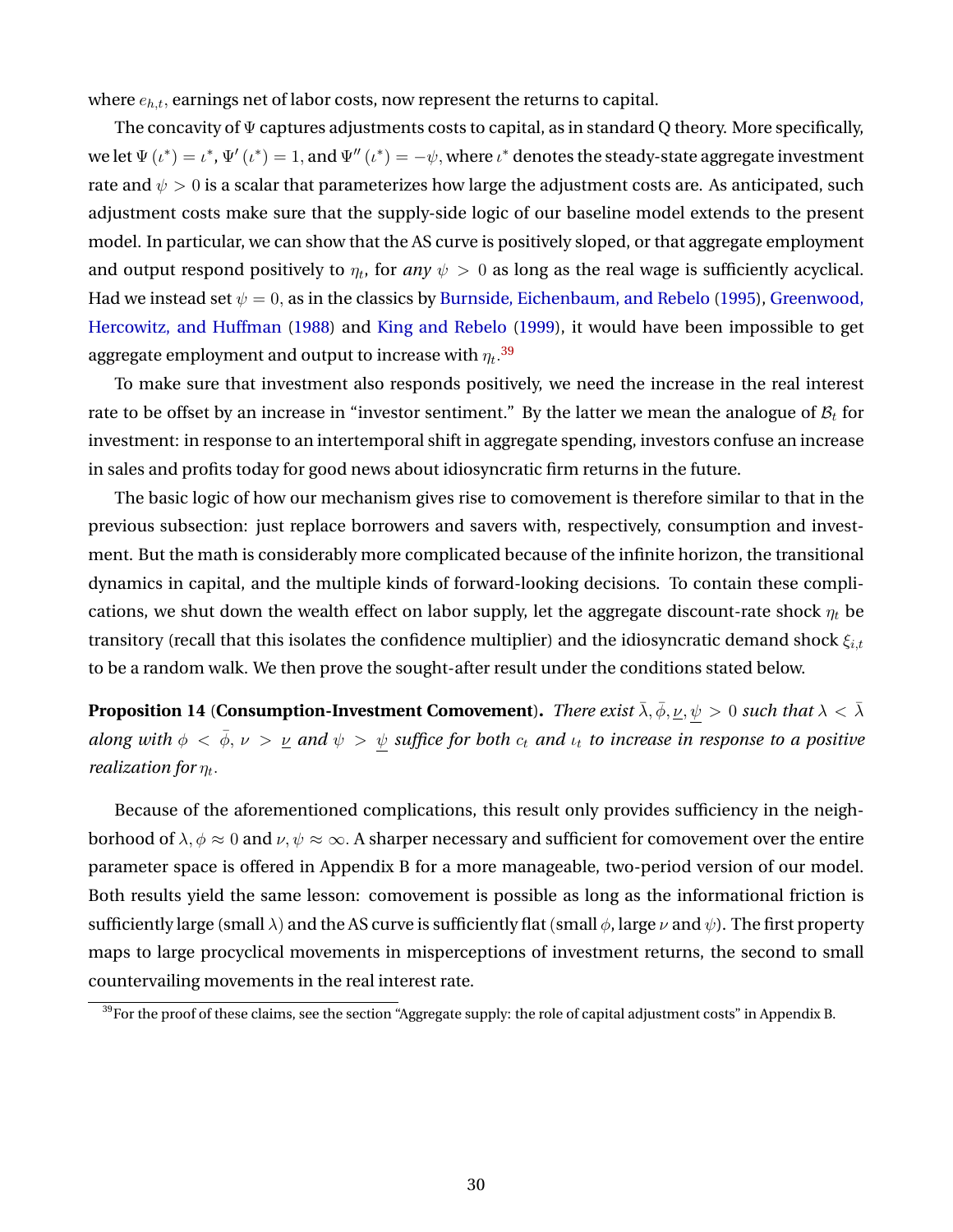where $e_{h,t}$, earnings net of labor costs, now represent the returns to capital.

The concavity of $\Psi$ captures adjustments costs to capital, as in standard Q theory. More specifically, we let $\Psi(\iota^*) = \iota^*$, $\Psi'(\iota^*) = 1$, and $\Psi''(\iota^*) = -\psi$, where $\iota^*$ denotes the steady-state aggregate investment rate and $\psi > 0$ is a scalar that parameterizes how large the adjustment costs are. As anticipated, such adjustment costs make sure that the supply-side logic of our baseline model extends to the present model. In particular, we can show that the AS curve is positively sloped, or that aggregate employment and output respond positively to $\eta_t$, for *any* $\psi > 0$ as long as the real wage is sufficiently acyclical. Had we instead set $\psi = 0$, as in the classics by Burnside, Eichenbaum, and Rebelo (1995), Greenwood, Hercowitz, and Huffman (1988) and King and Rebelo (1999), it would have been impossible to get aggregate employment and output to increase with $\eta_t$.[39]

To make sure that investment also responds positively, we need the increase in the real interest rate to be offset by an increase in "investor sentiment." By the latter we mean the analogue of $\mathcal{B}_t$ for investment: in response to an intertemporal shift in aggregate spending, investors confuse an increase in sales and profits today for good news about idiosyncratic firm returns in the future.

The basic logic of how our mechanism gives rise to comovement is therefore similar to that in the previous subsection: just replace borrowers and savers with, respectively, consumption and investment. But the math is considerably more complicated because of the infinite horizon, the transitional dynamics in capital, and the multiple kinds of forward-looking decisions. To contain these complications, we shut down the wealth effect on labor supply, let the aggregate discount-rate shock $\eta_t$ be transitory (recall that this isolates the confidence multiplier) and the idiosyncratic demand shock $\xi_{i,t}$ to be a random walk. We then prove the sought-after result under the conditions stated below.

**Proposition 14** (**Consumption-Investment Comovement**). *There exist $\bar{\lambda}, \bar{\phi}, \underline{\nu}, \underline{\psi} > 0$ such that $\lambda < \bar{\lambda}$ along with $\phi < \bar{\phi}$, $\nu > \underline{\nu}$ and $\psi > \underline{\psi}$ suffice for both $c_t$ and $\iota_t$ to increase in response to a positive realization for $\eta_t$.*

Because of the aforementioned complications, this result only provides sufficiency in the neighborhood of $\lambda, \phi \approx 0$ and $\nu, \psi \approx \infty$. A sharper necessary and sufficient for comovement over the entire parameter space is offered in Appendix B for a more manageable, two-period version of our model. Both results yield the same lesson: comovement is possible as long as the informational friction is sufficiently large (small $\lambda$) and the AS curve is sufficiently flat (small $\phi$, large $\nu$ and $\psi$). The first property maps to large procyclical movements in misperceptions of investment returns, the second to small countervailing movements in the real interest rate.

[39] For the proof of these claims, see the section "Aggregate supply: the role of capital adjustment costs" in Appendix B.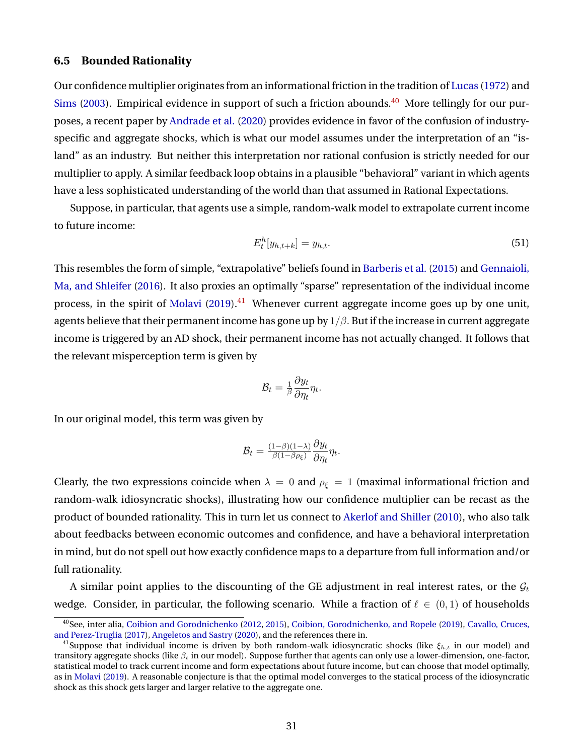### 6.5 Bounded Rationality

Our confidence multiplier originates from an informational friction in the tradition of Lucas (1972) and Sims (2003). Empirical evidence in support of such a friction abounds.[40] More tellingly for our purposes, a recent paper by Andrade et al. (2020) provides evidence in favor of the confusion of industry-specific and aggregate shocks, which is what our model assumes under the interpretation of an "island" as an industry. But neither this interpretation nor rational confusion is strictly needed for our multiplier to apply. A similar feedback loop obtains in a plausible "behavioral" variant in which agents have a less sophisticated understanding of the world than that assumed in Rational Expectations.

Suppose, in particular, that agents use a simple, random-walk model to extrapolate current income to future income:

$$E_t^h[y_{h,t+k}] = y_{h,t}. \tag{51}$$

This resembles the form of simple, "extrapolative" beliefs found in Barberis et al. (2015) and Gennaioli, Ma, and Shleifer (2016). It also proxies an optimally "sparse" representation of the individual income process, in the spirit of Molavi (2019).[41] Whenever current aggregate income goes up by one unit, agents believe that their permanent income has gone up by $1/\beta$. But if the increase in current aggregate income is triggered by an AD shock, their permanent income has not actually changed. It follows that the relevant misperception term is given by

$$\mathcal{B}_t = \tfrac{1}{\beta} \frac{\partial y_t}{\partial \eta_t} \eta_t.$$

In our original model, this term was given by

$$\mathcal{B}_t = \tfrac{(1-\beta)(1-\lambda)}{\beta(1-\beta\rho_\xi)} \frac{\partial y_t}{\partial \eta_t} \eta_t.$$

Clearly, the two expressions coincide when $\lambda = 0$ and $\rho_\xi = 1$ (maximal informational friction and random-walk idiosyncratic shocks), illustrating how our confidence multiplier can be recast as the product of bounded rationality. This in turn let us connect to Akerlof and Shiller (2010), who also talk about feedbacks between economic outcomes and confidence, and have a behavioral interpretation in mind, but do not spell out how exactly confidence maps to a departure from full information and/or full rationality.

A similar point applies to the discounting of the GE adjustment in real interest rates, or the $\mathcal{G}_t$ wedge. Consider, in particular, the following scenario. While a fraction of $\ell \in (0,1)$ of households

[40] See, inter alia, Coibion and Gorodnichenko (2012, 2015), Coibion, Gorodnichenko, and Ropele (2019), Cavallo, Cruces, and Perez-Truglia (2017), Angeletos and Sastry (2020), and the references there in.

[41] Suppose that individual income is driven by both random-walk idiosyncratic shocks (like $\xi_{h,t}$ in our model) and transitory aggregate shocks (like $\beta_t$ in our model). Suppose further that agents can only use a lower-dimension, one-factor, statistical model to track current income and form expectations about future income, but can choose that model optimally, as in Molavi (2019). A reasonable conjecture is that the optimal model converges to the statical process of the idiosyncratic shock as this shock gets larger and larger relative to the aggregate one.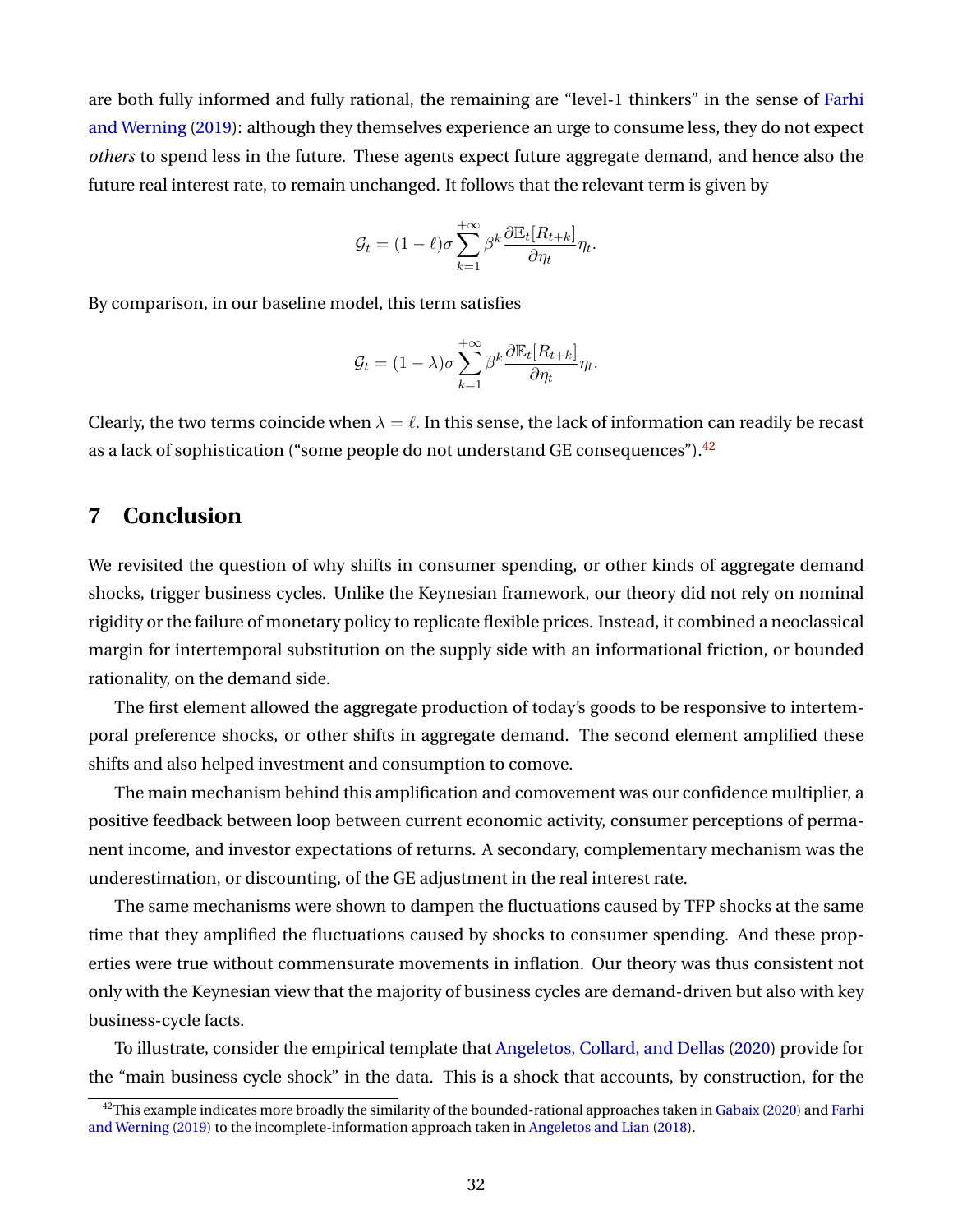are both fully informed and fully rational, the remaining are "level-1 thinkers" in the sense of Farhi and Werning (2019): although they themselves experience an urge to consume less, they do not expect *others* to spend less in the future. These agents expect future aggregate demand, and hence also the future real interest rate, to remain unchanged. It follows that the relevant term is given by

$$\mathcal{G}_t = (1-\ell)\sigma \sum_{k=1}^{+\infty} \beta^k \frac{\partial \mathbb{E}_t[R_{t+k}]}{\partial \eta_t}\eta_t.$$

By comparison, in our baseline model, this term satisfies

$$\mathcal{G}_t = (1-\lambda)\sigma \sum_{k=1}^{+\infty} \beta^k \frac{\partial \mathbb{E}_t[R_{t+k}]}{\partial \eta_t}\eta_t.$$

Clearly, the two terms coincide when $\lambda = \ell$. In this sense, the lack of information can readily be recast as a lack of sophistication ("some people do not understand GE consequences").[42]

## 7 Conclusion

We revisited the question of why shifts in consumer spending, or other kinds of aggregate demand shocks, trigger business cycles. Unlike the Keynesian framework, our theory did not rely on nominal rigidity or the failure of monetary policy to replicate flexible prices. Instead, it combined a neoclassical margin for intertemporal substitution on the supply side with an informational friction, or bounded rationality, on the demand side.

The first element allowed the aggregate production of today's goods to be responsive to intertemporal preference shocks, or other shifts in aggregate demand. The second element amplified these shifts and also helped investment and consumption to comove.

The main mechanism behind this amplification and comovement was our confidence multiplier, a positive feedback between loop between current economic activity, consumer perceptions of permanent income, and investor expectations of returns. A secondary, complementary mechanism was the underestimation, or discounting, of the GE adjustment in the real interest rate.

The same mechanisms were shown to dampen the fluctuations caused by TFP shocks at the same time that they amplified the fluctuations caused by shocks to consumer spending. And these properties were true without commensurate movements in inflation. Our theory was thus consistent not only with the Keynesian view that the majority of business cycles are demand-driven but also with key business-cycle facts.

To illustrate, consider the empirical template that Angeletos, Collard, and Dellas (2020) provide for the "main business cycle shock" in the data. This is a shock that accounts, by construction, for the

[42] This example indicates more broadly the similarity of the bounded-rational approaches taken in Gabaix (2020) and Farhi and Werning (2019) to the incomplete-information approach taken in Angeletos and Lian (2018).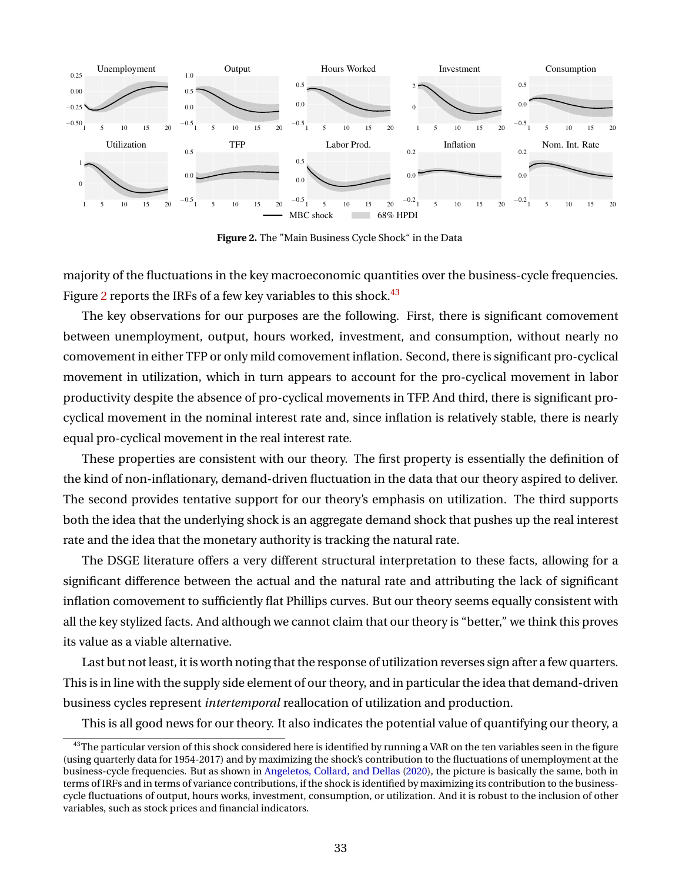Unemployment
0.25
0.00
−0.25
−0.50
1 5 10 15 20

Output
1.0
0.5
0.0
−0.5
1 5 10 15 20

Hours Worked
0.5
0.0
−0.5
1 5 10 15 20

Investment
2
0
1 5 10 15 20

Consumption
0.5
0.0
−0.5
1 5 10 15 20

Utilization
1
0
1 5 10 15 20

TFP
0.5
0.0
−0.5
1 5 10 15 20

Labor Prod.
0.5
0.0
−0.5
1 5 10 15 20

Inflation
0.2
0.0
−0.2
1 5 10 15 20

Nom. Int. Rate
0.2
0.0
−0.2
1 5 10 15 20

MBC shock    68% HPDI

**Figure 2.** The "Main Business Cycle Shock" in the Data

majority of the fluctuations in the key macroeconomic quantities over the business-cycle frequencies. Figure 2 reports the IRFs of a few key variables to this shock.[43]

The key observations for our purposes are the following. First, there is significant comovement between unemployment, output, hours worked, investment, and consumption, without nearly no comovement in either TFP or only mild comovement inflation. Second, there is significant pro-cyclical movement in utilization, which in turn appears to account for the pro-cyclical movement in labor productivity despite the absence of pro-cyclical movements in TFP. And third, there is significant pro-cyclical movement in the nominal interest rate and, since inflation is relatively stable, there is nearly equal pro-cyclical movement in the real interest rate.

These properties are consistent with our theory. The first property is essentially the definition of the kind of non-inflationary, demand-driven fluctuation in the data that our theory aspired to deliver. The second provides tentative support for our theory's emphasis on utilization. The third supports both the idea that the underlying shock is an aggregate demand shock that pushes up the real interest rate and the idea that the monetary authority is tracking the natural rate.

The DSGE literature offers a very different structural interpretation to these facts, allowing for a significant difference between the actual and the natural rate and attributing the lack of significant inflation comovement to sufficiently flat Phillips curves. But our theory seems equally consistent with all the key stylized facts. And although we cannot claim that our theory is "better," we think this proves its value as a viable alternative.

Last but not least, it is worth noting that the response of utilization reverses sign after a few quarters. This is in line with the supply side element of our theory, and in particular the idea that demand-driven business cycles represent *intertemporal* reallocation of utilization and production.

This is all good news for our theory. It also indicates the potential value of quantifying our theory, a

[43]The particular version of this shock considered here is identified by running a VAR on the ten variables seen in the figure (using quarterly data for 1954-2017) and by maximizing the shock's contribution to the fluctuations of unemployment at the business-cycle frequencies. But as shown in Angeletos, Collard, and Dellas (2020), the picture is basically the same, both in terms of IRFs and in terms of variance contributions, if the shock is identified by maximizing its contribution to the business-cycle fluctuations of output, hours works, investment, consumption, or utilization. And it is robust to the inclusion of other variables, such as stock prices and financial indicators.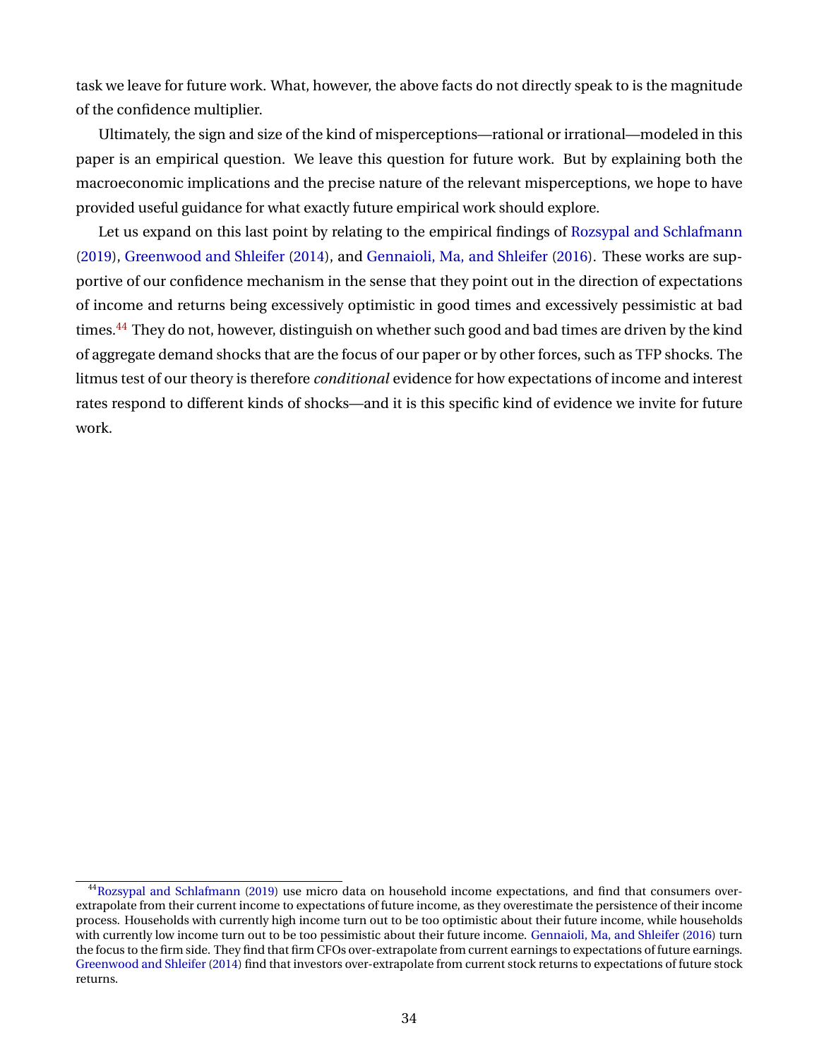task we leave for future work. What, however, the above facts do not directly speak to is the magnitude of the confidence multiplier.

Ultimately, the sign and size of the kind of misperceptions—rational or irrational—modeled in this paper is an empirical question. We leave this question for future work. But by explaining both the macroeconomic implications and the precise nature of the relevant misperceptions, we hope to have provided useful guidance for what exactly future empirical work should explore.

Let us expand on this last point by relating to the empirical findings of Rozsypal and Schlafmann (2019), Greenwood and Shleifer (2014), and Gennaioli, Ma, and Shleifer (2016). These works are supportive of our confidence mechanism in the sense that they point out in the direction of expectations of income and returns being excessively optimistic in good times and excessively pessimistic at bad times.[44] They do not, however, distinguish on whether such good and bad times are driven by the kind of aggregate demand shocks that are the focus of our paper or by other forces, such as TFP shocks. The litmus test of our theory is therefore *conditional* evidence for how expectations of income and interest rates respond to different kinds of shocks—and it is this specific kind of evidence we invite for future work.

[44] Rozsypal and Schlafmann (2019) use micro data on household income expectations, and find that consumers over-extrapolate from their current income to expectations of future income, as they overestimate the persistence of their income process. Households with currently high income turn out to be too optimistic about their future income, while households with currently low income turn out to be too pessimistic about their future income. Gennaioli, Ma, and Shleifer (2016) turn the focus to the firm side. They find that firm CFOs over-extrapolate from current earnings to expectations of future earnings. Greenwood and Shleifer (2014) find that investors over-extrapolate from current stock returns to expectations of future stock returns.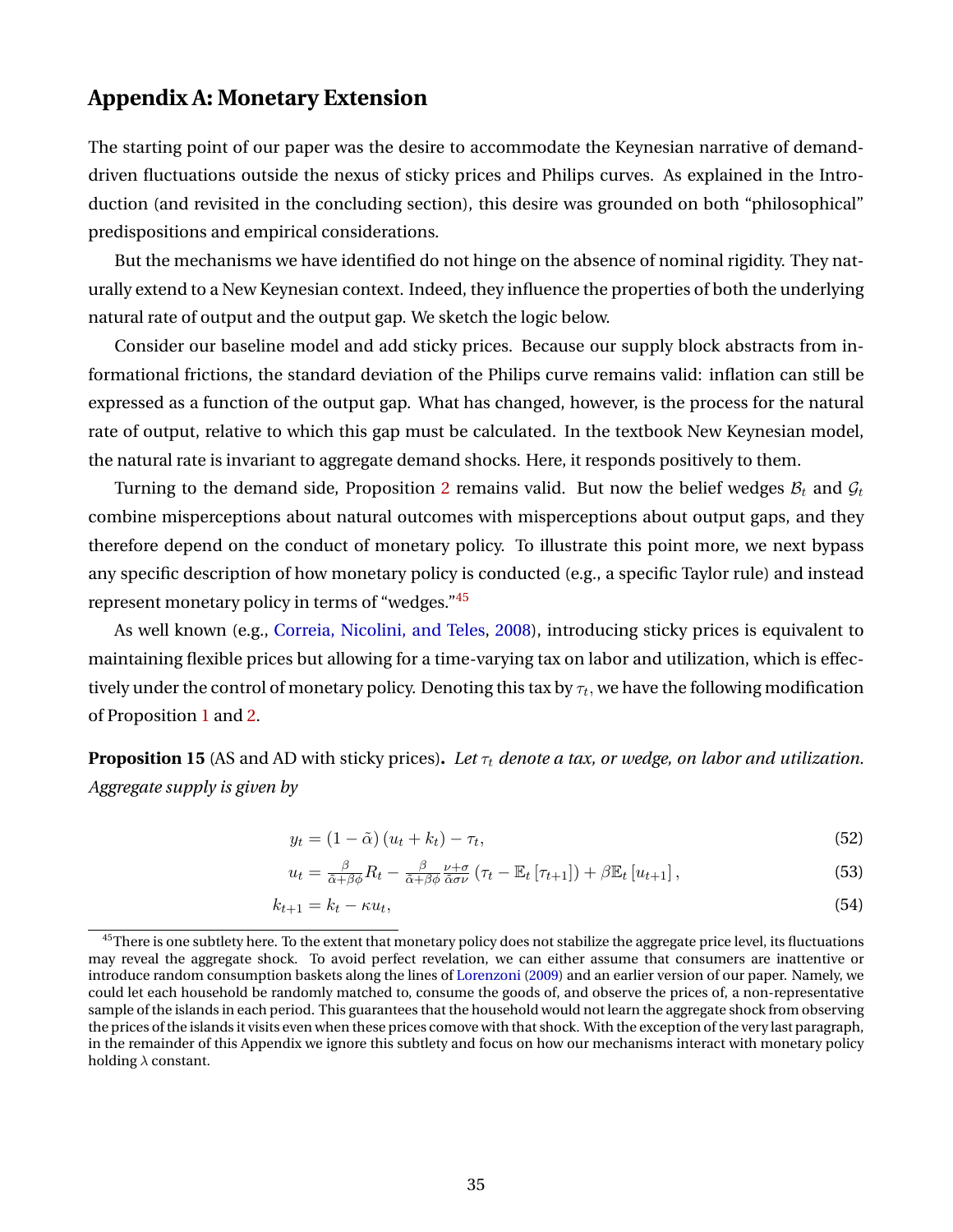## Appendix A: Monetary Extension

The starting point of our paper was the desire to accommodate the Keynesian narrative of demand-driven fluctuations outside the nexus of sticky prices and Philips curves. As explained in the Introduction (and revisited in the concluding section), this desire was grounded on both "philosophical" predispositions and empirical considerations.

But the mechanisms we have identified do not hinge on the absence of nominal rigidity. They naturally extend to a New Keynesian context. Indeed, they influence the properties of both the underlying natural rate of output and the output gap. We sketch the logic below.

Consider our baseline model and add sticky prices. Because our supply block abstracts from informational frictions, the standard deviation of the Philips curve remains valid: inflation can still be expressed as a function of the output gap. What has changed, however, is the process for the natural rate of output, relative to which this gap must be calculated. In the textbook New Keynesian model, the natural rate is invariant to aggregate demand shocks. Here, it responds positively to them.

Turning to the demand side, Proposition 2 remains valid. But now the belief wedges $\mathcal{B}_t$ and $\mathcal{G}_t$ combine misperceptions about natural outcomes with misperceptions about output gaps, and they therefore depend on the conduct of monetary policy. To illustrate this point more, we next bypass any specific description of how monetary policy is conducted (e.g., a specific Taylor rule) and instead represent monetary policy in terms of "wedges."[45]

As well known (e.g., Correia, Nicolini, and Teles, 2008), introducing sticky prices is equivalent to maintaining flexible prices but allowing for a time-varying tax on labor and utilization, which is effectively under the control of monetary policy. Denoting this tax by $\tau_t$, we have the following modification of Proposition 1 and 2.

**Proposition 15** (AS and AD with sticky prices)**.** *Let $\tau_t$ denote a tax, or wedge, on labor and utilization. Aggregate supply is given by*

$$y_t = (1 - \tilde{\alpha})(u_t + k_t) - \tau_t, \tag{52}$$

$$u_t = \frac{\beta}{\tilde{\alpha} + \beta\phi} R_t - \frac{\beta}{\tilde{\alpha} + \beta\phi} \frac{\nu + \sigma}{\tilde{\alpha}\sigma\nu} (\tau_t - \mathbb{E}_t[\tau_{t+1}]) + \beta \mathbb{E}_t[u_{t+1}], \tag{53}$$

$$k_{t+1} = k_t - \kappa u_t, \tag{54}$$

[45] There is one subtlety here. To the extent that monetary policy does not stabilize the aggregate price level, its fluctuations may reveal the aggregate shock. To avoid perfect revelation, we can either assume that consumers are inattentive or introduce random consumption baskets along the lines of Lorenzoni (2009) and an earlier version of our paper. Namely, we could let each household be randomly matched to, consume the goods of, and observe the prices of, a non-representative sample of the islands in each period. This guarantees that the household would not learn the aggregate shock from observing the prices of the islands it visits even when these prices comove with that shock. With the exception of the very last paragraph, in the remainder of this Appendix we ignore this subtlety and focus on how our mechanisms interact with monetary policy holding $\lambda$ constant.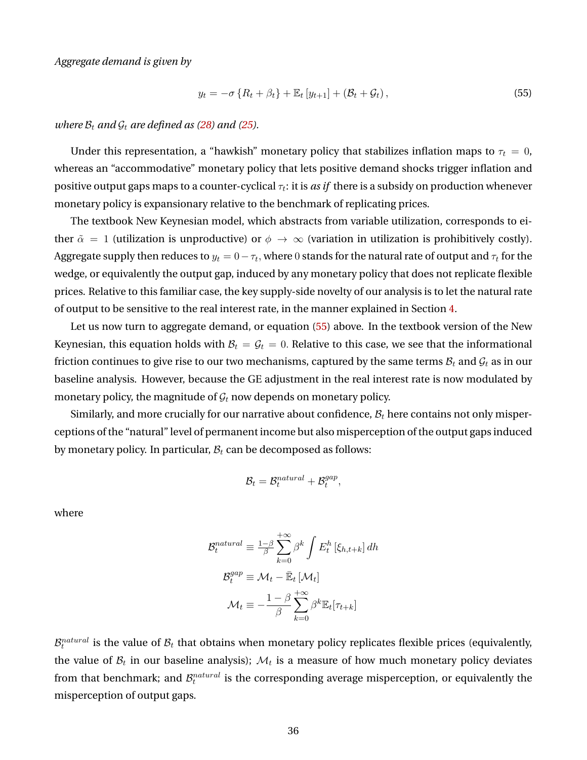*Aggregate demand is given by*

$$y_t = -\sigma \{R_t + \beta_t\} + \mathbb{E}_t [y_{t+1}] + (\mathcal{B}_t + \mathcal{G}_t), \tag{55}$$

*where $\mathcal{B}_t$ and $\mathcal{G}_t$ are defined as (28) and (25).*

Under this representation, a "hawkish" monetary policy that stabilizes inflation maps to $\tau_t = 0$, whereas an "accommodative" monetary policy that lets positive demand shocks trigger inflation and positive output gaps maps to a counter-cyclical $\tau_t$: it is *as if* there is a subsidy on production whenever monetary policy is expansionary relative to the benchmark of replicating prices.

The textbook New Keynesian model, which abstracts from variable utilization, corresponds to either $\tilde{\alpha} = 1$ (utilization is unproductive) or $\phi \to \infty$ (variation in utilization is prohibitively costly). Aggregate supply then reduces to $y_t = 0 - \tau_t$, where $0$ stands for the natural rate of output and $\tau_t$ for the wedge, or equivalently the output gap, induced by any monetary policy that does not replicate flexible prices. Relative to this familiar case, the key supply-side novelty of our analysis is to let the natural rate of output to be sensitive to the real interest rate, in the manner explained in Section 4.

Let us now turn to aggregate demand, or equation (55) above. In the textbook version of the New Keynesian, this equation holds with $\mathcal{B}_t = \mathcal{G}_t = 0$. Relative to this case, we see that the informational friction continues to give rise to our two mechanisms, captured by the same terms $\mathcal{B}_t$ and $\mathcal{G}_t$ as in our baseline analysis. However, because the GE adjustment in the real interest rate is now modulated by monetary policy, the magnitude of $\mathcal{G}_t$ now depends on monetary policy.

Similarly, and more crucially for our narrative about confidence, $\mathcal{B}_t$ here contains not only misperceptions of the "natural" level of permanent income but also misperception of the output gaps induced by monetary policy. In particular, $\mathcal{B}_t$ can be decomposed as follows:

$$\mathcal{B}_t = \mathcal{B}_t^{natural} + \mathcal{B}_t^{gap},$$

where

$$\mathcal{B}_t^{natural} \equiv \tfrac{1-\beta}{\beta} \sum_{k=0}^{+\infty} \beta^k \int E_t^h [\xi_{h,t+k}] \, dh$$

$$\mathcal{B}_t^{gap} \equiv \mathcal{M}_t - \bar{\mathbb{E}}_t [\mathcal{M}_t]$$

$$\mathcal{M}_t \equiv -\frac{1-\beta}{\beta} \sum_{k=0}^{+\infty} \beta^k \mathbb{E}_t [\tau_{t+k}]$$

$\mathcal{B}_t^{natural}$ is the value of $\mathcal{B}_t$ that obtains when monetary policy replicates flexible prices (equivalently, the value of $\mathcal{B}_t$ in our baseline analysis); $\mathcal{M}_t$ is a measure of how much monetary policy deviates from that benchmark; and $\mathcal{B}_t^{natural}$ is the corresponding average misperception, or equivalently the misperception of output gaps.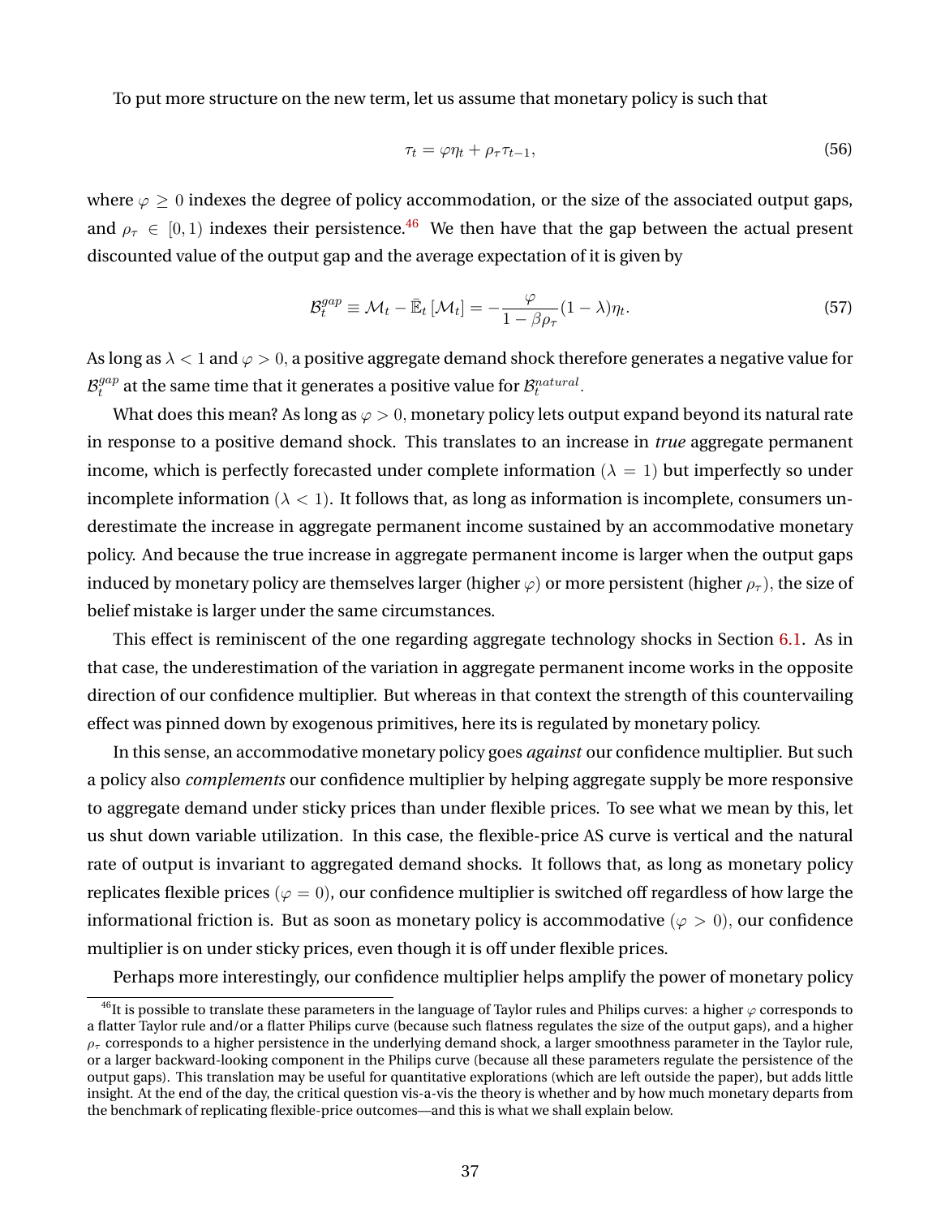To put more structure on the new term, let us assume that monetary policy is such that

$$\tau_t = \varphi \eta_t + \rho_\tau \tau_{t-1}, \tag{56}$$

where $\varphi \geq 0$ indexes the degree of policy accommodation, or the size of the associated output gaps, and $\rho_\tau \in [0,1)$ indexes their persistence.[46] We then have that the gap between the actual present discounted value of the output gap and the average expectation of it is given by

$$\mathcal{B}_t^{gap} \equiv \mathcal{M}_t - \bar{\mathbb{E}}_t\left[\mathcal{M}_t\right] = -\frac{\varphi}{1-\beta\rho_\tau}(1-\lambda)\eta_t. \tag{57}$$

As long as $\lambda < 1$ and $\varphi > 0$, a positive aggregate demand shock therefore generates a negative value for $\mathcal{B}_t^{gap}$ at the same time that it generates a positive value for $\mathcal{B}_t^{natural}$.

What does this mean? As long as $\varphi > 0$, monetary policy lets output expand beyond its natural rate in response to a positive demand shock. This translates to an increase in *true* aggregate permanent income, which is perfectly forecasted under complete information ($\lambda = 1$) but imperfectly so under incomplete information ($\lambda < 1$). It follows that, as long as information is incomplete, consumers underestimate the increase in aggregate permanent income sustained by an accommodative monetary policy. And because the true increase in aggregate permanent income is larger when the output gaps induced by monetary policy are themselves larger (higher $\varphi$) or more persistent (higher $\rho_\tau$), the size of belief mistake is larger under the same circumstances.

This effect is reminiscent of the one regarding aggregate technology shocks in Section 6.1. As in that case, the underestimation of the variation in aggregate permanent income works in the opposite direction of our confidence multiplier. But whereas in that context the strength of this countervailing effect was pinned down by exogenous primitives, here its is regulated by monetary policy.

In this sense, an accommodative monetary policy goes *against* our confidence multiplier. But such a policy also *complements* our confidence multiplier by helping aggregate supply be more responsive to aggregate demand under sticky prices than under flexible prices. To see what we mean by this, let us shut down variable utilization. In this case, the flexible-price AS curve is vertical and the natural rate of output is invariant to aggregated demand shocks. It follows that, as long as monetary policy replicates flexible prices ($\varphi = 0$), our confidence multiplier is switched off regardless of how large the informational friction is. But as soon as monetary policy is accommodative ($\varphi > 0$), our confidence multiplier is on under sticky prices, even though it is off under flexible prices.

Perhaps more interestingly, our confidence multiplier helps amplify the power of monetary policy

[46] It is possible to translate these parameters in the language of Taylor rules and Philips curves: a higher $\varphi$ corresponds to a flatter Taylor rule and/or a flatter Philips curve (because such flatness regulates the size of the output gaps), and a higher $\rho_\tau$ corresponds to a higher persistence in the underlying demand shock, a larger smoothness parameter in the Taylor rule, or a larger backward-looking component in the Philips curve (because all these parameters regulate the persistence of the output gaps). This translation may be useful for quantitative explorations (which are left outside the paper), but adds little insight. At the end of the day, the critical question vis-a-vis the theory is whether and by how much monetary departs from the benchmark of replicating flexible-price outcomes—and this is what we shall explain below.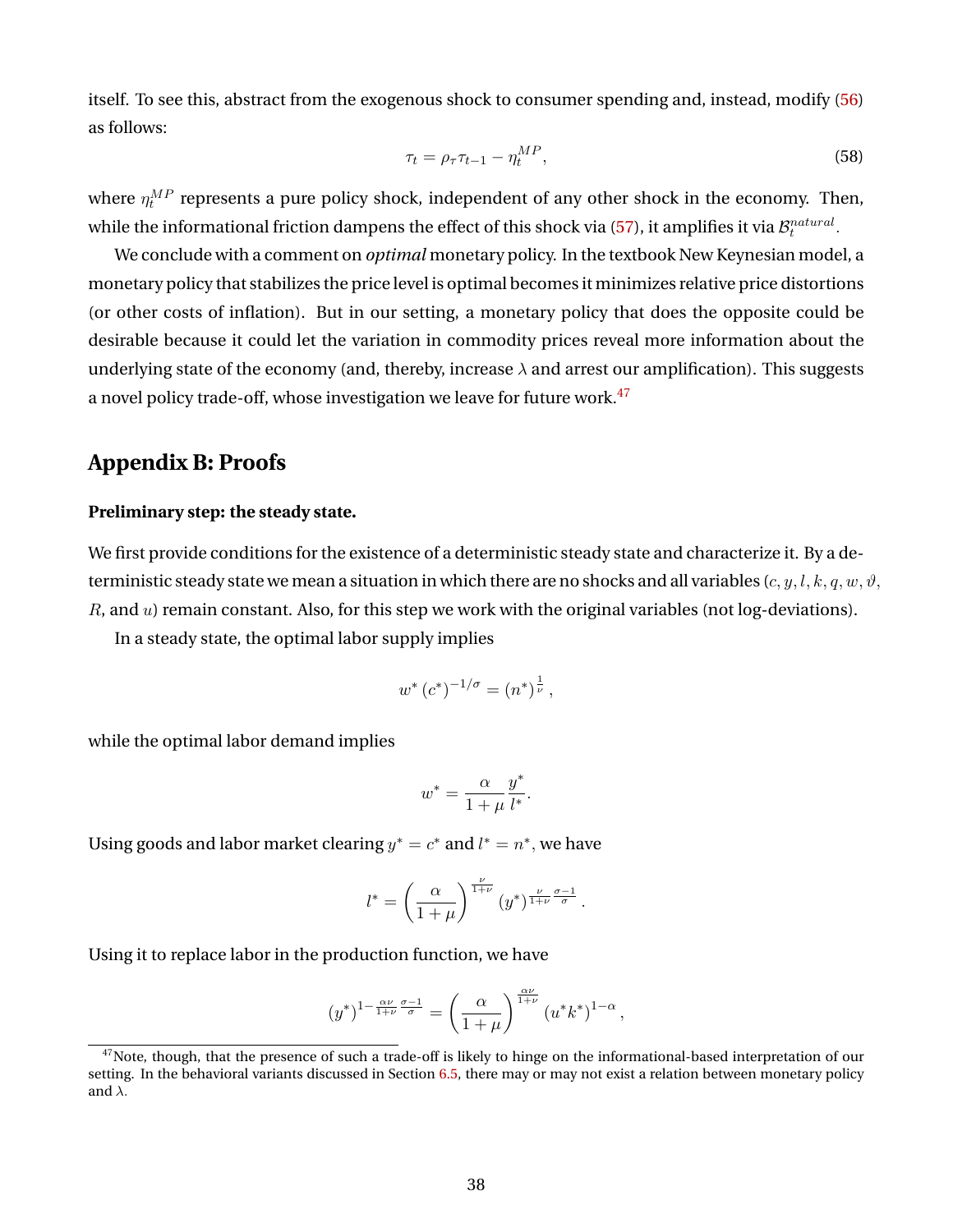itself. To see this, abstract from the exogenous shock to consumer spending and, instead, modify (56) as follows:

$$\tau_t = \rho_\tau \tau_{t-1} - \eta_t^{MP}, \tag{58}$$

where $\eta_t^{MP}$ represents a pure policy shock, independent of any other shock in the economy. Then, while the informational friction dampens the effect of this shock via (57), it amplifies it via $\mathcal{B}_t^{natural}$.

We conclude with a comment on *optimal* monetary policy. In the textbook New Keynesian model, a monetary policy that stabilizes the price level is optimal becomes it minimizes relative price distortions (or other costs of inflation). But in our setting, a monetary policy that does the opposite could be desirable because it could let the variation in commodity prices reveal more information about the underlying state of the economy (and, thereby, increase $\lambda$ and arrest our amplification). This suggests a novel policy trade-off, whose investigation we leave for future work.[47]

## Appendix B: Proofs

**Preliminary step: the steady state.**

We first provide conditions for the existence of a deterministic steady state and characterize it. By a deterministic steady state we mean a situation in which there are no shocks and all variables ($c, y, l, k, q, w, \vartheta$, $R$, and $u$) remain constant. Also, for this step we work with the original variables (not log-deviations).

In a steady state, the optimal labor supply implies

$$w^* (c^*)^{-1/\sigma} = (n^*)^{\frac{1}{\nu}},$$

while the optimal labor demand implies

$$w^* = \frac{\alpha}{1+\mu} \frac{y^*}{l^*}.$$

Using goods and labor market clearing $y^* = c^*$ and $l^* = n^*$, we have

$$l^* = \left(\frac{\alpha}{1+\mu}\right)^{\frac{\nu}{1+\nu}} (y^*)^{\frac{\nu}{1+\nu}\frac{\sigma-1}{\sigma}}.$$

Using it to replace labor in the production function, we have

$$(y^*)^{1-\frac{\alpha\nu}{1+\nu}\frac{\sigma-1}{\sigma}} = \left(\frac{\alpha}{1+\mu}\right)^{\frac{\alpha\nu}{1+\nu}} (u^* k^*)^{1-\alpha},$$

[47] Note, though, that the presence of such a trade-off is likely to hinge on the informational-based interpretation of our setting. In the behavioral variants discussed in Section 6.5, there may or may not exist a relation between monetary policy and $\lambda$.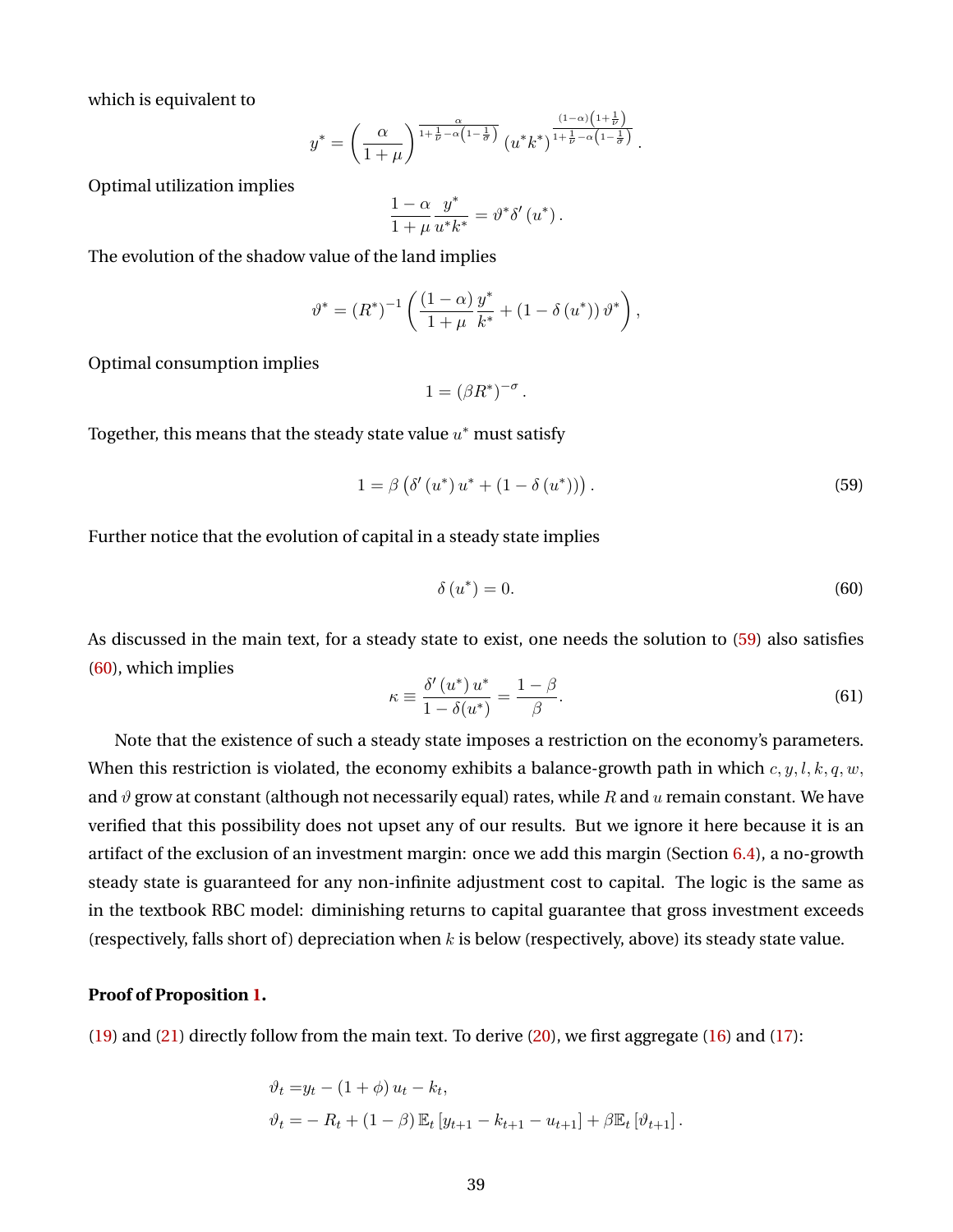which is equivalent to

$$y^* = \left(\frac{\alpha}{1+\mu}\right)^{\frac{\alpha}{1+\frac{1}{\nu}-\alpha\left(1-\frac{1}{\sigma}\right)}} \left(u^* k^*\right)^{\frac{(1-\alpha)\left(1+\frac{1}{\nu}\right)}{1+\frac{1}{\nu}-\alpha\left(1-\frac{1}{\sigma}\right)}}.$$

Optimal utilization implies

$$\frac{1-\alpha}{1+\mu}\frac{y^*}{u^* k^*} = \vartheta^* \delta'\left(u^*\right).$$

The evolution of the shadow value of the land implies

$$\vartheta^* = \left(R^*\right)^{-1}\left(\frac{(1-\alpha)}{1+\mu}\frac{y^*}{k^*} + \left(1-\delta\left(u^*\right)\right)\vartheta^*\right),$$

Optimal consumption implies

$$1 = \left(\beta R^*\right)^{-\sigma}.$$

Together, this means that the steady state value $u^*$ must satisfy

$$1 = \beta\left(\delta'\left(u^*\right)u^* + \left(1-\delta\left(u^*\right)\right)\right). \tag{59}$$

Further notice that the evolution of capital in a steady state implies

$$\delta\left(u^*\right) = 0. \tag{60}$$

As discussed in the main text, for a steady state to exist, one needs the solution to (59) also satisfies (60), which implies

$$\kappa \equiv \frac{\delta'\left(u^*\right)u^*}{1-\delta(u^*)} = \frac{1-\beta}{\beta}. \tag{61}$$

Note that the existence of such a steady state imposes a restriction on the economy's parameters. When this restriction is violated, the economy exhibits a balance-growth path in which $c, y, l, k, q, w,$ and $\vartheta$ grow at constant (although not necessarily equal) rates, while $R$ and $u$ remain constant. We have verified that this possibility does not upset any of our results. But we ignore it here because it is an artifact of the exclusion of an investment margin: once we add this margin (Section 6.4), a no-growth steady state is guaranteed for any non-infinite adjustment cost to capital. The logic is the same as in the textbook RBC model: diminishing returns to capital guarantee that gross investment exceeds (respectively, falls short of) depreciation when $k$ is below (respectively, above) its steady state value.

**Proof of Proposition 1.**

(19) and (21) directly follow from the main text. To derive (20), we first aggregate (16) and (17):

$$\begin{aligned}
\vartheta_t &= y_t - (1+\phi)\,u_t - k_t, \\
\vartheta_t &= -R_t + (1-\beta)\,\mathbb{E}_t\left[y_{t+1} - k_{t+1} - u_{t+1}\right] + \beta\mathbb{E}_t\left[\vartheta_{t+1}\right].
\end{aligned}$$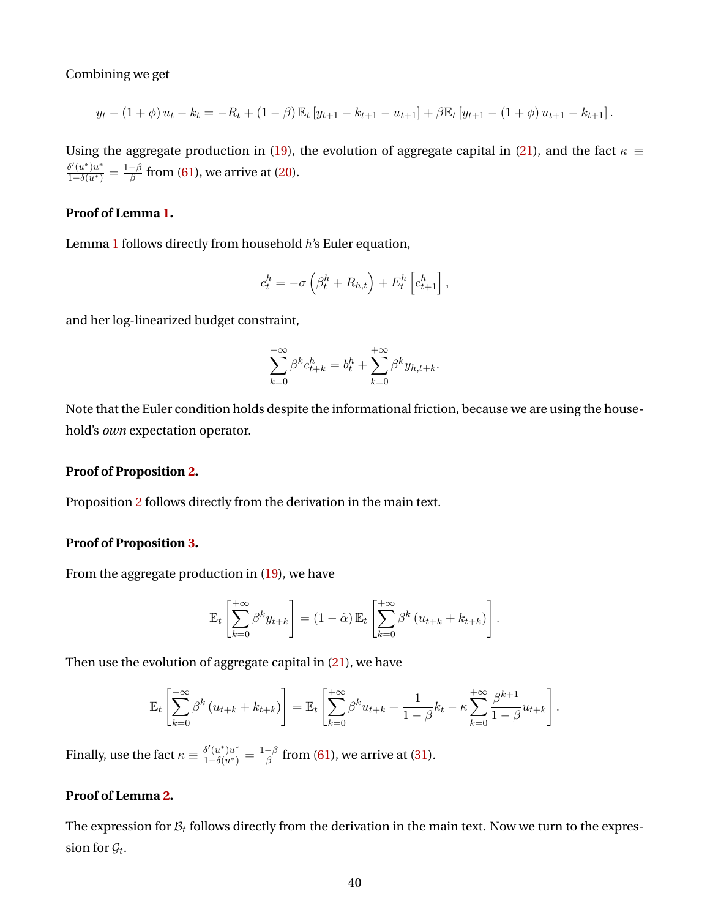Combining we get

$$y_t - (1+\phi)\, u_t - k_t = -R_t + (1-\beta)\, \mathbb{E}_t \left[ y_{t+1} - k_{t+1} - u_{t+1} \right] + \beta \mathbb{E}_t \left[ y_{t+1} - (1+\phi)\, u_{t+1} - k_{t+1} \right].$$

Using the aggregate production in (19), the evolution of aggregate capital in (21), and the fact $\kappa \equiv \frac{\delta'(u^*)u^*}{1-\delta(u^*)} = \frac{1-\beta}{\beta}$ from (61), we arrive at (20).

**Proof of Lemma 1.**

Lemma 1 follows directly from household $h$'s Euler equation,

$$c_t^h = -\sigma \left( \beta_t^h + R_{h,t} \right) + E_t^h \left[ c_{t+1}^h \right],$$

and her log-linearized budget constraint,

$$\sum_{k=0}^{+\infty} \beta^k c_{t+k}^h = b_t^h + \sum_{k=0}^{+\infty} \beta^k y_{h,t+k}.$$

Note that the Euler condition holds despite the informational friction, because we are using the household's *own* expectation operator.

**Proof of Proposition 2.**

Proposition 2 follows directly from the derivation in the main text.

**Proof of Proposition 3.**

From the aggregate production in (19), we have

$$\mathbb{E}_t \left[ \sum_{k=0}^{+\infty} \beta^k y_{t+k} \right] = (1-\tilde{\alpha})\, \mathbb{E}_t \left[ \sum_{k=0}^{+\infty} \beta^k \left( u_{t+k} + k_{t+k} \right) \right].$$

Then use the evolution of aggregate capital in (21), we have

$$\mathbb{E}_t \left[ \sum_{k=0}^{+\infty} \beta^k \left( u_{t+k} + k_{t+k} \right) \right] = \mathbb{E}_t \left[ \sum_{k=0}^{+\infty} \beta^k u_{t+k} + \frac{1}{1-\beta} k_t - \kappa \sum_{k=0}^{+\infty} \frac{\beta^{k+1}}{1-\beta} u_{t+k} \right].$$

Finally, use the fact $\kappa \equiv \frac{\delta'(u^*)u^*}{1-\delta(u^*)} = \frac{1-\beta}{\beta}$ from (61), we arrive at (31).

**Proof of Lemma 2.**

The expression for $\mathcal{B}_t$ follows directly from the derivation in the main text. Now we turn to the expression for $\mathcal{G}_t$.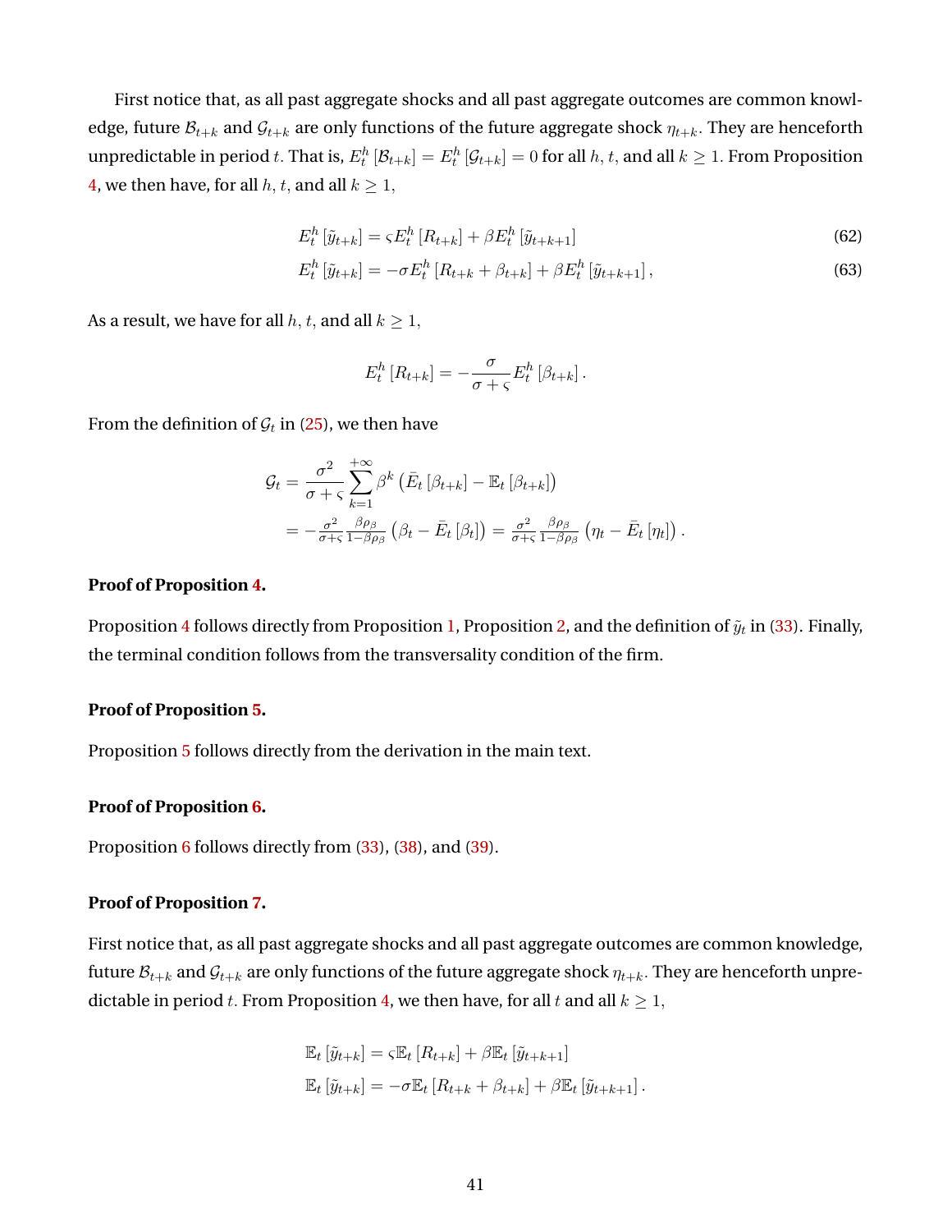First notice that, as all past aggregate shocks and all past aggregate outcomes are common knowledge, future $\mathcal{B}_{t+k}$ and $\mathcal{G}_{t+k}$ are only functions of the future aggregate shock $\eta_{t+k}$. They are henceforth unpredictable in period $t$. That is, $E_t^h[\mathcal{B}_{t+k}] = E_t^h[\mathcal{G}_{t+k}] = 0$ for all $h$, $t$, and all $k \geq 1$. From Proposition 4, we then have, for all $h$, $t$, and all $k \geq 1$,

$$E_t^h[\tilde{y}_{t+k}] = \varsigma E_t^h[R_{t+k}] + \beta E_t^h[\tilde{y}_{t+k+1}] \tag{62}$$

$$E_t^h[\tilde{y}_{t+k}] = -\sigma E_t^h[R_{t+k} + \beta_{t+k}] + \beta E_t^h[\tilde{y}_{t+k+1}], \tag{63}$$

As a result, we have for all $h$, $t$, and all $k \geq 1$,

$$E_t^h[R_{t+k}] = -\frac{\sigma}{\sigma + \varsigma} E_t^h[\beta_{t+k}].$$

From the definition of $\mathcal{G}_t$ in (25), we then have

$$\begin{aligned}
\mathcal{G}_t &= \frac{\sigma^2}{\sigma + \varsigma} \sum_{k=1}^{+\infty} \beta^k \left( \bar{E}_t[\beta_{t+k}] - \mathbb{E}_t[\beta_{t+k}] \right) \\
&= -\tfrac{\sigma^2}{\sigma+\varsigma} \tfrac{\beta\rho_\beta}{1-\beta\rho_\beta} \left( \beta_t - \bar{E}_t[\beta_t] \right) = \tfrac{\sigma^2}{\sigma+\varsigma} \tfrac{\beta\rho_\beta}{1-\beta\rho_\beta} \left( \eta_t - \bar{E}_t[\eta_t] \right).
\end{aligned}$$

**Proof of Proposition 4.**

Proposition 4 follows directly from Proposition 1, Proposition 2, and the definition of $\tilde{y}_t$ in (33). Finally, the terminal condition follows from the transversality condition of the firm.

**Proof of Proposition 5.**

Proposition 5 follows directly from the derivation in the main text.

**Proof of Proposition 6.**

Proposition 6 follows directly from (33), (38), and (39).

**Proof of Proposition 7.**

First notice that, as all past aggregate shocks and all past aggregate outcomes are common knowledge, future $\mathcal{B}_{t+k}$ and $\mathcal{G}_{t+k}$ are only functions of the future aggregate shock $\eta_{t+k}$. They are henceforth unpredictable in period $t$. From Proposition 4, we then have, for all $t$ and all $k \geq 1$,

$$\mathbb{E}_t[\tilde{y}_{t+k}] = \varsigma \mathbb{E}_t[R_{t+k}] + \beta \mathbb{E}_t[\tilde{y}_{t+k+1}]$$

$$\mathbb{E}_t[\tilde{y}_{t+k}] = -\sigma \mathbb{E}_t[R_{t+k} + \beta_{t+k}] + \beta \mathbb{E}_t[\tilde{y}_{t+k+1}].$$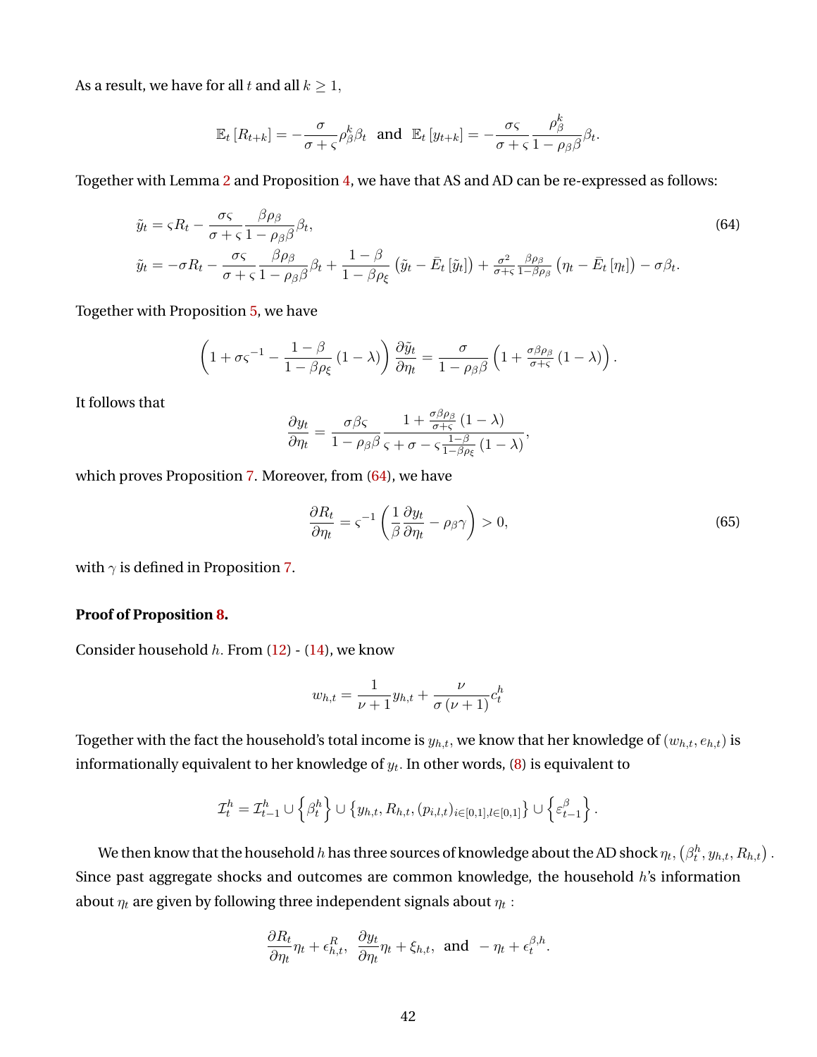As a result, we have for all $t$ and all $k \geq 1$,

$$\mathbb{E}_t\left[R_{t+k}\right] = -\frac{\sigma}{\sigma+\varsigma}\rho_\beta^k \beta_t \quad \text{and} \quad \mathbb{E}_t\left[y_{t+k}\right] = -\frac{\sigma\varsigma}{\sigma+\varsigma}\frac{\rho_\beta^k}{1-\rho_\beta\beta}\beta_t.$$

Together with Lemma 2 and Proposition 4, we have that AS and AD can be re-expressed as follows:

$$\begin{aligned}
\tilde{y}_t &= \varsigma R_t - \frac{\sigma\varsigma}{\sigma+\varsigma}\frac{\beta\rho_\beta}{1-\rho_\beta\beta}\beta_t, \\
\tilde{y}_t &= -\sigma R_t - \frac{\sigma\varsigma}{\sigma+\varsigma}\frac{\beta\rho_\beta}{1-\rho_\beta\beta}\beta_t + \frac{1-\beta}{1-\beta\rho_\xi}\left(\tilde{y}_t - \bar{E}_t\left[\tilde{y}_t\right]\right) + \tfrac{\sigma^2}{\sigma+\varsigma}\tfrac{\beta\rho_\beta}{1-\beta\rho_\beta}\left(\eta_t - \bar{E}_t\left[\eta_t\right]\right) - \sigma\beta_t.
\end{aligned} \tag{64}$$

Together with Proposition 5, we have

$$\left(1+\sigma\varsigma^{-1} - \frac{1-\beta}{1-\beta\rho_\xi}\left(1-\lambda\right)\right)\frac{\partial\tilde{y}_t}{\partial\eta_t} = \frac{\sigma}{1-\rho_\beta\beta}\left(1+\tfrac{\sigma\beta\rho_\beta}{\sigma+\varsigma}\left(1-\lambda\right)\right).$$

It follows that

$$\frac{\partial y_t}{\partial\eta_t} = \frac{\sigma\beta\varsigma}{1-\rho_\beta\beta}\frac{1+\frac{\sigma\beta\rho_\beta}{\sigma+\varsigma}\left(1-\lambda\right)}{\varsigma+\sigma-\varsigma\frac{1-\beta}{1-\beta\rho_\xi}\left(1-\lambda\right)},$$

which proves Proposition 7. Moreover, from (64), we have

$$\frac{\partial R_t}{\partial\eta_t} = \varsigma^{-1}\left(\frac{1}{\beta}\frac{\partial y_t}{\partial\eta_t} - \rho_\beta\gamma\right) > 0, \tag{65}$$

with $\gamma$ is defined in Proposition 7.

**Proof of Proposition 8.**

Consider household $h$. From (12) - (14), we know

$$w_{h,t} = \frac{1}{\nu+1}y_{h,t} + \frac{\nu}{\sigma\left(\nu+1\right)}c_t^h$$

Together with the fact the household's total income is $y_{h,t}$, we know that her knowledge of $(w_{h,t}, e_{h,t})$ is informationally equivalent to her knowledge of $y_t$. In other words, (8) is equivalent to

$$\mathcal{I}_t^h = \mathcal{I}_{t-1}^h \cup \left\{\beta_t^h\right\} \cup \left\{y_{h,t}, R_{h,t}, \left(p_{i,l,t}\right)_{i\in[0,1],l\in[0,1]}\right\} \cup \left\{\varepsilon_{t-1}^\beta\right\}.$$

We then know that the household $h$ has three sources of knowledge about the AD shock $\eta_t$, $\left(\beta_t^h, y_{h,t}, R_{h,t}\right)$. Since past aggregate shocks and outcomes are common knowledge, the household $h$'s information about $\eta_t$ are given by following three independent signals about $\eta_t$ :

$$\frac{\partial R_t}{\partial\eta_t}\eta_t + \epsilon_{h,t}^R, \;\; \frac{\partial y_t}{\partial\eta_t}\eta_t + \xi_{h,t}, \;\; \text{and} \;\; -\eta_t + \epsilon_t^{\beta,h}.$$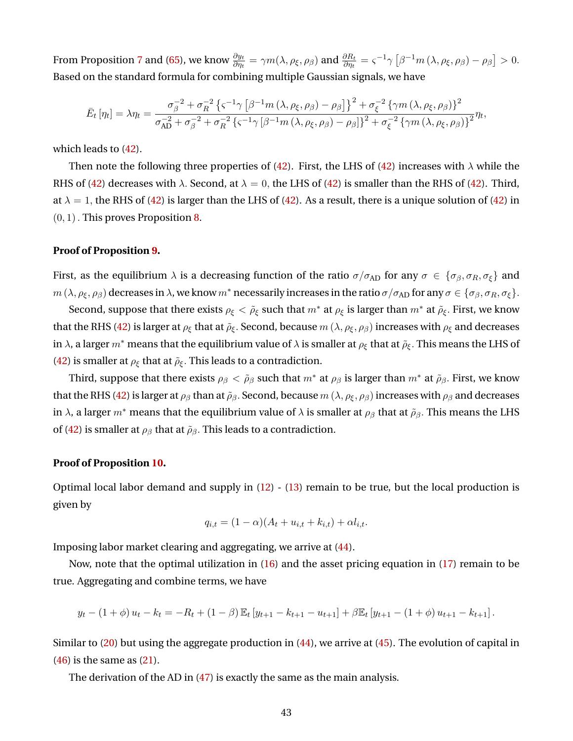From Proposition 7 and (65), we know $\frac{\partial y_t}{\partial \eta_t} = \gamma m(\lambda, \rho_\xi, \rho_\beta)$ and $\frac{\partial R_t}{\partial \eta_t} = \varsigma^{-1}\gamma\left[\beta^{-1} m\left(\lambda, \rho_\xi, \rho_\beta\right) - \rho_\beta\right] > 0$. Based on the standard formula for combining multiple Gaussian signals, we have

$$\bar{E}_t\left[\eta_t\right] = \lambda \eta_t = \frac{\sigma_\beta^{-2} + \sigma_R^{-2}\left\{\varsigma^{-1}\gamma\left[\beta^{-1} m\left(\lambda, \rho_\xi, \rho_\beta\right) - \rho_\beta\right]\right\}^2 + \sigma_\xi^{-2}\left\{\gamma m\left(\lambda, \rho_\xi, \rho_\beta\right)\right\}^2}{\sigma_{\text{AD}}^{-2} + \sigma_\beta^{-2} + \sigma_R^{-2}\left\{\varsigma^{-1}\gamma\left[\beta^{-1} m\left(\lambda, \rho_\xi, \rho_\beta\right) - \rho_\beta\right]\right\}^2 + \sigma_\xi^{-2}\left\{\gamma m\left(\lambda, \rho_\xi, \rho_\beta\right)\right\}^2}\eta_t,$$

which leads to (42).

Then note the following three properties of (42). First, the LHS of (42) increases with $\lambda$ while the RHS of (42) decreases with $\lambda$. Second, at $\lambda = 0$, the LHS of (42) is smaller than the RHS of (42). Third, at $\lambda = 1$, the RHS of (42) is larger than the LHS of (42). As a result, there is a unique solution of (42) in $(0, 1)$. This proves Proposition 8.

**Proof of Proposition 9.**

First, as the equilibrium $\lambda$ is a decreasing function of the ratio $\sigma/\sigma_{\text{AD}}$ for any $\sigma \in \{\sigma_\beta, \sigma_R, \sigma_\xi\}$ and $m\left(\lambda, \rho_\xi, \rho_\beta\right)$ decreases in $\lambda$, we know $m^*$ necessarily increases in the ratio $\sigma/\sigma_{\text{AD}}$ for any $\sigma \in \{\sigma_\beta, \sigma_R, \sigma_\xi\}$.

Second, suppose that there exists $\rho_\xi < \tilde{\rho}_\xi$ such that $m^*$ at $\rho_\xi$ is larger than $m^*$ at $\tilde{\rho}_\xi$. First, we know that the RHS (42) is larger at $\rho_\xi$ that at $\tilde{\rho}_\xi$. Second, because $m\left(\lambda, \rho_\xi, \rho_\beta\right)$ increases with $\rho_\xi$ and decreases in $\lambda$, a larger $m^*$ means that the equilibrium value of $\lambda$ is smaller at $\rho_\xi$ that at $\tilde{\rho}_\xi$. This means the LHS of (42) is smaller at $\rho_\xi$ that at $\tilde{\rho}_\xi$. This leads to a contradiction.

Third, suppose that there exists $\rho_\beta < \tilde{\rho}_\beta$ such that $m^*$ at $\rho_\beta$ is larger than $m^*$ at $\tilde{\rho}_\beta$. First, we know that the RHS (42) is larger at $\rho_\beta$ than at $\tilde{\rho}_\beta$. Second, because $m\left(\lambda, \rho_\xi, \rho_\beta\right)$ increases with $\rho_\beta$ and decreases in $\lambda$, a larger $m^*$ means that the equilibrium value of $\lambda$ is smaller at $\rho_\beta$ that at $\tilde{\rho}_\beta$. This means the LHS of (42) is smaller at $\rho_\beta$ that at $\tilde{\rho}_\beta$. This leads to a contradiction.

**Proof of Proposition 10.**

Optimal local labor demand and supply in (12) - (13) remain to be true, but the local production is given by

$$q_{i,t} = (1-\alpha)(A_t + u_{i,t} + k_{i,t}) + \alpha l_{i,t}.$$

Imposing labor market clearing and aggregating, we arrive at (44).

Now, note that the optimal utilization in (16) and the asset pricing equation in (17) remain to be true. Aggregating and combine terms, we have

$$y_t - (1+\phi)\, u_t - k_t = -R_t + (1-\beta)\, \mathbb{E}_t\left[y_{t+1} - k_{t+1} - u_{t+1}\right] + \beta \mathbb{E}_t\left[y_{t+1} - (1+\phi)\, u_{t+1} - k_{t+1}\right].$$

Similar to (20) but using the aggregate production in (44), we arrive at (45). The evolution of capital in (46) is the same as (21).

The derivation of the AD in (47) is exactly the same as the main analysis.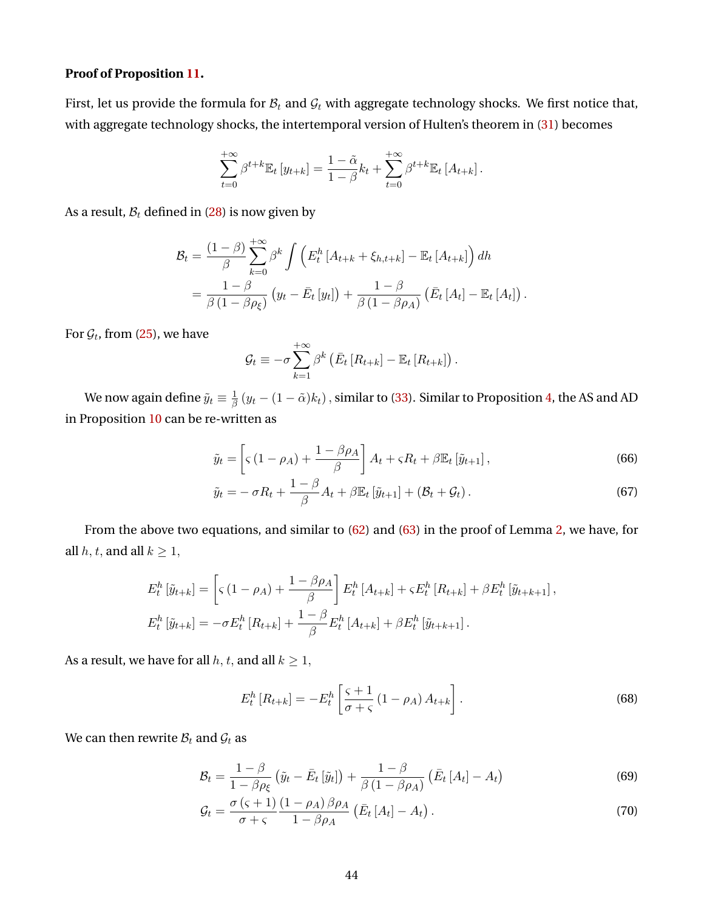**Proof of Proposition 11.**

First, let us provide the formula for $\mathcal{B}_t$ and $\mathcal{G}_t$ with aggregate technology shocks. We first notice that, with aggregate technology shocks, the intertemporal version of Hulten's theorem in (31) becomes

$$
\sum_{t=0}^{+\infty} \beta^{t+k} \mathbb{E}_t \left[ y_{t+k} \right] = \frac{1-\tilde{\alpha}}{1-\beta} k_t + \sum_{t=0}^{+\infty} \beta^{t+k} \mathbb{E}_t \left[ A_{t+k} \right].
$$

As a result, $\mathcal{B}_t$ defined in (28) is now given by

$$
\begin{aligned}
\mathcal{B}_t &= \frac{(1-\beta)}{\beta} \sum_{k=0}^{+\infty} \beta^k \int \left( E_t^h \left[ A_{t+k} + \xi_{h,t+k} \right] - \mathbb{E}_t \left[ A_{t+k} \right] \right) dh \\
&= \frac{1-\beta}{\beta \left(1-\beta\rho_\xi\right)} \left( y_t - \bar{E}_t \left[ y_t \right] \right) + \frac{1-\beta}{\beta \left(1-\beta\rho_A\right)} \left( \bar{E}_t \left[ A_t \right] - \mathbb{E}_t \left[ A_t \right] \right).
\end{aligned}
$$

For $\mathcal{G}_t$, from (25), we have

$$
\mathcal{G}_t \equiv -\sigma \sum_{k=1}^{+\infty} \beta^k \left( \bar{E}_t \left[ R_{t+k} \right] - \mathbb{E}_t \left[ R_{t+k} \right] \right).
$$

We now again define $\tilde{y}_t \equiv \frac{1}{\beta} \left( y_t - (1-\tilde{\alpha}) k_t \right)$, similar to (33). Similar to Proposition 4, the AS and AD in Proposition 10 can be re-written as

$$
\tilde{y}_t = \left[ \varsigma \left(1-\rho_A\right) + \frac{1-\beta\rho_A}{\beta} \right] A_t + \varsigma R_t + \beta \mathbb{E}_t \left[ \tilde{y}_{t+1} \right], \tag{66}
$$

$$
\tilde{y}_t = -\sigma R_t + \frac{1-\beta}{\beta} A_t + \beta \mathbb{E}_t \left[ \tilde{y}_{t+1} \right] + \left( \mathcal{B}_t + \mathcal{G}_t \right). \tag{67}
$$

From the above two equations, and similar to (62) and (63) in the proof of Lemma 2, we have, for all $h$, $t$, and all $k \geq 1$,

$$
\begin{aligned}
E_t^h \left[ \tilde{y}_{t+k} \right] &= \left[ \varsigma \left(1-\rho_A\right) + \frac{1-\beta\rho_A}{\beta} \right] E_t^h \left[ A_{t+k} \right] + \varsigma E_t^h \left[ R_{t+k} \right] + \beta E_t^h \left[ \tilde{y}_{t+k+1} \right], \\
E_t^h \left[ \tilde{y}_{t+k} \right] &= -\sigma E_t^h \left[ R_{t+k} \right] + \frac{1-\beta}{\beta} E_t^h \left[ A_{t+k} \right] + \beta E_t^h \left[ \tilde{y}_{t+k+1} \right].
\end{aligned}
$$

As a result, we have for all $h$, $t$, and all $k \geq 1$,

$$
E_t^h \left[ R_{t+k} \right] = -E_t^h \left[ \frac{\varsigma + 1}{\sigma + \varsigma} \left(1-\rho_A\right) A_{t+k} \right]. \tag{68}
$$

We can then rewrite $\mathcal{B}_t$ and $\mathcal{G}_t$ as

$$
\mathcal{B}_t = \frac{1-\beta}{1-\beta\rho_\xi} \left( \tilde{y}_t - \bar{E}_t \left[ \tilde{y}_t \right] \right) + \frac{1-\beta}{\beta \left(1-\beta\rho_A\right)} \left( \bar{E}_t \left[ A_t \right] - A_t \right) \tag{69}
$$

$$
\mathcal{G}_t = \frac{\sigma \left(\varsigma + 1\right)}{\sigma + \varsigma} \frac{\left(1-\rho_A\right) \beta\rho_A}{1-\beta\rho_A} \left( \bar{E}_t \left[ A_t \right] - A_t \right). \tag{70}
$$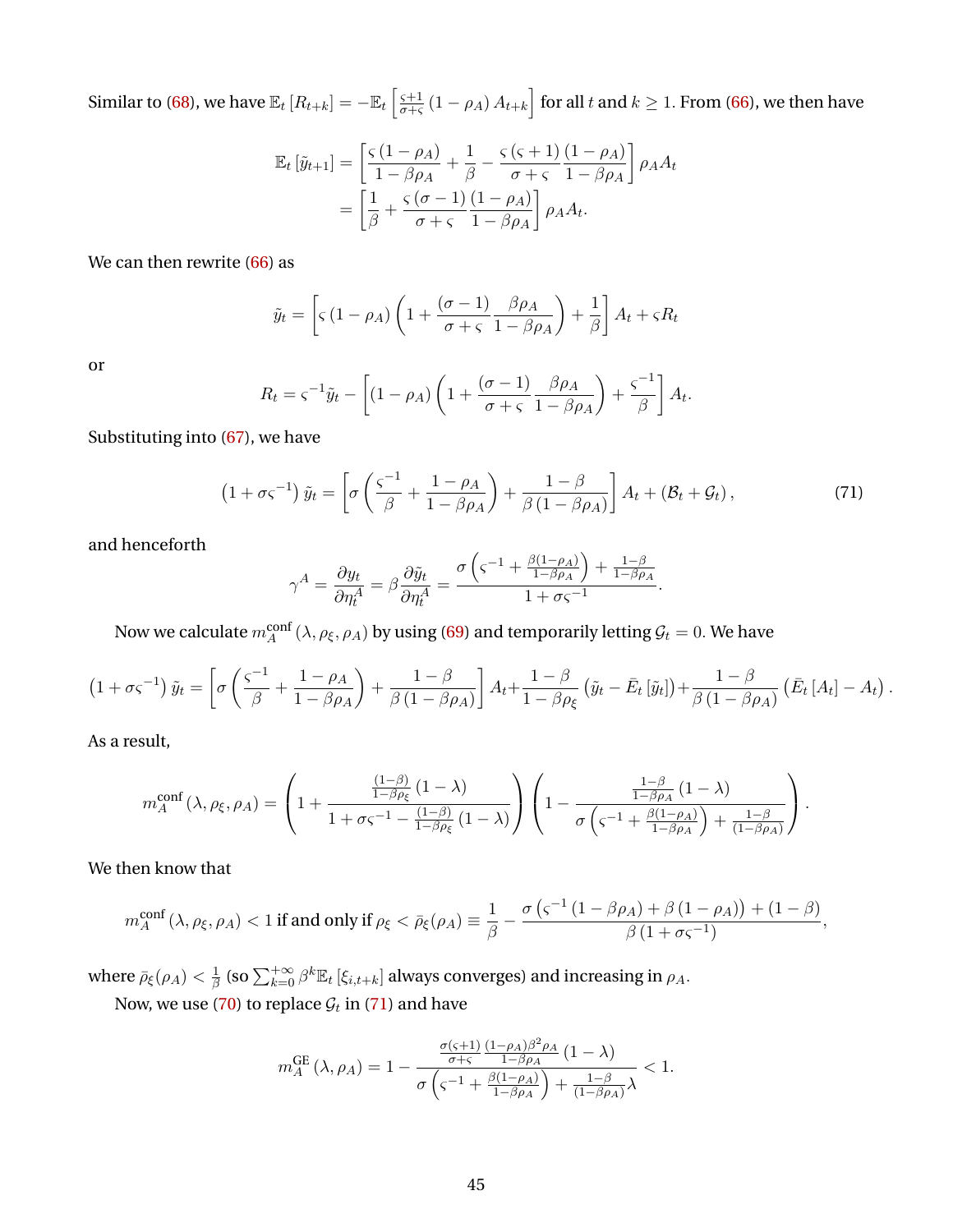Similar to (68), we have $\mathbb{E}_t\left[R_{t+k}\right] = -\mathbb{E}_t\left[\frac{\varsigma+1}{\sigma+\varsigma}\left(1-\rho_A\right)A_{t+k}\right]$ for all $t$ and $k \geq 1$. From (66), we then have

$$
\begin{aligned}
\mathbb{E}_t\left[\tilde{y}_{t+1}\right] &= \left[\frac{\varsigma\left(1-\rho_A\right)}{1-\beta\rho_A} + \frac{1}{\beta} - \frac{\varsigma\left(\varsigma+1\right)}{\sigma+\varsigma}\frac{\left(1-\rho_A\right)}{1-\beta\rho_A}\right]\rho_A A_t \\
&= \left[\frac{1}{\beta} + \frac{\varsigma\left(\sigma-1\right)}{\sigma+\varsigma}\frac{\left(1-\rho_A\right)}{1-\beta\rho_A}\right]\rho_A A_t.
\end{aligned}
$$

We can then rewrite (66) as

$$
\tilde{y}_t = \left[\varsigma\left(1-\rho_A\right)\left(1+\frac{\left(\sigma-1\right)}{\sigma+\varsigma}\frac{\beta\rho_A}{1-\beta\rho_A}\right)+\frac{1}{\beta}\right]A_t + \varsigma R_t
$$

or

$$
R_t = \varsigma^{-1}\tilde{y}_t - \left[\left(1-\rho_A\right)\left(1+\frac{\left(\sigma-1\right)}{\sigma+\varsigma}\frac{\beta\rho_A}{1-\beta\rho_A}\right)+\frac{\varsigma^{-1}}{\beta}\right]A_t.
$$

Substituting into (67), we have

$$
\left(1+\sigma\varsigma^{-1}\right)\tilde{y}_t = \left[\sigma\left(\frac{\varsigma^{-1}}{\beta}+\frac{1-\rho_A}{1-\beta\rho_A}\right)+\frac{1-\beta}{\beta\left(1-\beta\rho_A\right)}\right]A_t + \left(\mathcal{B}_t+\mathcal{G}_t\right), \tag{71}
$$

and henceforth

$$
\gamma^A = \frac{\partial y_t}{\partial \eta_t^A} = \beta\frac{\partial \tilde{y}_t}{\partial \eta_t^A} = \frac{\sigma\left(\varsigma^{-1}+\frac{\beta\left(1-\rho_A\right)}{1-\beta\rho_A}\right)+\frac{1-\beta}{1-\beta\rho_A}}{1+\sigma\varsigma^{-1}}.
$$

Now we calculate $m_A^{\text{conf}}\left(\lambda,\rho_\xi,\rho_A\right)$ by using (69) and temporarily letting $\mathcal{G}_t = 0$. We have

$$
\left(1+\sigma\varsigma^{-1}\right)\tilde{y}_t = \left[\sigma\left(\frac{\varsigma^{-1}}{\beta}+\frac{1-\rho_A}{1-\beta\rho_A}\right)+\frac{1-\beta}{\beta\left(1-\beta\rho_A\right)}\right]A_t + \frac{1-\beta}{1-\beta\rho_\xi}\left(\tilde{y}_t - \bar{E}_t\left[\tilde{y}_t\right]\right) + \frac{1-\beta}{\beta\left(1-\beta\rho_A\right)}\left(\bar{E}_t\left[A_t\right]-A_t\right).
$$

As a result,

$$
m_A^{\text{conf}}\left(\lambda,\rho_\xi,\rho_A\right) = \left(1+\frac{\frac{(1-\beta)}{1-\beta\rho_\xi}\left(1-\lambda\right)}{1+\sigma\varsigma^{-1}-\frac{(1-\beta)}{1-\beta\rho_\xi}\left(1-\lambda\right)}\right)\left(1-\frac{\frac{1-\beta}{1-\beta\rho_A}\left(1-\lambda\right)}{\sigma\left(\varsigma^{-1}+\frac{\beta\left(1-\rho_A\right)}{1-\beta\rho_A}\right)+\frac{1-\beta}{\left(1-\beta\rho_A\right)}}\right).
$$

We then know that

$$
m_A^{\text{conf}}\left(\lambda,\rho_\xi,\rho_A\right) < 1 \text{ if and only if } \rho_\xi < \bar{\rho}_\xi(\rho_A) \equiv \frac{1}{\beta} - \frac{\sigma\left(\varsigma^{-1}\left(1-\beta\rho_A\right)+\beta\left(1-\rho_A\right)\right)+\left(1-\beta\right)}{\beta\left(1+\sigma\varsigma^{-1}\right)},
$$

where $\bar{\rho}_\xi(\rho_A) < \frac{1}{\beta}$ (so $\sum_{k=0}^{+\infty}\beta^k\mathbb{E}_t\left[\xi_{i,t+k}\right]$ always converges) and increasing in $\rho_A$.

Now, we use (70) to replace $\mathcal{G}_t$ in (71) and have

$$
m_A^{\text{GE}}\left(\lambda,\rho_A\right) = 1 - \frac{\frac{\sigma(\varsigma+1)}{\sigma+\varsigma}\frac{(1-\rho_A)\beta^2\rho_A}{1-\beta\rho_A}\left(1-\lambda\right)}{\sigma\left(\varsigma^{-1}+\frac{\beta\left(1-\rho_A\right)}{1-\beta\rho_A}\right)+\frac{1-\beta}{\left(1-\beta\rho_A\right)}\lambda} < 1.
$$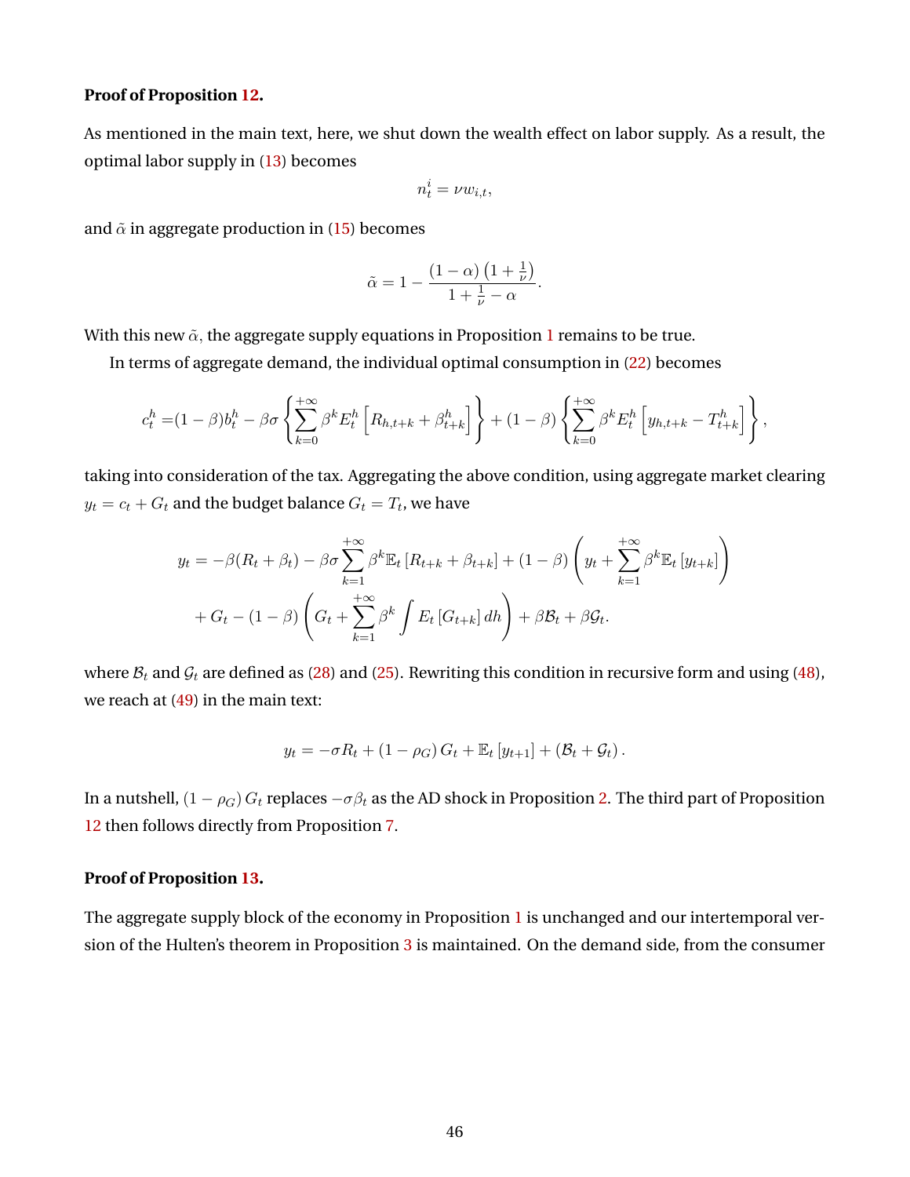**Proof of Proposition 12.**

As mentioned in the main text, here, we shut down the wealth effect on labor supply. As a result, the optimal labor supply in (13) becomes

$$n_t^i = \nu w_{i,t},$$

and $\tilde{\alpha}$ in aggregate production in (15) becomes

$$\tilde{\alpha} = 1 - \frac{(1-\alpha)\left(1+\frac{1}{\nu}\right)}{1+\frac{1}{\nu}-\alpha}.$$

With this new $\tilde{\alpha}$, the aggregate supply equations in Proposition 1 remains to be true.

In terms of aggregate demand, the individual optimal consumption in (22) becomes

$$c_t^h = (1-\beta)b_t^h - \beta\sigma\left\{\sum_{k=0}^{+\infty}\beta^k E_t^h\left[R_{h,t+k} + \beta_{t+k}^h\right]\right\} + (1-\beta)\left\{\sum_{k=0}^{+\infty}\beta^k E_t^h\left[y_{h,t+k} - T_{t+k}^h\right]\right\},$$

taking into consideration of the tax. Aggregating the above condition, using aggregate market clearing $y_t = c_t + G_t$ and the budget balance $G_t = T_t$, we have

$$\begin{aligned} y_t = & -\beta(R_t + \beta_t) - \beta\sigma\sum_{k=1}^{+\infty}\beta^k\mathbb{E}_t\left[R_{t+k} + \beta_{t+k}\right] + (1-\beta)\left(y_t + \sum_{k=1}^{+\infty}\beta^k\mathbb{E}_t\left[y_{t+k}\right]\right) \\ & + G_t - (1-\beta)\left(G_t + \sum_{k=1}^{+\infty}\beta^k\int E_t\left[G_{t+k}\right]dh\right) + \beta\mathcal{B}_t + \beta\mathcal{G}_t. \end{aligned}$$

where $\mathcal{B}_t$ and $\mathcal{G}_t$ are defined as (28) and (25). Rewriting this condition in recursive form and using (48), we reach at (49) in the main text:

$$y_t = -\sigma R_t + (1-\rho_G)G_t + \mathbb{E}_t\left[y_{t+1}\right] + (\mathcal{B}_t + \mathcal{G}_t).$$

In a nutshell, $(1-\rho_G)G_t$ replaces $-\sigma\beta_t$ as the AD shock in Proposition 2. The third part of Proposition 12 then follows directly from Proposition 7.

**Proof of Proposition 13.**

The aggregate supply block of the economy in Proposition 1 is unchanged and our intertemporal version of the Hulten's theorem in Proposition 3 is maintained. On the demand side, from the consumer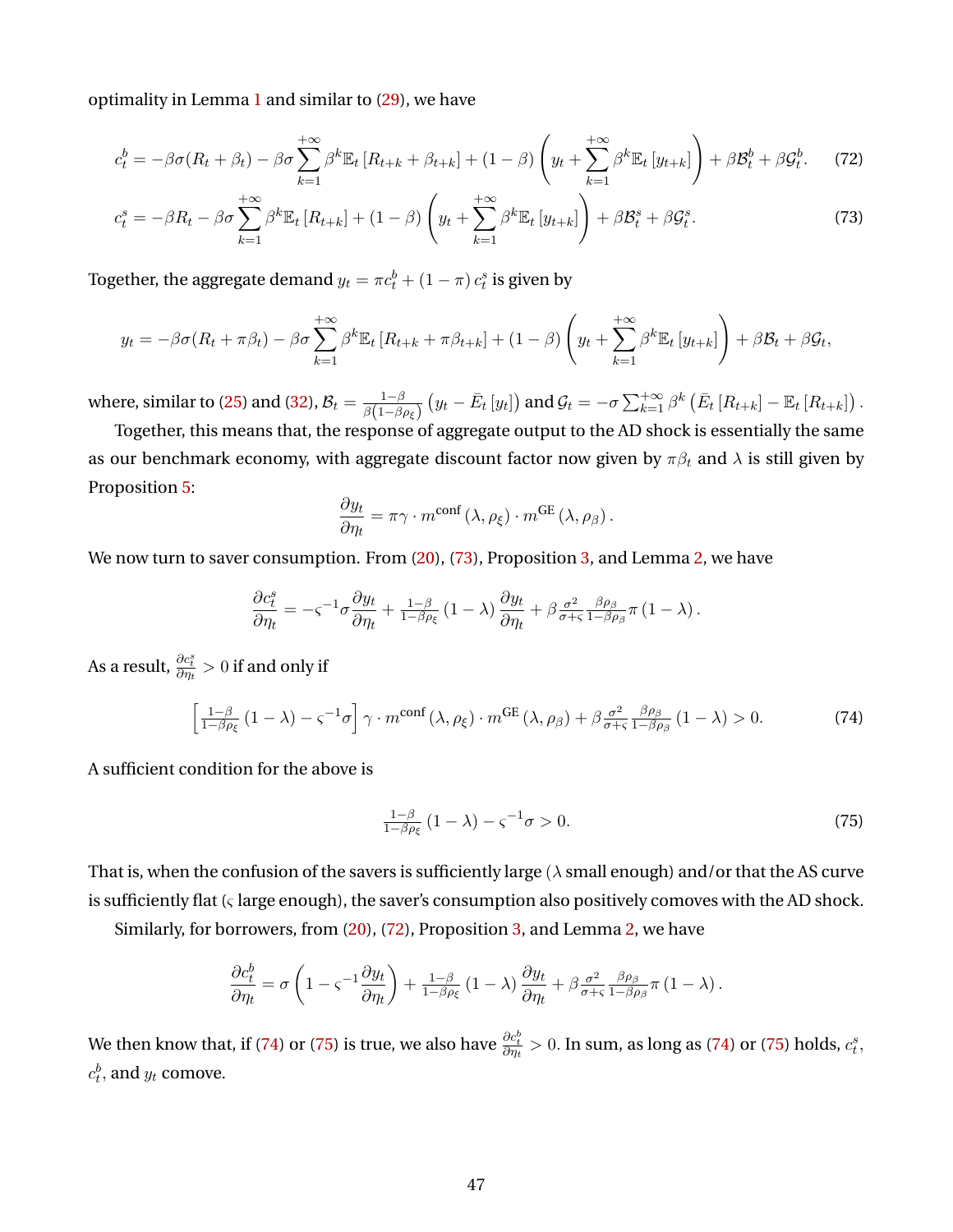optimality in Lemma 1 and similar to (29), we have

$$c_t^b = -\beta\sigma(R_t + \beta_t) - \beta\sigma \sum_{k=1}^{+\infty} \beta^k \mathbb{E}_t \left[R_{t+k} + \beta_{t+k}\right] + (1-\beta)\left(y_t + \sum_{k=1}^{+\infty} \beta^k \mathbb{E}_t \left[y_{t+k}\right]\right) + \beta \mathcal{B}_t^b + \beta \mathcal{G}_t^b. \tag{72}$$

$$c_t^s = -\beta R_t - \beta\sigma \sum_{k=1}^{+\infty} \beta^k \mathbb{E}_t \left[R_{t+k}\right] + (1-\beta)\left(y_t + \sum_{k=1}^{+\infty} \beta^k \mathbb{E}_t \left[y_{t+k}\right]\right) + \beta \mathcal{B}_t^s + \beta \mathcal{G}_t^s. \tag{73}$$

Together, the aggregate demand $y_t = \pi c_t^b + (1-\pi)\, c_t^s$ is given by

$$y_t = -\beta\sigma(R_t + \pi\beta_t) - \beta\sigma \sum_{k=1}^{+\infty} \beta^k \mathbb{E}_t \left[R_{t+k} + \pi\beta_{t+k}\right] + (1-\beta)\left(y_t + \sum_{k=1}^{+\infty} \beta^k \mathbb{E}_t \left[y_{t+k}\right]\right) + \beta \mathcal{B}_t + \beta \mathcal{G}_t,$$

where, similar to (25) and (32), $\mathcal{B}_t = \frac{1-\beta}{\beta(1-\beta\rho_\xi)}\left(y_t - \bar{E}_t\left[y_t\right]\right)$ and $\mathcal{G}_t = -\sigma \sum_{k=1}^{+\infty} \beta^k \left(\bar{E}_t\left[R_{t+k}\right] - \mathbb{E}_t\left[R_{t+k}\right]\right).$

Together, this means that, the response of aggregate output to the AD shock is essentially the same as our benchmark economy, with aggregate discount factor now given by $\pi\beta_t$ and $\lambda$ is still given by Proposition 5:

$$\frac{\partial y_t}{\partial \eta_t} = \pi\gamma \cdot m^{\text{conf}}\left(\lambda, \rho_\xi\right) \cdot m^{\text{GE}}\left(\lambda, \rho_\beta\right).$$

We now turn to saver consumption. From (20), (73), Proposition 3, and Lemma 2, we have

$$\frac{\partial c_t^s}{\partial \eta_t} = -\varsigma^{-1}\sigma \frac{\partial y_t}{\partial \eta_t} + \tfrac{1-\beta}{1-\beta\rho_\xi}\left(1-\lambda\right)\frac{\partial y_t}{\partial \eta_t} + \beta \tfrac{\sigma^2}{\sigma+\varsigma}\tfrac{\beta\rho_\beta}{1-\beta\rho_\beta}\pi\left(1-\lambda\right).$$

As a result, $\frac{\partial c_t^s}{\partial \eta_t} > 0$ if and only if

$$\left[\tfrac{1-\beta}{1-\beta\rho_\xi}\left(1-\lambda\right) - \varsigma^{-1}\sigma\right]\gamma \cdot m^{\text{conf}}\left(\lambda, \rho_\xi\right) \cdot m^{\text{GE}}\left(\lambda, \rho_\beta\right) + \beta \tfrac{\sigma^2}{\sigma+\varsigma}\tfrac{\beta\rho_\beta}{1-\beta\rho_\beta}\left(1-\lambda\right) > 0. \tag{74}$$

A sufficient condition for the above is

$$\tfrac{1-\beta}{1-\beta\rho_\xi}\left(1-\lambda\right) - \varsigma^{-1}\sigma > 0. \tag{75}$$

That is, when the confusion of the savers is sufficiently large ($\lambda$ small enough) and/or that the AS curve is sufficiently flat ($\varsigma$ large enough), the saver's consumption also positively comoves with the AD shock.

Similarly, for borrowers, from (20), (72), Proposition 3, and Lemma 2, we have

$$\frac{\partial c_t^b}{\partial \eta_t} = \sigma\left(1 - \varsigma^{-1}\frac{\partial y_t}{\partial \eta_t}\right) + \tfrac{1-\beta}{1-\beta\rho_\xi}\left(1-\lambda\right)\frac{\partial y_t}{\partial \eta_t} + \beta \tfrac{\sigma^2}{\sigma+\varsigma}\tfrac{\beta\rho_\beta}{1-\beta\rho_\beta}\pi\left(1-\lambda\right).$$

We then know that, if (74) or (75) is true, we also have $\frac{\partial c_t^b}{\partial \eta_t} > 0$. In sum, as long as (74) or (75) holds, $c_t^s$, $c_t^b$, and $y_t$ comove.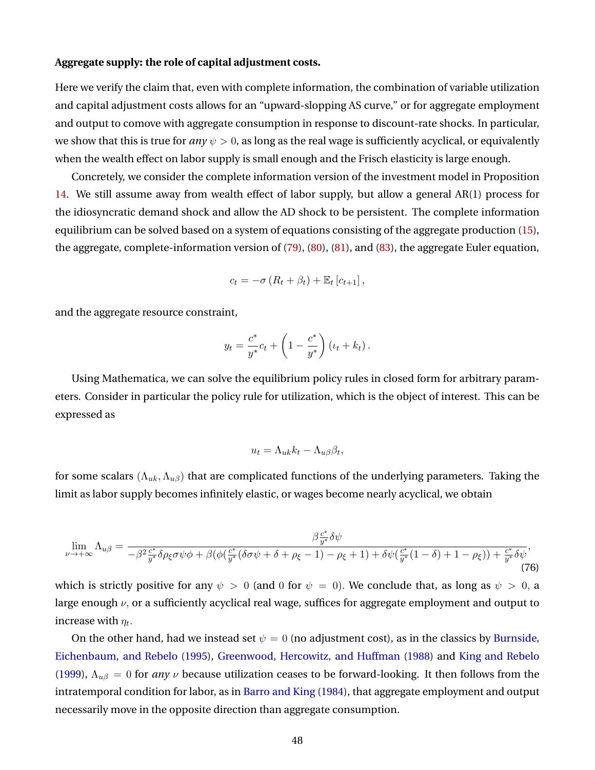**Aggregate supply: the role of capital adjustment costs.**

Here we verify the claim that, even with complete information, the combination of variable utilization and capital adjustment costs allows for an "upward-sloping AS curve," or for aggregate employment and output to comove with aggregate consumption in response to discount-rate shocks. In particular, we show that this is true for *any* $\psi > 0$, as long as the real wage is sufficiently acyclical, or equivalently when the wealth effect on labor supply is small enough and the Frisch elasticity is large enough.

Concretely, we consider the complete information version of the investment model in Proposition 14. We still assume away from wealth effect of labor supply, but allow a general AR(1) process for the idiosyncratic demand shock and allow the AD shock to be persistent. The complete information equilibrium can be solved based on a system of equations consisting of the aggregate production (15), the aggregate, complete-information version of (79), (80), (81), and (83), the aggregate Euler equation,

$$c_t = -\sigma\left(R_t + \beta_t\right) + \mathbb{E}_t\left[c_{t+1}\right],$$

and the aggregate resource constraint,

$$y_t = \frac{c^*}{y^*}c_t + \left(1 - \frac{c^*}{y^*}\right)\left(\iota_t + k_t\right).$$

Using Mathematica, we can solve the equilibrium policy rules in closed form for arbitrary parameters. Consider in particular the policy rule for utilization, which is the object of interest. This can be expressed as

$$u_t = \Lambda_{uk}k_t - \Lambda_{u\beta}\beta_t,$$

for some scalars $(\Lambda_{uk}, \Lambda_{u\beta})$ that are complicated functions of the underlying parameters. Taking the limit as labor supply becomes infinitely elastic, or wages become nearly acyclical, we obtain

$$\lim_{\nu\to+\infty}\Lambda_{u\beta} = \frac{\beta\frac{c^*}{y^*}\delta\psi}{-\beta^2\frac{c^*}{y^*}\delta\rho_\xi\sigma\psi\phi + \beta(\phi(\frac{c^*}{y^*}(\delta\sigma\psi + \delta + \rho_\xi - 1) - \rho_\xi + 1) + \delta\psi(\frac{c^*}{y^*}(1-\delta) + 1 - \rho_\xi)) + \frac{c^*}{y^*}\delta\psi}, \tag{76}$$

which is strictly positive for any $\psi > 0$ (and 0 for $\psi = 0$). We conclude that, as long as $\psi > 0$, a large enough $\nu$, or a sufficiently acyclical real wage, suffices for aggregate employment and output to increase with $\eta_t$.

On the other hand, had we instead set $\psi = 0$ (no adjustment cost), as in the classics by Burnside, Eichenbaum, and Rebelo (1995), Greenwood, Hercowitz, and Huffman (1988) and King and Rebelo (1999), $\Lambda_{u\beta} = 0$ for *any* $\nu$ because utilization ceases to be forward-looking. It then follows from the intratemporal condition for labor, as in Barro and King (1984), that aggregate employment and output necessarily move in the opposite direction than aggregate consumption.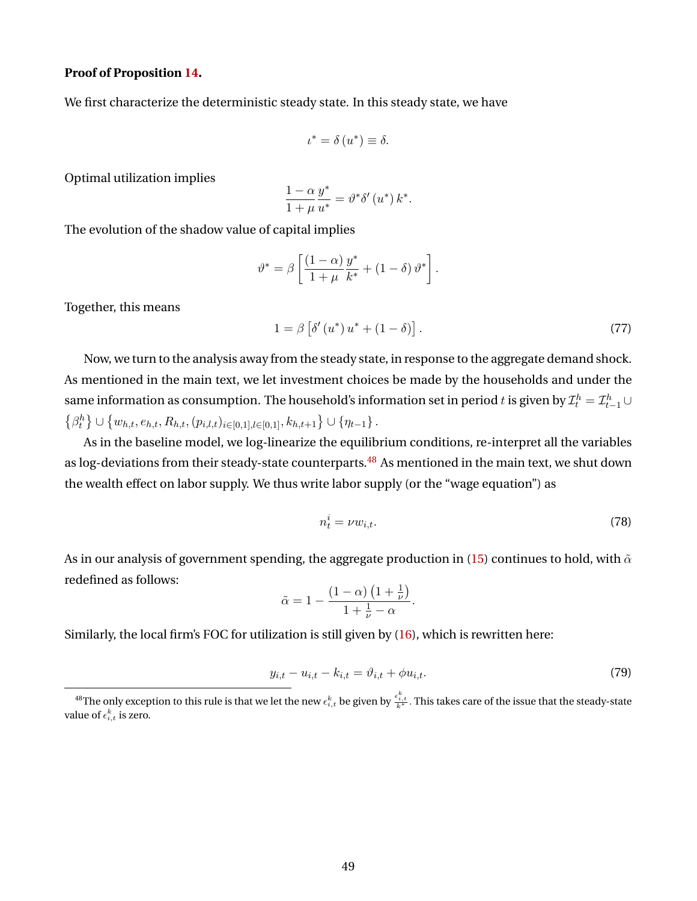**Proof of Proposition 14.**

We first characterize the deterministic steady state. In this steady state, we have

$$\iota^* = \delta(u^*) \equiv \delta.$$

Optimal utilization implies

$$\frac{1-\alpha}{1+\mu}\frac{y^*}{u^*} = \vartheta^* \delta'(u^*)\, k^*.$$

The evolution of the shadow value of capital implies

$$\vartheta^* = \beta \left[ \frac{(1-\alpha)}{1+\mu}\frac{y^*}{k^*} + (1-\delta)\,\vartheta^* \right].$$

Together, this means

$$1 = \beta \left[ \delta'(u^*)\, u^* + (1-\delta) \right]. \tag{77}$$

Now, we turn to the analysis away from the steady state, in response to the aggregate demand shock. As mentioned in the main text, we let investment choices be made by the households and under the same information as consumption. The household's information set in period $t$ is given by $\mathcal{I}_t^h = \mathcal{I}_{t-1}^h \cup \left\{\beta_t^h\right\} \cup \left\{w_{h,t}, e_{h,t}, R_{h,t}, (p_{i,l,t})_{i\in[0,1],l\in[0,1]}, k_{h,t+1}\right\} \cup \left\{\eta_{t-1}\right\}.$

As in the baseline model, we log-linearize the equilibrium conditions, re-interpret all the variables as log-deviations from their steady-state counterparts.[48] As mentioned in the main text, we shut down the wealth effect on labor supply. We thus write labor supply (or the "wage equation") as

$$n_t^i = \nu w_{i,t}. \tag{78}$$

As in our analysis of government spending, the aggregate production in (15) continues to hold, with $\tilde{\alpha}$ redefined as follows:

$$\tilde{\alpha} = 1 - \frac{(1-\alpha)\left(1+\frac{1}{\nu}\right)}{1+\frac{1}{\nu}-\alpha}.$$

Similarly, the local firm's FOC for utilization is still given by (16), which is rewritten here:

$$y_{i,t} - u_{i,t} - k_{i,t} = \vartheta_{i,t} + \phi u_{i,t}. \tag{79}$$

[48] The only exception to this rule is that we let the new $\epsilon_{i,t}^k$ be given by $\frac{\epsilon_{i,t}^k}{k^*}$. This takes care of the issue that the steady-state value of $\epsilon_{i,t}^k$ is zero.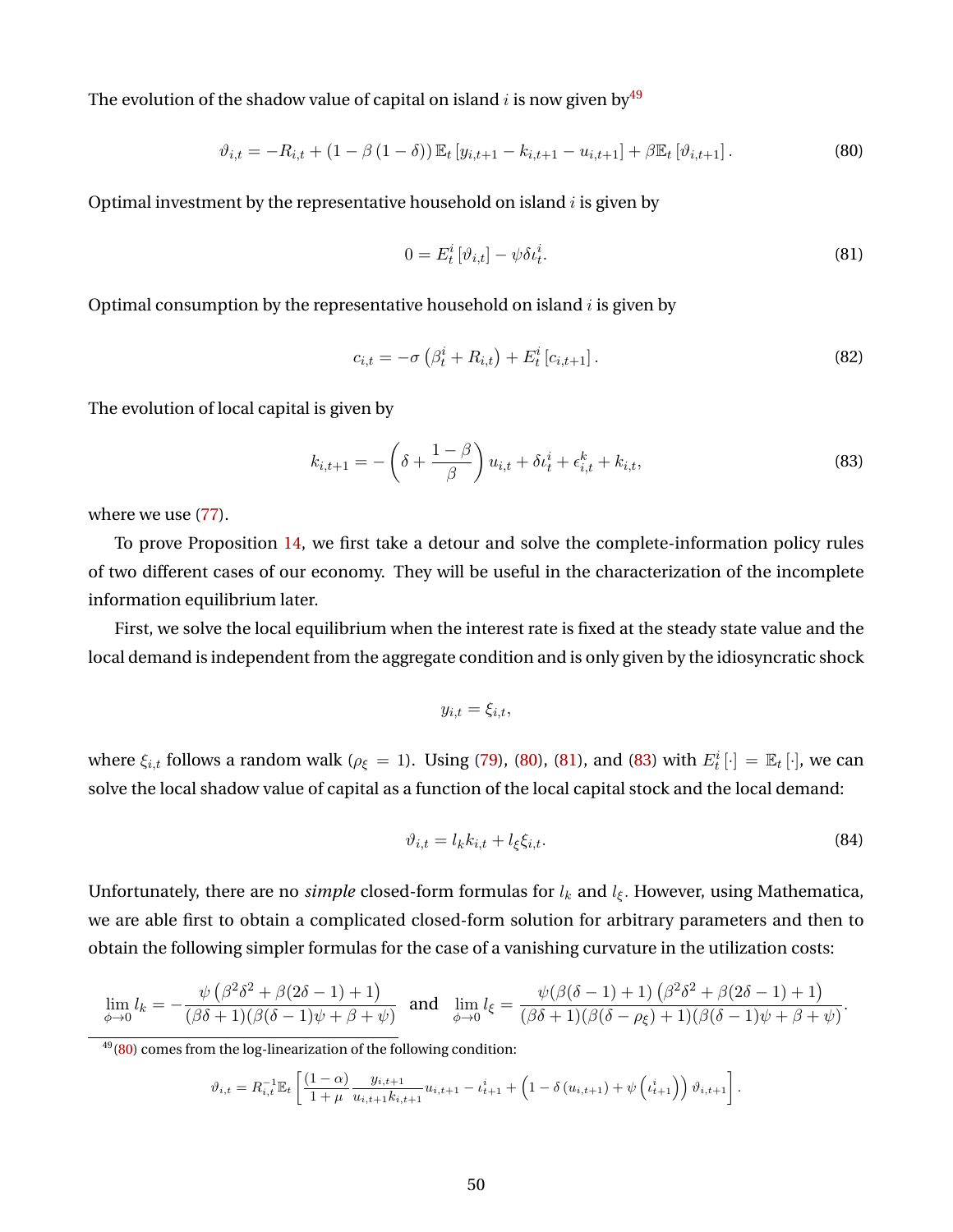The evolution of the shadow value of capital on island $i$ is now given by[49]

$$\vartheta_{i,t} = -R_{i,t} + (1 - \beta(1-\delta)) \mathbb{E}_t [y_{i,t+1} - k_{i,t+1} - u_{i,t+1}] + \beta \mathbb{E}_t [\vartheta_{i,t+1}]. \tag{80}$$

Optimal investment by the representative household on island $i$ is given by

$$0 = E_t^i [\vartheta_{i,t}] - \psi \delta \iota_t^i. \tag{81}$$

Optimal consumption by the representative household on island $i$ is given by

$$c_{i,t} = -\sigma \left(\beta_t^i + R_{i,t}\right) + E_t^i [c_{i,t+1}]. \tag{82}$$

The evolution of local capital is given by

$$k_{i,t+1} = -\left(\delta + \frac{1-\beta}{\beta}\right) u_{i,t} + \delta \iota_t^i + \epsilon_{i,t}^k + k_{i,t}, \tag{83}$$

where we use (77).

To prove Proposition 14, we first take a detour and solve the complete-information policy rules of two different cases of our economy. They will be useful in the characterization of the incomplete information equilibrium later.

First, we solve the local equilibrium when the interest rate is fixed at the steady state value and the local demand is independent from the aggregate condition and is only given by the idiosyncratic shock

$$y_{i,t} = \xi_{i,t},$$

where $\xi_{i,t}$ follows a random walk ($\rho_\xi = 1$). Using (79), (80), (81), and (83) with $E_t^i[\cdot] = \mathbb{E}_t[\cdot]$, we can solve the local shadow value of capital as a function of the local capital stock and the local demand:

$$\vartheta_{i,t} = l_k k_{i,t} + l_\xi \xi_{i,t}. \tag{84}$$

Unfortunately, there are no *simple* closed-form formulas for $l_k$ and $l_\xi$. However, using Mathematica, we are able first to obtain a complicated closed-form solution for arbitrary parameters and then to obtain the following simpler formulas for the case of a vanishing curvature in the utilization costs:

$$\lim_{\phi \to 0} l_k = -\frac{\psi\left(\beta^2\delta^2 + \beta(2\delta - 1) + 1\right)}{(\beta\delta + 1)(\beta(\delta - 1)\psi + \beta + \psi)} \quad \text{and} \quad \lim_{\phi \to 0} l_\xi = \frac{\psi(\beta(\delta - 1) + 1)\left(\beta^2\delta^2 + \beta(2\delta - 1) + 1\right)}{(\beta\delta + 1)(\beta(\delta - \rho_\xi) + 1)(\beta(\delta - 1)\psi + \beta + \psi)}.$$

[49] (80) comes from the log-linearization of the following condition:

$$\vartheta_{i,t} = R_{i,t}^{-1} \mathbb{E}_t \left[ \frac{(1-\alpha)}{1+\mu} \frac{y_{i,t+1}}{u_{i,t+1} k_{i,t+1}} u_{i,t+1} - \iota_{t+1}^i + \left(1 - \delta(u_{i,t+1}) + \psi\left(\iota_{t+1}^i\right)\right) \vartheta_{i,t+1} \right].$$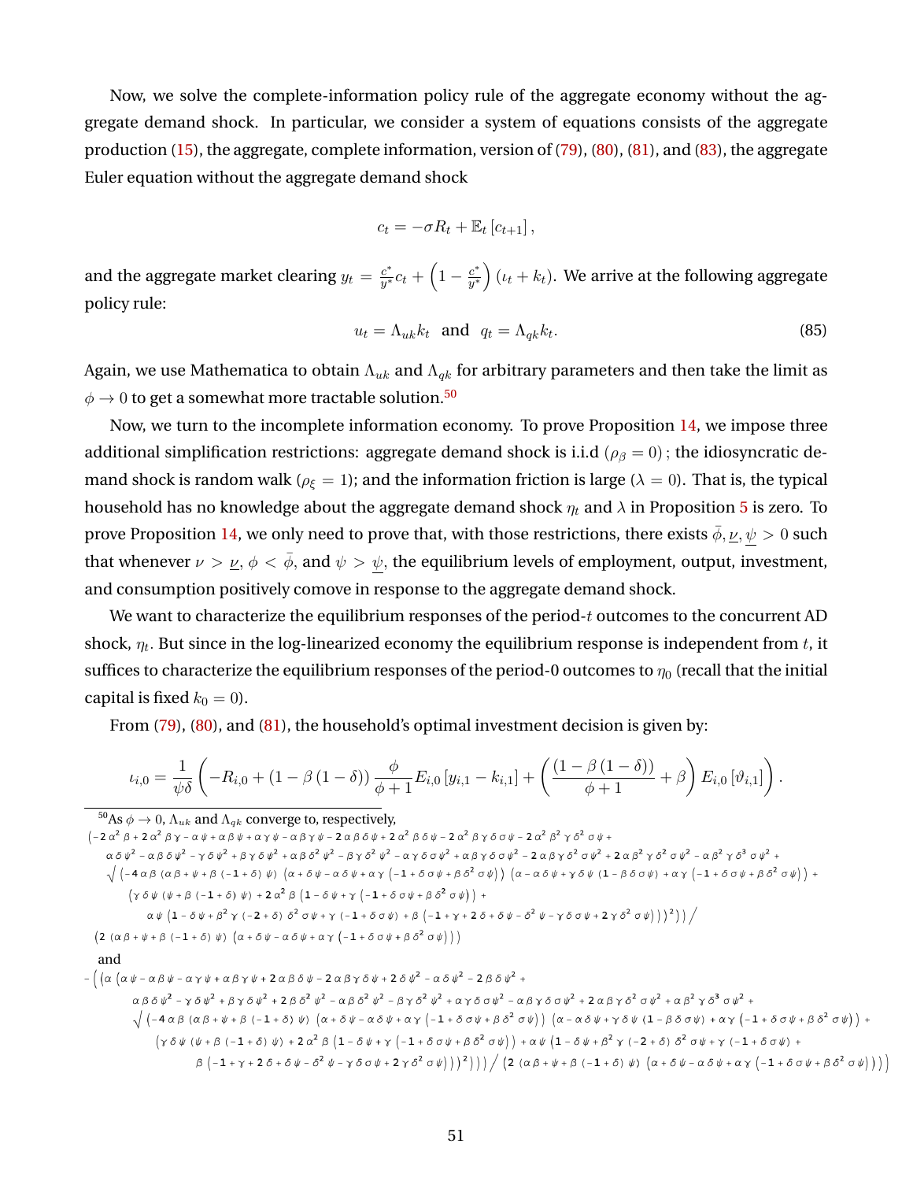Now, we solve the complete-information policy rule of the aggregate economy without the aggregate demand shock. In particular, we consider a system of equations consists of the aggregate production (15), the aggregate, complete information, version of (79), (80), (81), and (83), the aggregate Euler equation without the aggregate demand shock

$$c_t = -\sigma R_t + \mathbb{E}_t\left[c_{t+1}\right],$$

and the aggregate market clearing $y_t = \frac{c^*}{y^*}c_t + \left(1 - \frac{c^*}{y^*}\right)(\iota_t + k_t)$. We arrive at the following aggregate policy rule:

$$u_t = \Lambda_{uk} k_t \;\text{ and }\; q_t = \Lambda_{qk} k_t. \tag{85}$$

Again, we use Mathematica to obtain $\Lambda_{uk}$ and $\Lambda_{qk}$ for arbitrary parameters and then take the limit as $\phi \to 0$ to get a somewhat more tractable solution.[50]

Now, we turn to the incomplete information economy. To prove Proposition 14, we impose three additional simplification restrictions: aggregate demand shock is i.i.d ($\rho_\beta = 0$) ; the idiosyncratic demand shock is random walk ($\rho_\xi = 1$); and the information friction is large ($\lambda = 0$). That is, the typical household has no knowledge about the aggregate demand shock $\eta_t$ and $\lambda$ in Proposition 5 is zero. To prove Proposition 14, we only need to prove that, with those restrictions, there exists $\bar{\phi}, \underline{\nu}, \underline{\psi} > 0$ such that whenever $\nu > \underline{\nu}$, $\phi < \bar{\phi}$, and $\psi > \underline{\psi}$, the equilibrium levels of employment, output, investment, and consumption positively comove in response to the aggregate demand shock.

We want to characterize the equilibrium responses of the period-$t$ outcomes to the concurrent AD shock, $\eta_t$. But since in the log-linearized economy the equilibrium response is independent from $t$, it suffices to characterize the equilibrium responses of the period-0 outcomes to $\eta_0$ (recall that the initial capital is fixed $k_0 = 0$).

From (79), (80), and (81), the household's optimal investment decision is given by:

$$\iota_{i,0} = \frac{1}{\psi\delta}\left(-R_{i,0} + (1 - \beta(1-\delta))\frac{\phi}{\phi+1}E_{i,0}\left[y_{i,1} - k_{i,1}\right] + \left(\frac{(1-\beta(1-\delta))}{\phi+1} + \beta\right)E_{i,0}\left[\vartheta_{i,1}\right]\right).$$

[50] As $\phi \to 0$, $\Lambda_{uk}$ and $\Lambda_{qk}$ converge to, respectively,

$$\Big(-2\alpha^2\beta + 2\alpha^2\beta\gamma - \alpha\psi + \alpha\beta\psi + \alpha\gamma\psi - \alpha\beta\gamma\psi - 2\alpha\beta\delta\psi + 2\alpha^2\beta\delta\psi - 2\alpha^2\beta\gamma\delta\sigma\psi - 2\alpha^2\beta^2\gamma\delta^2\sigma\psi + \alpha\delta\psi^2 - \alpha\beta\delta\psi^2 - \gamma\delta\psi^2 + \beta\gamma\delta\psi^2 + \alpha\beta\delta^2\psi^2 - \beta\gamma\delta^2\psi^2 - \alpha\gamma\delta\sigma\psi^2 + \alpha\beta\gamma\delta\sigma\psi^2 - 2\alpha\beta\gamma\delta^2\sigma\psi^2 + 2\alpha\beta^2\gamma\delta^2\sigma\psi^2 - \alpha\beta^2\gamma\delta^3\sigma\psi^2 + \sqrt{\left(-4\alpha\beta(\alpha\beta + \psi + \beta(-1+\delta)\psi)\left(\alpha + \delta\psi - \alpha\delta\psi + \alpha\gamma\left(-1 + \delta\sigma\psi + \beta\delta^2\sigma\psi\right)\right)\left(\alpha - \alpha\delta\psi + \gamma\delta\psi(1 - \beta\delta\sigma\psi) + \alpha\gamma\left(-1 + \delta\sigma\psi + \beta\delta^2\sigma\psi\right)\right) + \left(\gamma\delta\psi(\psi + \beta(-1+\delta)\psi) + 2\alpha^2\beta\left(1 - \delta\psi + \gamma\left(-1 + \delta\sigma\psi + \beta\delta^2\sigma\psi\right)\right) + \alpha\psi\left(1 - \delta\psi + \beta^2\gamma(-2+\delta)\delta^2\sigma\psi + \gamma(-1+\delta\sigma\psi) + \beta\left(-1 + \gamma + 2\delta + \delta\psi - \delta^2\psi - \gamma\delta\sigma\psi + 2\gamma\delta^2\sigma\psi\right)\right)\right)^2\right)}\Big) \Big/ \left(2(\alpha\beta + \psi + \beta(-1+\delta)\psi)\left(\alpha + \delta\psi - \alpha\delta\psi + \alpha\gamma\left(-1 + \delta\sigma\psi + \beta\delta^2\sigma\psi\right)\right)\right)$$

and

$$-\Big(\Big(\alpha\Big(\alpha\psi - \alpha\beta\psi - \alpha\gamma\psi + \alpha\beta\gamma\psi + 2\alpha\beta\delta\psi - 2\alpha\beta\gamma\delta\psi + 2\delta\psi^2 - \alpha\delta\psi^2 - 2\beta\delta\psi^2 + \alpha\beta\delta\psi^2 - \gamma\delta\psi^2 + \beta\gamma\delta\psi^2 + 2\beta\delta^2\psi^2 - \alpha\beta\delta^2\psi^2 - \beta\gamma\delta^2\psi^2 + \alpha\gamma\delta\sigma\psi^2 - \alpha\beta\gamma\delta\sigma\psi^2 + 2\alpha\beta\gamma\delta^2\sigma\psi^2 + \alpha\beta^2\gamma\delta^3\sigma\psi^2 + \sqrt{\left(-4\alpha\beta(\alpha\beta + \psi + \beta(-1+\delta)\psi)\left(\alpha + \delta\psi - \alpha\delta\psi + \alpha\gamma\left(-1 + \delta\sigma\psi + \beta\delta^2\sigma\psi\right)\right)\left(\alpha - \alpha\delta\psi + \gamma\delta\psi(1 - \beta\delta\sigma\psi) + \alpha\gamma\left(-1 + \delta\sigma\psi + \beta\delta^2\sigma\psi\right)\right) + \left(\gamma\delta\psi(\psi + \beta(-1+\delta)\psi) + 2\alpha^2\beta\left(1 - \delta\psi + \gamma\left(-1 + \delta\sigma\psi + \beta\delta^2\sigma\psi\right)\right) + \alpha\psi\left(1 - \delta\psi + \beta^2\gamma(-2+\delta)\delta^2\sigma\psi + \gamma(-1+\delta\sigma\psi) + \beta\left(-1 + \gamma + 2\delta + \delta\psi - \delta^2\psi - \gamma\delta\sigma\psi + 2\gamma\delta^2\sigma\psi\right)\right)\right)^2\right)}\Big)\Big) \Big/ \left(2(\alpha\beta + \psi + \beta(-1+\delta)\psi)\left(\alpha + \delta\psi - \alpha\delta\psi + \alpha\gamma\left(-1 + \delta\sigma\psi + \beta\delta^2\sigma\psi\right)\right)\right)\Big)$$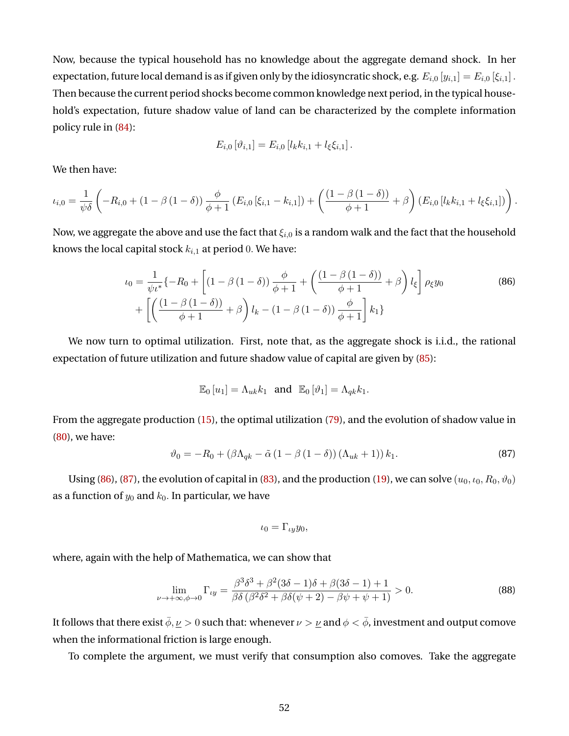Now, because the typical household has no knowledge about the aggregate demand shock. In her expectation, future local demand is as if given only by the idiosyncratic shock, e.g. $E_{i,0}[y_{i,1}] = E_{i,0}[\xi_{i,1}]$. Then because the current period shocks become common knowledge next period, in the typical household's expectation, future shadow value of land can be characterized by the complete information policy rule in (84):

$$E_{i,0}[\vartheta_{i,1}] = E_{i,0}[l_k k_{i,1} + l_\xi \xi_{i,1}].$$

We then have:

$$\iota_{i,0} = \frac{1}{\psi\delta}\left(-R_{i,0} + (1-\beta(1-\delta))\frac{\phi}{\phi+1}(E_{i,0}[\xi_{i,1} - k_{i,1}]) + \left(\frac{(1-\beta(1-\delta))}{\phi+1} + \beta\right)(E_{i,0}[l_k k_{i,1} + l_\xi \xi_{i,1}])\right).$$

Now, we aggregate the above and use the fact that $\xi_{i,0}$ is a random walk and the fact that the household knows the local capital stock $k_{i,1}$ at period 0. We have:

$$\begin{aligned}
\iota_0 = \frac{1}{\psi\iota^*}\{&-R_0 + \left[(1-\beta(1-\delta))\frac{\phi}{\phi+1} + \left(\frac{(1-\beta(1-\delta))}{\phi+1} + \beta\right)l_\xi\right]\rho_\xi y_0 \\
&+ \left[\left(\frac{(1-\beta(1-\delta))}{\phi+1} + \beta\right)l_k - (1-\beta(1-\delta))\frac{\phi}{\phi+1}\right]k_1\}
\end{aligned} \tag{86}$$

We now turn to optimal utilization. First, note that, as the aggregate shock is i.i.d., the rational expectation of future utilization and future shadow value of capital are given by (85):

$$\mathbb{E}_0[u_1] = \Lambda_{uk} k_1 \quad \text{and} \quad \mathbb{E}_0[\vartheta_1] = \Lambda_{qk} k_1.$$

From the aggregate production (15), the optimal utilization (79), and the evolution of shadow value in (80), we have:

$$\vartheta_0 = -R_0 + (\beta\Lambda_{qk} - \tilde{\alpha}(1-\beta(1-\delta))(\Lambda_{uk}+1))k_1. \tag{87}$$

Using (86), (87), the evolution of capital in (83), and the production (19), we can solve $(u_0, \iota_0, R_0, \vartheta_0)$ as a function of $y_0$ and $k_0$. In particular, we have

$$\iota_0 = \Gamma_{\iota y} y_0,$$

where, again with the help of Mathematica, we can show that

$$\lim_{\nu\to+\infty,\phi\to 0}\Gamma_{\iota y} = \frac{\beta^3\delta^3 + \beta^2(3\delta-1)\delta + \beta(3\delta-1)+1}{\beta\delta\left(\beta^2\delta^2 + \beta\delta(\psi+2) - \beta\psi + \psi + 1\right)} > 0. \tag{88}$$

It follows that there exist $\bar{\phi}, \underline{\nu} > 0$ such that: whenever $\nu > \underline{\nu}$ and $\phi < \bar{\phi}$, investment and output comove when the informational friction is large enough.

To complete the argument, we must verify that consumption also comoves. Take the aggregate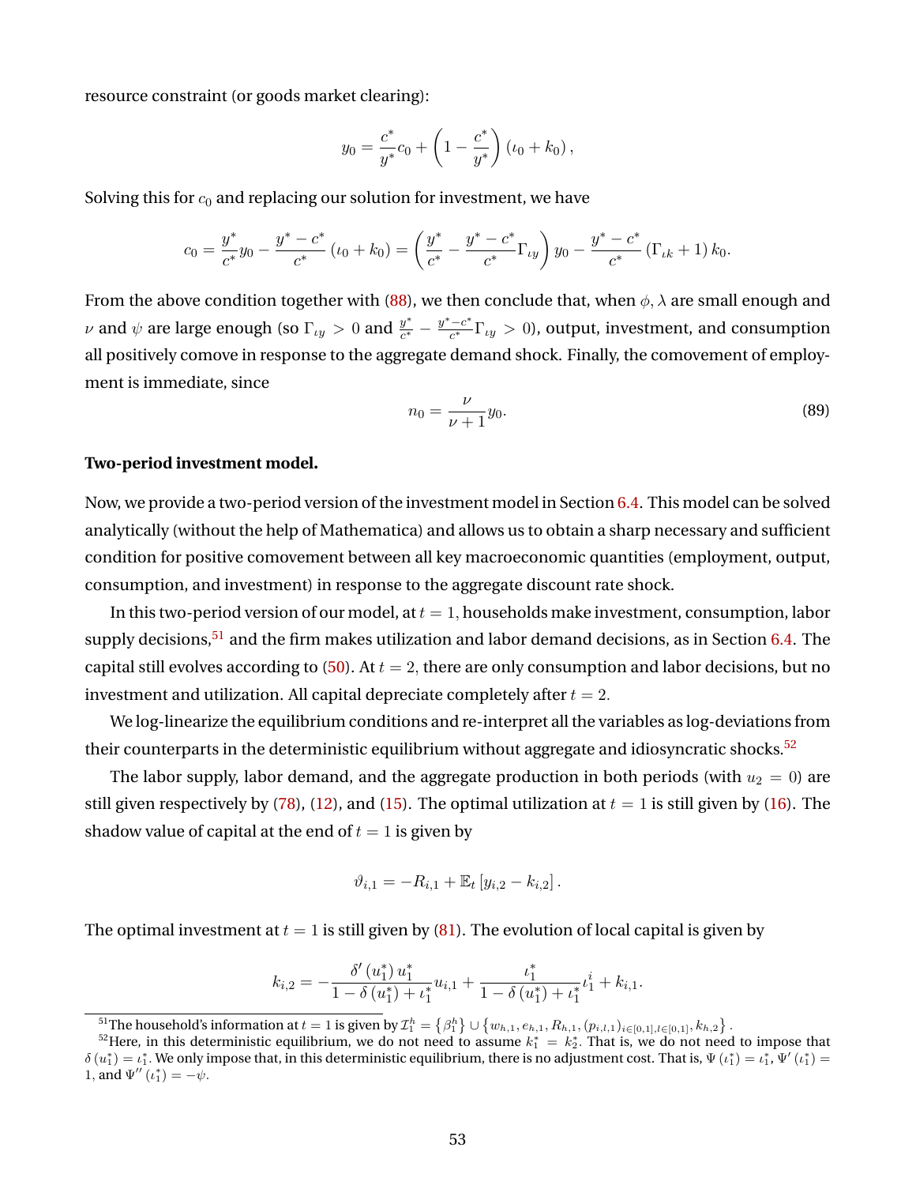resource constraint (or goods market clearing):

$$y_0 = \frac{c^*}{y^*} c_0 + \left(1 - \frac{c^*}{y^*}\right)(\iota_0 + k_0),$$

Solving this for $c_0$ and replacing our solution for investment, we have

$$c_0 = \frac{y^*}{c^*} y_0 - \frac{y^* - c^*}{c^*}(\iota_0 + k_0) = \left(\frac{y^*}{c^*} - \frac{y^* - c^*}{c^*}\Gamma_{\iota y}\right) y_0 - \frac{y^* - c^*}{c^*}(\Gamma_{\iota k} + 1) k_0.$$

From the above condition together with (88), we then conclude that, when $\phi, \lambda$ are small enough and $\nu$ and $\psi$ are large enough (so $\Gamma_{\iota y} > 0$ and $\frac{y^*}{c^*} - \frac{y^* - c^*}{c^*}\Gamma_{\iota y} > 0$), output, investment, and consumption all positively comove in response to the aggregate demand shock. Finally, the comovement of employment is immediate, since

$$n_0 = \frac{\nu}{\nu + 1} y_0. \tag{89}$$

**Two-period investment model.**

Now, we provide a two-period version of the investment model in Section 6.4. This model can be solved analytically (without the help of Mathematica) and allows us to obtain a sharp necessary and sufficient condition for positive comovement between all key macroeconomic quantities (employment, output, consumption, and investment) in response to the aggregate discount rate shock.

In this two-period version of our model, at $t = 1$, households make investment, consumption, labor supply decisions,[51] and the firm makes utilization and labor demand decisions, as in Section 6.4. The capital still evolves according to (50). At $t = 2$, there are only consumption and labor decisions, but no investment and utilization. All capital depreciate completely after $t = 2$.

We log-linearize the equilibrium conditions and re-interpret all the variables as log-deviations from their counterparts in the deterministic equilibrium without aggregate and idiosyncratic shocks.[52]

The labor supply, labor demand, and the aggregate production in both periods (with $u_2 = 0$) are still given respectively by (78), (12), and (15). The optimal utilization at $t = 1$ is still given by (16). The shadow value of capital at the end of $t = 1$ is given by

$$\vartheta_{i,1} = -R_{i,1} + \mathbb{E}_t [y_{i,2} - k_{i,2}].$$

The optimal investment at $t = 1$ is still given by (81). The evolution of local capital is given by

$$k_{i,2} = -\frac{\delta'(u_1^*) u_1^*}{1 - \delta(u_1^*) + \iota_1^*} u_{i,1} + \frac{\iota_1^*}{1 - \delta(u_1^*) + \iota_1^*} \iota_1^i + k_{i,1}.$$

[51] The household's information at $t = 1$ is given by $\mathcal{I}_1^h = \{\beta_1^h\} \cup \{w_{h,1}, e_{h,1}, R_{h,1}, (p_{i,l,1})_{i \in [0,1], l \in [0,1]}, k_{h,2}\}$.

[52] Here, in this deterministic equilibrium, we do not need to assume $k_1^* = k_2^*$. That is, we do not need to impose that $\delta(u_1^*) = \iota_1^*$. We only impose that, in this deterministic equilibrium, there is no adjustment cost. That is, $\Psi(\iota_1^*) = \iota_1^*$, $\Psi'(\iota_1^*) = 1$, and $\Psi''(\iota_1^*) = -\psi$.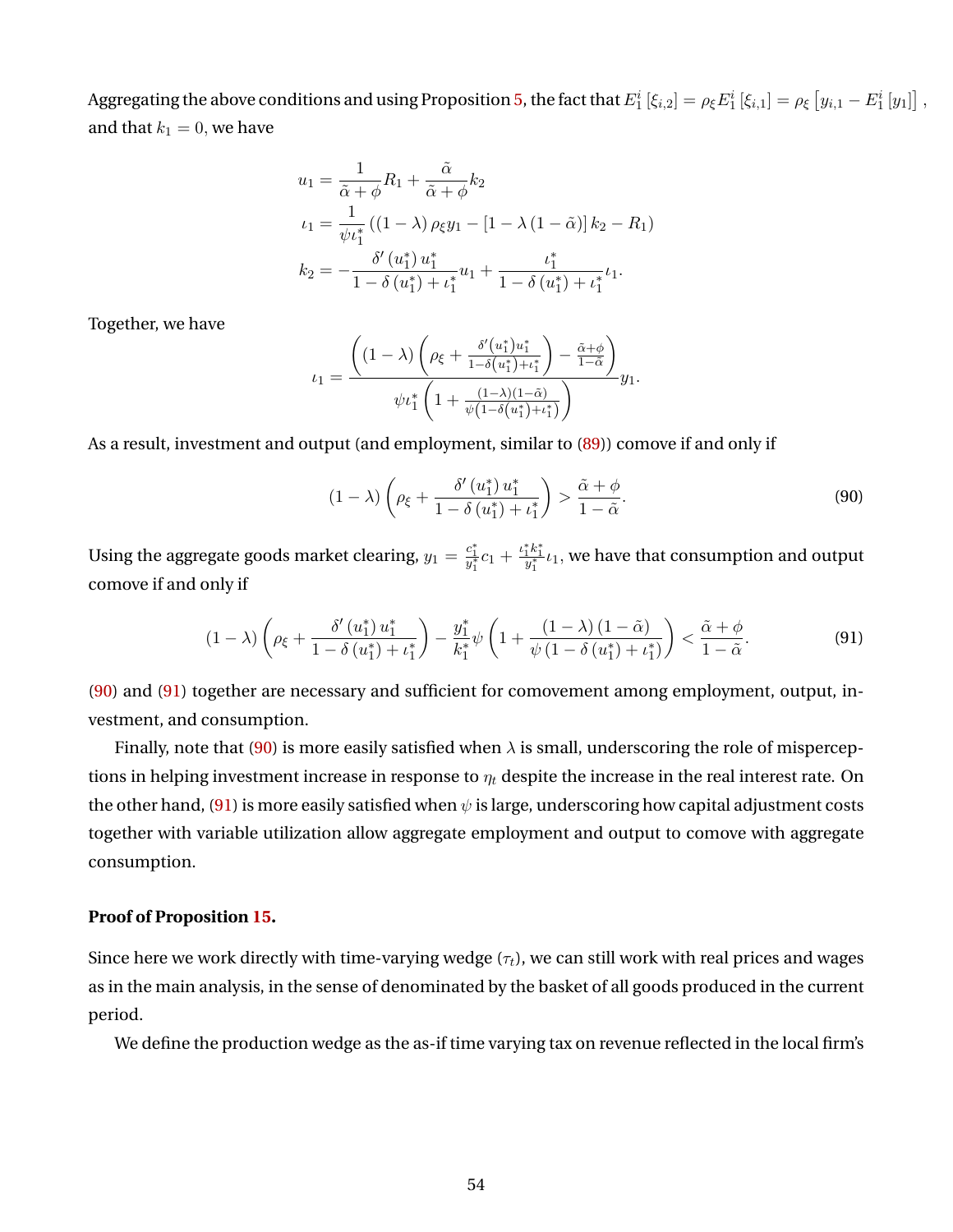Aggregating the above conditions and using Proposition 5, the fact that $E_1^i[\xi_{i,2}] = \rho_\xi E_1^i[\xi_{i,1}] = \rho_\xi[y_{i,1} - E_1^i[y_1]]$ , and that $k_1 = 0$, we have

$$
\begin{aligned}
u_1 &= \frac{1}{\tilde{\alpha}+\phi} R_1 + \frac{\tilde{\alpha}}{\tilde{\alpha}+\phi} k_2 \\
\iota_1 &= \frac{1}{\psi \iota_1^*}\left((1-\lambda)\rho_\xi y_1 - [1-\lambda(1-\tilde{\alpha})]k_2 - R_1\right) \\
k_2 &= -\frac{\delta'(u_1^*)u_1^*}{1-\delta(u_1^*)+\iota_1^*}u_1 + \frac{\iota_1^*}{1-\delta(u_1^*)+\iota_1^*}\iota_1.
\end{aligned}
$$

Together, we have

$$
\iota_1 = \frac{\left((1-\lambda)\left(\rho_\xi + \frac{\delta'(u_1^*)u_1^*}{1-\delta(u_1^*)+\iota_1^*}\right) - \frac{\tilde{\alpha}+\phi}{1-\tilde{\alpha}}\right)}{\psi \iota_1^*\left(1 + \frac{(1-\lambda)(1-\tilde{\alpha})}{\psi(1-\delta(u_1^*)+\iota_1^*)}\right)} y_1.
$$

As a result, investment and output (and employment, similar to (89)) comove if and only if

$$
(1-\lambda)\left(\rho_\xi + \frac{\delta'(u_1^*)u_1^*}{1-\delta(u_1^*)+\iota_1^*}\right) > \frac{\tilde{\alpha}+\phi}{1-\tilde{\alpha}}. \tag{90}
$$

Using the aggregate goods market clearing, $y_1 = \frac{c_1^*}{y_1^*}c_1 + \frac{\iota_1^* k_1^*}{y_1^*}\iota_1$, we have that consumption and output comove if and only if

$$
(1-\lambda)\left(\rho_\xi + \frac{\delta'(u_1^*)u_1^*}{1-\delta(u_1^*)+\iota_1^*}\right) - \frac{y_1^*}{k_1^*}\psi\left(1 + \frac{(1-\lambda)(1-\tilde{\alpha})}{\psi(1-\delta(u_1^*)+\iota_1^*)}\right) < \frac{\tilde{\alpha}+\phi}{1-\tilde{\alpha}}. \tag{91}
$$

(90) and (91) together are necessary and sufficient for comovement among employment, output, investment, and consumption.

Finally, note that (90) is more easily satisfied when $\lambda$ is small, underscoring the role of misperceptions in helping investment increase in response to $\eta_t$ despite the increase in the real interest rate. On the other hand, (91) is more easily satisfied when $\psi$ is large, underscoring how capital adjustment costs together with variable utilization allow aggregate employment and output to comove with aggregate consumption.

**Proof of Proposition 15.**

Since here we work directly with time-varying wedge ($\tau_t$), we can still work with real prices and wages as in the main analysis, in the sense of denominated by the basket of all goods produced in the current period.

We define the production wedge as the as-if time varying tax on revenue reflected in the local firm's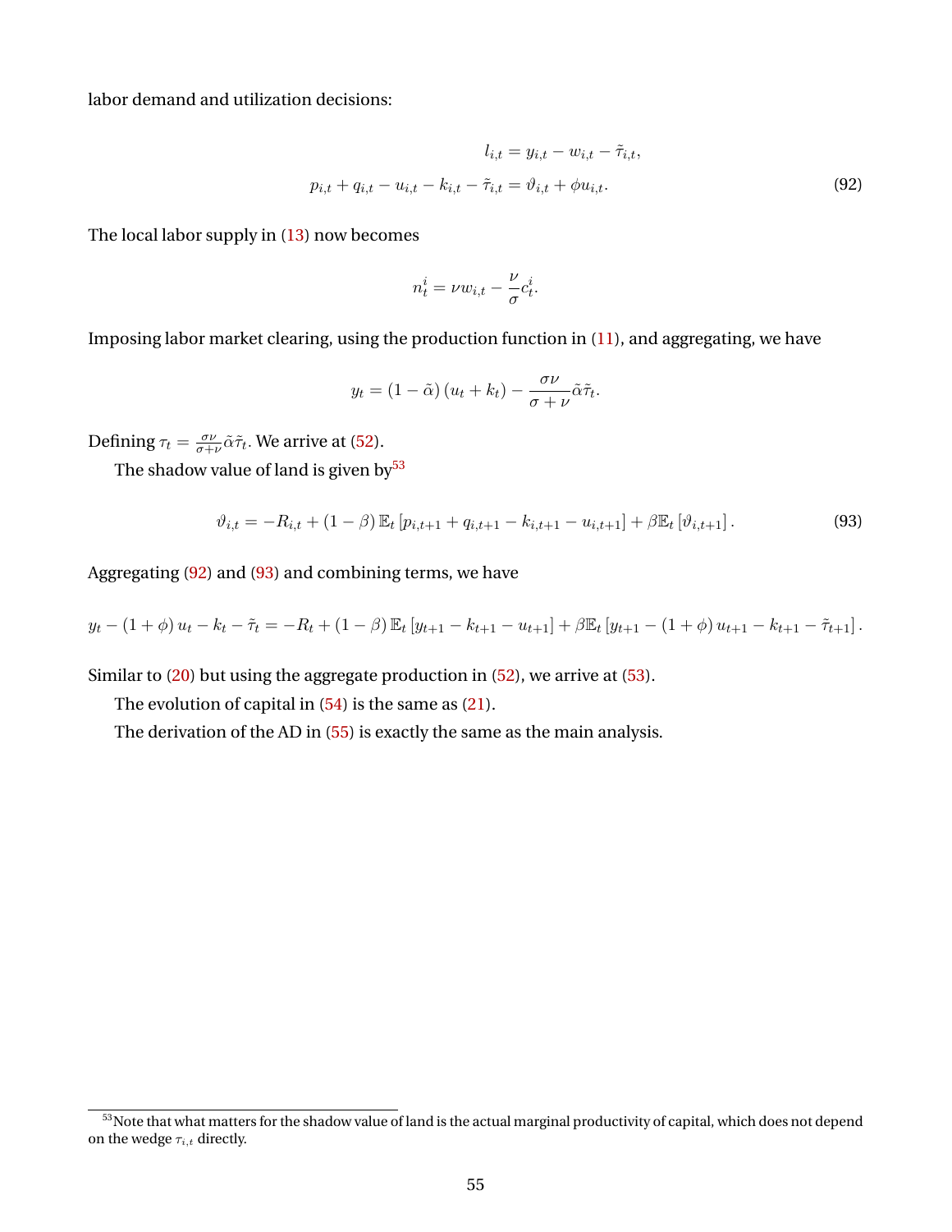labor demand and utilization decisions:

$$
\begin{aligned}
l_{i,t} &= y_{i,t} - w_{i,t} - \tilde{\tau}_{i,t}, \\
p_{i,t} + q_{i,t} - u_{i,t} - k_{i,t} - \tilde{\tau}_{i,t} &= \vartheta_{i,t} + \phi u_{i,t}.
\end{aligned} \tag{92}
$$

The local labor supply in (13) now becomes

$$
n_t^i = \nu w_{i,t} - \frac{\nu}{\sigma} c_t^i.
$$

Imposing labor market clearing, using the production function in (11), and aggregating, we have

$$
y_t = (1 - \tilde{\alpha})(u_t + k_t) - \frac{\sigma \nu}{\sigma + \nu} \tilde{\alpha} \tilde{\tau}_t.
$$

Defining $\tau_t = \frac{\sigma\nu}{\sigma+\nu}\tilde{\alpha}\tilde{\tau}_t$. We arrive at (52).

The shadow value of land is given by[53]

$$
\vartheta_{i,t} = -R_{i,t} + (1-\beta)\,\mathbb{E}_t\left[p_{i,t+1} + q_{i,t+1} - k_{i,t+1} - u_{i,t+1}\right] + \beta \mathbb{E}_t\left[\vartheta_{i,t+1}\right]. \tag{93}
$$

Aggregating (92) and (93) and combining terms, we have

$$
y_t - (1+\phi)\,u_t - k_t - \tilde{\tau}_t = -R_t + (1-\beta)\,\mathbb{E}_t\left[y_{t+1} - k_{t+1} - u_{t+1}\right] + \beta \mathbb{E}_t\left[y_{t+1} - (1+\phi)\,u_{t+1} - k_{t+1} - \tilde{\tau}_{t+1}\right].
$$

Similar to (20) but using the aggregate production in (52), we arrive at (53).

The evolution of capital in (54) is the same as (21).

The derivation of the AD in (55) is exactly the same as the main analysis.

[53] Note that what matters for the shadow value of land is the actual marginal productivity of capital, which does not depend on the wedge $\tau_{i,t}$ directly.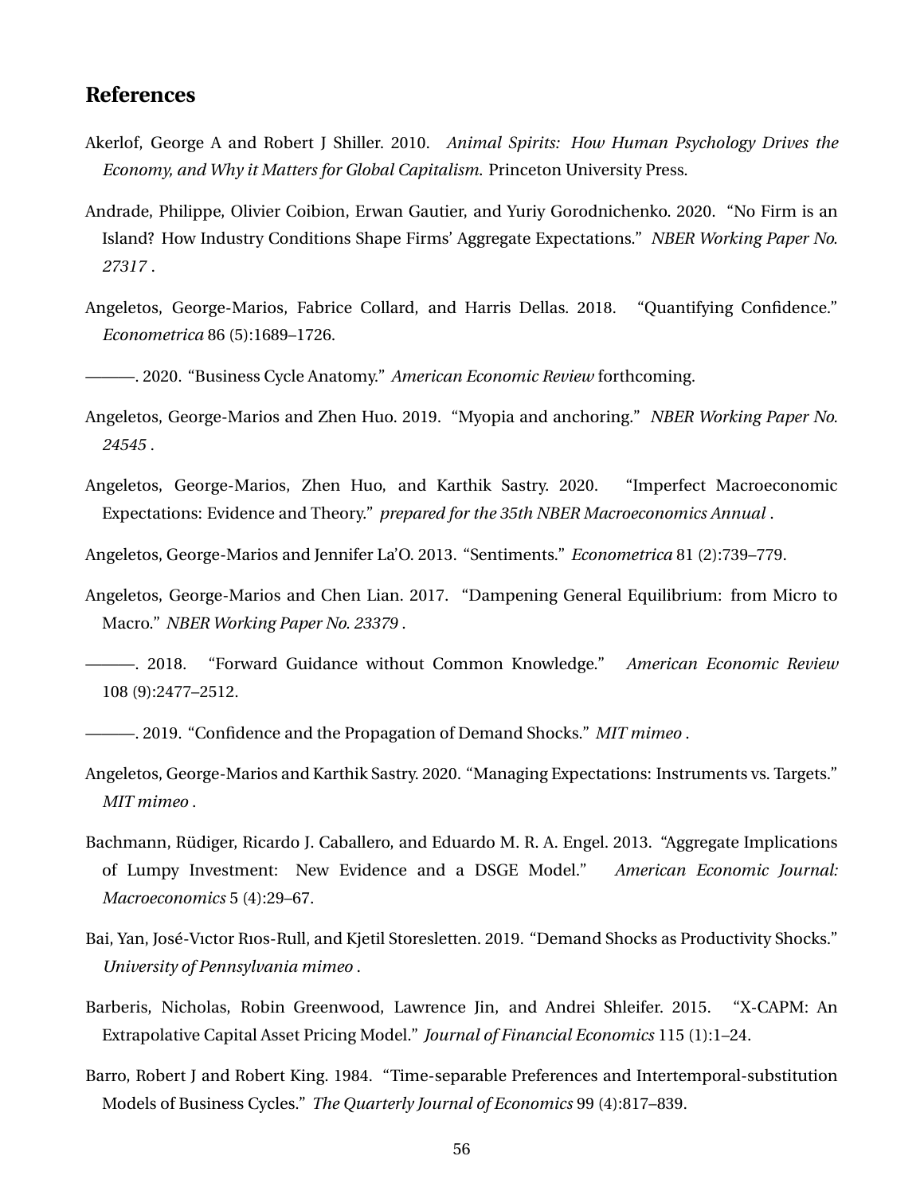## References

Akerlof, George A and Robert J Shiller. 2010. *Animal Spirits: How Human Psychology Drives the Economy, and Why it Matters for Global Capitalism.* Princeton University Press.

Andrade, Philippe, Olivier Coibion, Erwan Gautier, and Yuriy Gorodnichenko. 2020. "No Firm is an Island? How Industry Conditions Shape Firms' Aggregate Expectations." *NBER Working Paper No. 27317* .

Angeletos, George-Marios, Fabrice Collard, and Harris Dellas. 2018. "Quantifying Confidence." *Econometrica* 86 (5):1689–1726.

———. 2020. "Business Cycle Anatomy." *American Economic Review* forthcoming.

Angeletos, George-Marios and Zhen Huo. 2019. "Myopia and anchoring." *NBER Working Paper No. 24545* .

Angeletos, George-Marios, Zhen Huo, and Karthik Sastry. 2020. "Imperfect Macroeconomic Expectations: Evidence and Theory." *prepared for the 35th NBER Macroeconomics Annual* .

Angeletos, George-Marios and Jennifer La'O. 2013. "Sentiments." *Econometrica* 81 (2):739–779.

Angeletos, George-Marios and Chen Lian. 2017. "Dampening General Equilibrium: from Micro to Macro." *NBER Working Paper No. 23379* .

———. 2018. "Forward Guidance without Common Knowledge." *American Economic Review* 108 (9):2477–2512.

———. 2019. "Confidence and the Propagation of Demand Shocks." *MIT mimeo* .

Angeletos, George-Marios and Karthik Sastry. 2020. "Managing Expectations: Instruments vs. Targets." *MIT mimeo* .

Bachmann, Rüdiger, Ricardo J. Caballero, and Eduardo M. R. A. Engel. 2013. "Aggregate Implications of Lumpy Investment: New Evidence and a DSGE Model." *American Economic Journal: Macroeconomics* 5 (4):29–67.

Bai, Yan, José-Vıctor Rıos-Rull, and Kjetil Storesletten. 2019. "Demand Shocks as Productivity Shocks." *University of Pennsylvania mimeo* .

Barberis, Nicholas, Robin Greenwood, Lawrence Jin, and Andrei Shleifer. 2015. "X-CAPM: An Extrapolative Capital Asset Pricing Model." *Journal of Financial Economics* 115 (1):1–24.

Barro, Robert J and Robert King. 1984. "Time-separable Preferences and Intertemporal-substitution Models of Business Cycles." *The Quarterly Journal of Economics* 99 (4):817–839.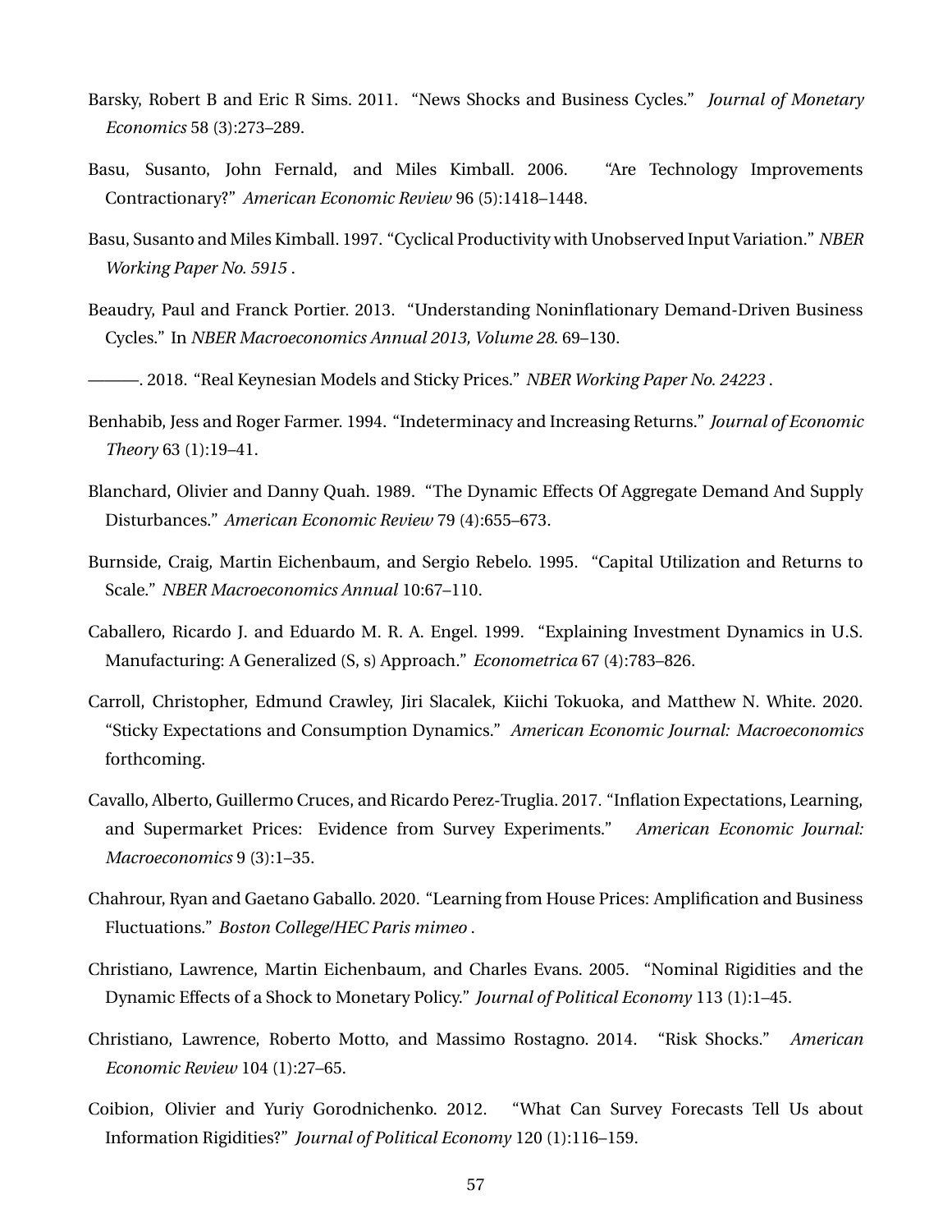Barsky, Robert B and Eric R Sims. 2011. "News Shocks and Business Cycles." *Journal of Monetary Economics* 58 (3):273–289.

Basu, Susanto, John Fernald, and Miles Kimball. 2006. "Are Technology Improvements Contractionary?" *American Economic Review* 96 (5):1418–1448.

Basu, Susanto and Miles Kimball. 1997. "Cyclical Productivity with Unobserved Input Variation." *NBER Working Paper No. 5915* .

Beaudry, Paul and Franck Portier. 2013. "Understanding Noninflationary Demand-Driven Business Cycles." In *NBER Macroeconomics Annual 2013, Volume 28*. 69–130.

———. 2018. "Real Keynesian Models and Sticky Prices." *NBER Working Paper No. 24223* .

Benhabib, Jess and Roger Farmer. 1994. "Indeterminacy and Increasing Returns." *Journal of Economic Theory* 63 (1):19–41.

Blanchard, Olivier and Danny Quah. 1989. "The Dynamic Effects Of Aggregate Demand And Supply Disturbances." *American Economic Review* 79 (4):655–673.

Burnside, Craig, Martin Eichenbaum, and Sergio Rebelo. 1995. "Capital Utilization and Returns to Scale." *NBER Macroeconomics Annual* 10:67–110.

Caballero, Ricardo J. and Eduardo M. R. A. Engel. 1999. "Explaining Investment Dynamics in U.S. Manufacturing: A Generalized (S, s) Approach." *Econometrica* 67 (4):783–826.

Carroll, Christopher, Edmund Crawley, Jiri Slacalek, Kiichi Tokuoka, and Matthew N. White. 2020. "Sticky Expectations and Consumption Dynamics." *American Economic Journal: Macroeconomics* forthcoming.

Cavallo, Alberto, Guillermo Cruces, and Ricardo Perez-Truglia. 2017. "Inflation Expectations, Learning, and Supermarket Prices: Evidence from Survey Experiments." *American Economic Journal: Macroeconomics* 9 (3):1–35.

Chahrour, Ryan and Gaetano Gaballo. 2020. "Learning from House Prices: Amplification and Business Fluctuations." *Boston College/HEC Paris mimeo* .

Christiano, Lawrence, Martin Eichenbaum, and Charles Evans. 2005. "Nominal Rigidities and the Dynamic Effects of a Shock to Monetary Policy." *Journal of Political Economy* 113 (1):1–45.

Christiano, Lawrence, Roberto Motto, and Massimo Rostagno. 2014. "Risk Shocks." *American Economic Review* 104 (1):27–65.

Coibion, Olivier and Yuriy Gorodnichenko. 2012. "What Can Survey Forecasts Tell Us about Information Rigidities?" *Journal of Political Economy* 120 (1):116–159.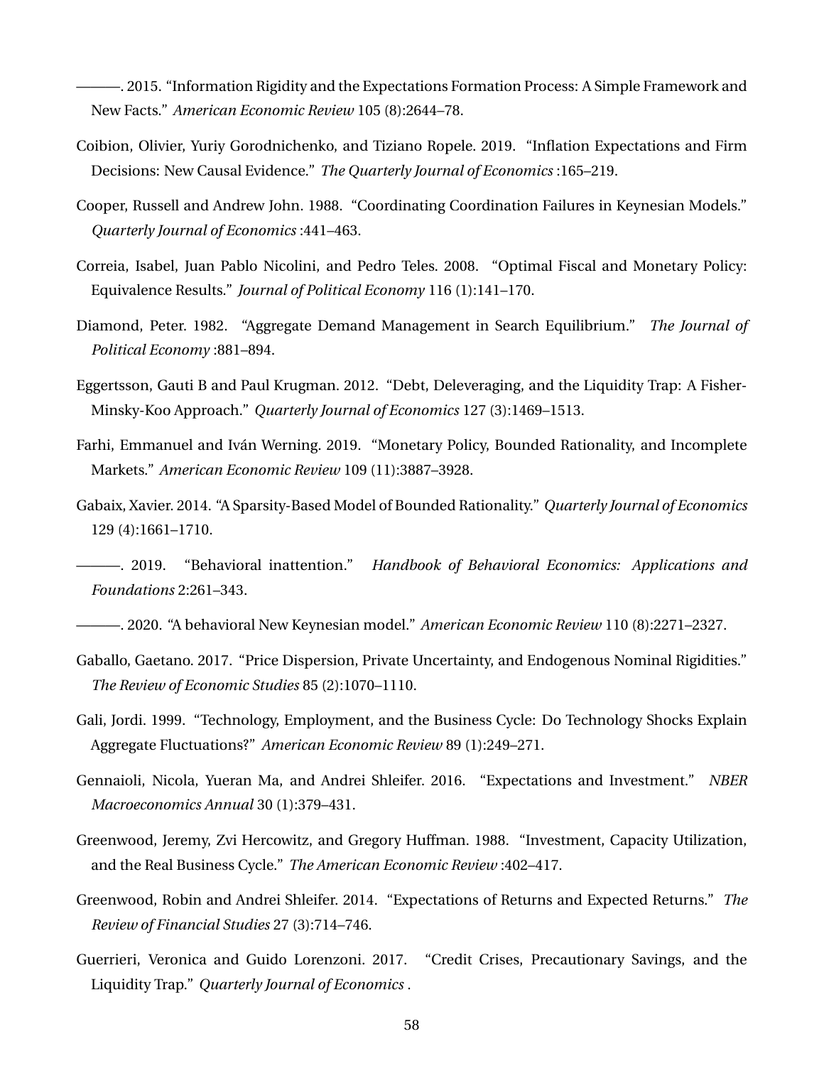———. 2015. "Information Rigidity and the Expectations Formation Process: A Simple Framework and New Facts." *American Economic Review* 105 (8):2644–78.

Coibion, Olivier, Yuriy Gorodnichenko, and Tiziano Ropele. 2019. "Inflation Expectations and Firm Decisions: New Causal Evidence." *The Quarterly Journal of Economics* :165–219.

Cooper, Russell and Andrew John. 1988. "Coordinating Coordination Failures in Keynesian Models." *Quarterly Journal of Economics* :441–463.

Correia, Isabel, Juan Pablo Nicolini, and Pedro Teles. 2008. "Optimal Fiscal and Monetary Policy: Equivalence Results." *Journal of Political Economy* 116 (1):141–170.

Diamond, Peter. 1982. "Aggregate Demand Management in Search Equilibrium." *The Journal of Political Economy* :881–894.

Eggertsson, Gauti B and Paul Krugman. 2012. "Debt, Deleveraging, and the Liquidity Trap: A Fisher-Minsky-Koo Approach." *Quarterly Journal of Economics* 127 (3):1469–1513.

Farhi, Emmanuel and Iván Werning. 2019. "Monetary Policy, Bounded Rationality, and Incomplete Markets." *American Economic Review* 109 (11):3887–3928.

Gabaix, Xavier. 2014. "A Sparsity-Based Model of Bounded Rationality." *Quarterly Journal of Economics* 129 (4):1661–1710.

———. 2019. "Behavioral inattention." *Handbook of Behavioral Economics: Applications and Foundations* 2:261–343.

———. 2020. "A behavioral New Keynesian model." *American Economic Review* 110 (8):2271–2327.

Gaballo, Gaetano. 2017. "Price Dispersion, Private Uncertainty, and Endogenous Nominal Rigidities." *The Review of Economic Studies* 85 (2):1070–1110.

Gali, Jordi. 1999. "Technology, Employment, and the Business Cycle: Do Technology Shocks Explain Aggregate Fluctuations?" *American Economic Review* 89 (1):249–271.

Gennaioli, Nicola, Yueran Ma, and Andrei Shleifer. 2016. "Expectations and Investment." *NBER Macroeconomics Annual* 30 (1):379–431.

Greenwood, Jeremy, Zvi Hercowitz, and Gregory Huffman. 1988. "Investment, Capacity Utilization, and the Real Business Cycle." *The American Economic Review* :402–417.

Greenwood, Robin and Andrei Shleifer. 2014. "Expectations of Returns and Expected Returns." *The Review of Financial Studies* 27 (3):714–746.

Guerrieri, Veronica and Guido Lorenzoni. 2017. "Credit Crises, Precautionary Savings, and the Liquidity Trap." *Quarterly Journal of Economics* .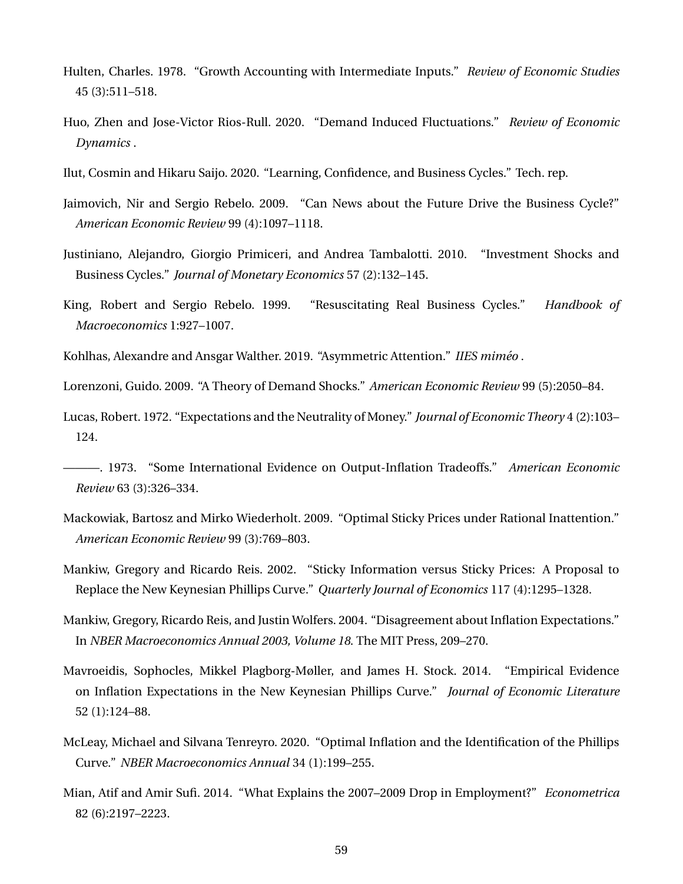Hulten, Charles. 1978. "Growth Accounting with Intermediate Inputs." *Review of Economic Studies* 45 (3):511–518.

Huo, Zhen and Jose-Victor Rios-Rull. 2020. "Demand Induced Fluctuations." *Review of Economic Dynamics* .

Ilut, Cosmin and Hikaru Saijo. 2020. "Learning, Confidence, and Business Cycles." Tech. rep.

Jaimovich, Nir and Sergio Rebelo. 2009. "Can News about the Future Drive the Business Cycle?" *American Economic Review* 99 (4):1097–1118.

Justiniano, Alejandro, Giorgio Primiceri, and Andrea Tambalotti. 2010. "Investment Shocks and Business Cycles." *Journal of Monetary Economics* 57 (2):132–145.

King, Robert and Sergio Rebelo. 1999. "Resuscitating Real Business Cycles." *Handbook of Macroeconomics* 1:927–1007.

Kohlhas, Alexandre and Ansgar Walther. 2019. "Asymmetric Attention." *IIES miméo* .

Lorenzoni, Guido. 2009. "A Theory of Demand Shocks." *American Economic Review* 99 (5):2050–84.

Lucas, Robert. 1972. "Expectations and the Neutrality of Money." *Journal of Economic Theory* 4 (2):103–124.

———. 1973. "Some International Evidence on Output-Inflation Tradeoffs." *American Economic Review* 63 (3):326–334.

Mackowiak, Bartosz and Mirko Wiederholt. 2009. "Optimal Sticky Prices under Rational Inattention." *American Economic Review* 99 (3):769–803.

Mankiw, Gregory and Ricardo Reis. 2002. "Sticky Information versus Sticky Prices: A Proposal to Replace the New Keynesian Phillips Curve." *Quarterly Journal of Economics* 117 (4):1295–1328.

Mankiw, Gregory, Ricardo Reis, and Justin Wolfers. 2004. "Disagreement about Inflation Expectations." In *NBER Macroeconomics Annual 2003, Volume 18*. The MIT Press, 209–270.

Mavroeidis, Sophocles, Mikkel Plagborg-Møller, and James H. Stock. 2014. "Empirical Evidence on Inflation Expectations in the New Keynesian Phillips Curve." *Journal of Economic Literature* 52 (1):124–88.

McLeay, Michael and Silvana Tenreyro. 2020. "Optimal Inflation and the Identification of the Phillips Curve." *NBER Macroeconomics Annual* 34 (1):199–255.

Mian, Atif and Amir Sufi. 2014. "What Explains the 2007–2009 Drop in Employment?" *Econometrica* 82 (6):2197–2223.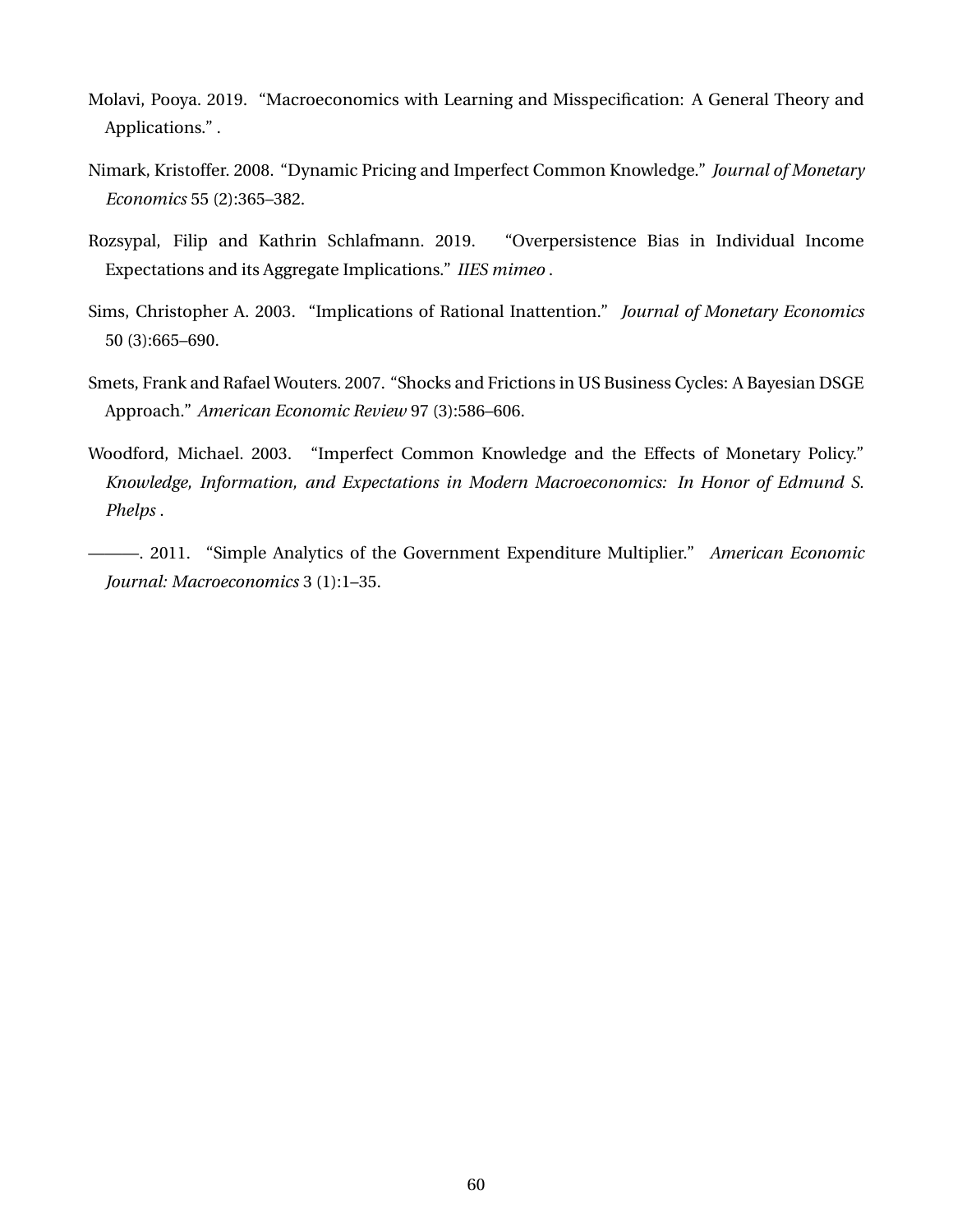Molavi, Pooya. 2019. "Macroeconomics with Learning and Misspecification: A General Theory and Applications." .

Nimark, Kristoffer. 2008. "Dynamic Pricing and Imperfect Common Knowledge." *Journal of Monetary Economics* 55 (2):365–382.

Rozsypal, Filip and Kathrin Schlafmann. 2019. "Overpersistence Bias in Individual Income Expectations and its Aggregate Implications." *IIES mimeo* .

Sims, Christopher A. 2003. "Implications of Rational Inattention." *Journal of Monetary Economics* 50 (3):665–690.

Smets, Frank and Rafael Wouters. 2007. "Shocks and Frictions in US Business Cycles: A Bayesian DSGE Approach." *American Economic Review* 97 (3):586–606.

Woodford, Michael. 2003. "Imperfect Common Knowledge and the Effects of Monetary Policy." *Knowledge, Information, and Expectations in Modern Macroeconomics: In Honor of Edmund S. Phelps* .

———. 2011. "Simple Analytics of the Government Expenditure Multiplier." *American Economic Journal: Macroeconomics* 3 (1):1–35.